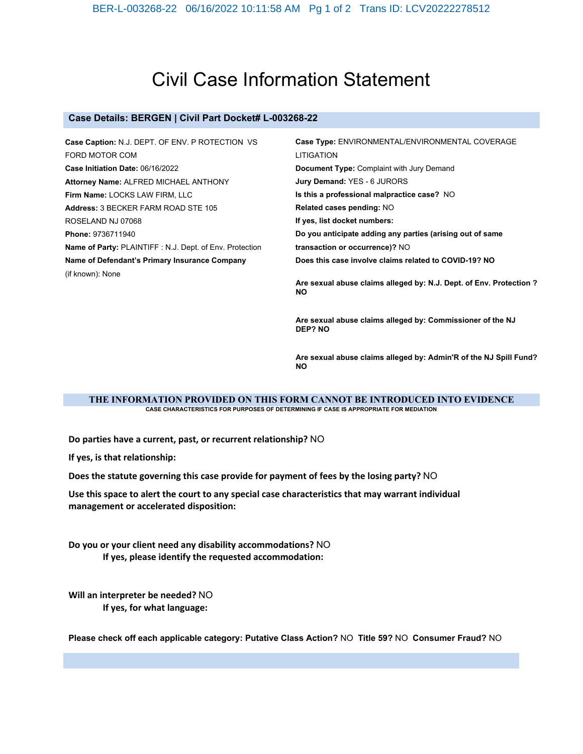# Civil Case Information Statement

## Case Details: BERGEN | Civil Part Docket# L-003268-22

**Case Caption:** N.J. DEPT. OF ENV. P ROTECTION VS FORD MOTOR COM

**Case Initiation Date:** 06/16/2022

**Attorney Name:** ALFRED MICHAEL ANTHONY

**Firm Name:** LOCKS LAW FIRM, LLC

**Address:** 3 BECKER FARM ROAD STE 105 ROSELAND NJ 07068

**Phone:** 9736711940

**Name of Party:** PLAINTIFF : N.J. Dept. of Env. Protection

**Name of Defendant's Primary Insurance Company** (if known): None

**Case Type:** ENVIRONMENTAL/ENVIRONMENTAL COVERAGE LITIGATION

**Document Type:** Complaint with Jury Demand

**Jury Demand:** YES - 6 JURORS

**Is this a professional malpractice case?** NO

**Related cases pending:** NO

**If yes, list docket numbers:**

**Do you anticipate adding any parties (arising out of same transaction or occurrence)?** NO

**Does this case involve claims related to COVID-19? NO**

**Are sexual abuse claims alleged by: N.J. Dept. of Env. Protection ? NO**

**Are sexual abuse claims alleged by: Commissioner of the NJ DEP? NO**

**Are sexual abuse claims alleged by: Admin'R of the NJ Spill Fund? NO**

**THE INFORMATION PROVIDED ON THIS FORM CANNOT BE INTRODUCED INTO EVIDENCE**

**CASE CHARACTERISTICS FOR PURPOSES OF DETERMINING IF CASE IS APPROPRIATE FOR MEDIATION**

**Do parties have a current, past, or recurrent relationship?** NO

**If yes, is that relationship:**

**Does the statute governing this case provide for payment of fees by the losing party?** NO

**Use this space to alert the court to any special case characteristics that may warrant individual management or accelerated disposition:**

**Do you or your client need any disability accommodations?** NO

**If yes, please identify the requested accommodation:**

**Will an interpreter be needed?** NO

**If yes, for what language:**

**Please check off each applicable category: Putative Class Action?** NO **Title 59?** NO **Consumer Fraud?** NO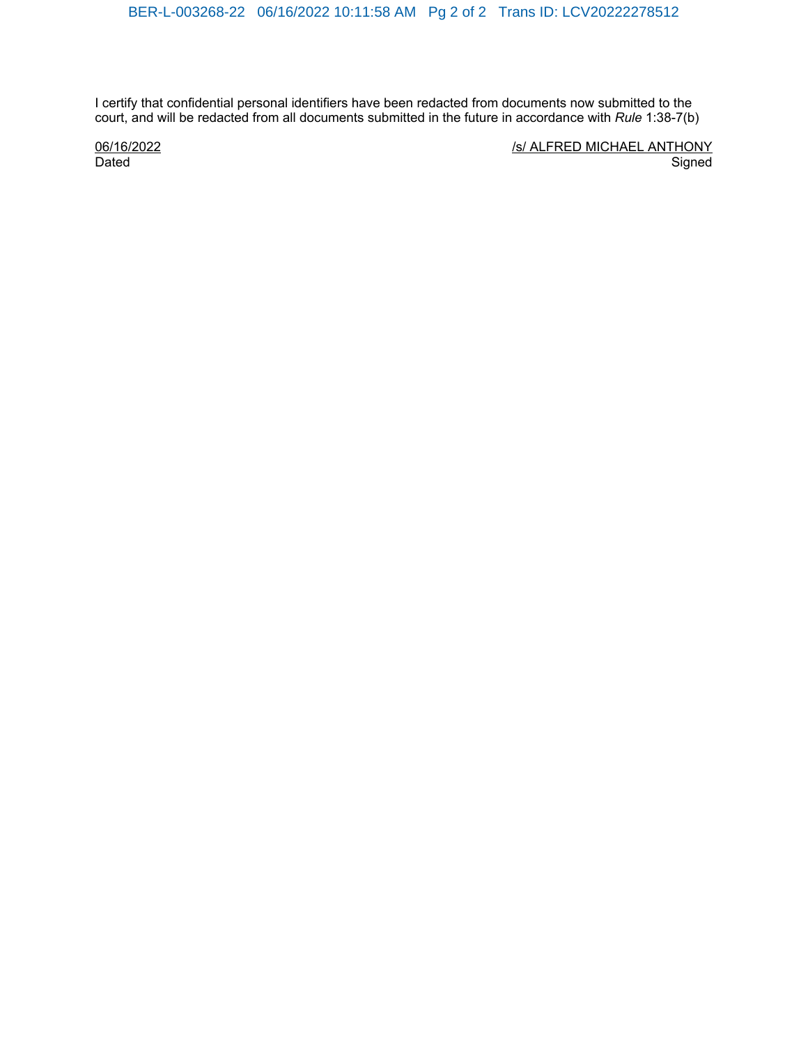I certify that confidential personal identifiers have been redacted from documents now submitted to the court, and will be redacted from all documents submitted in the future in accordance with *Rule* 1:38-7(b)

06/16/2022
Dated

/s/ ALFRED MICHAEL ANTHONY
Signed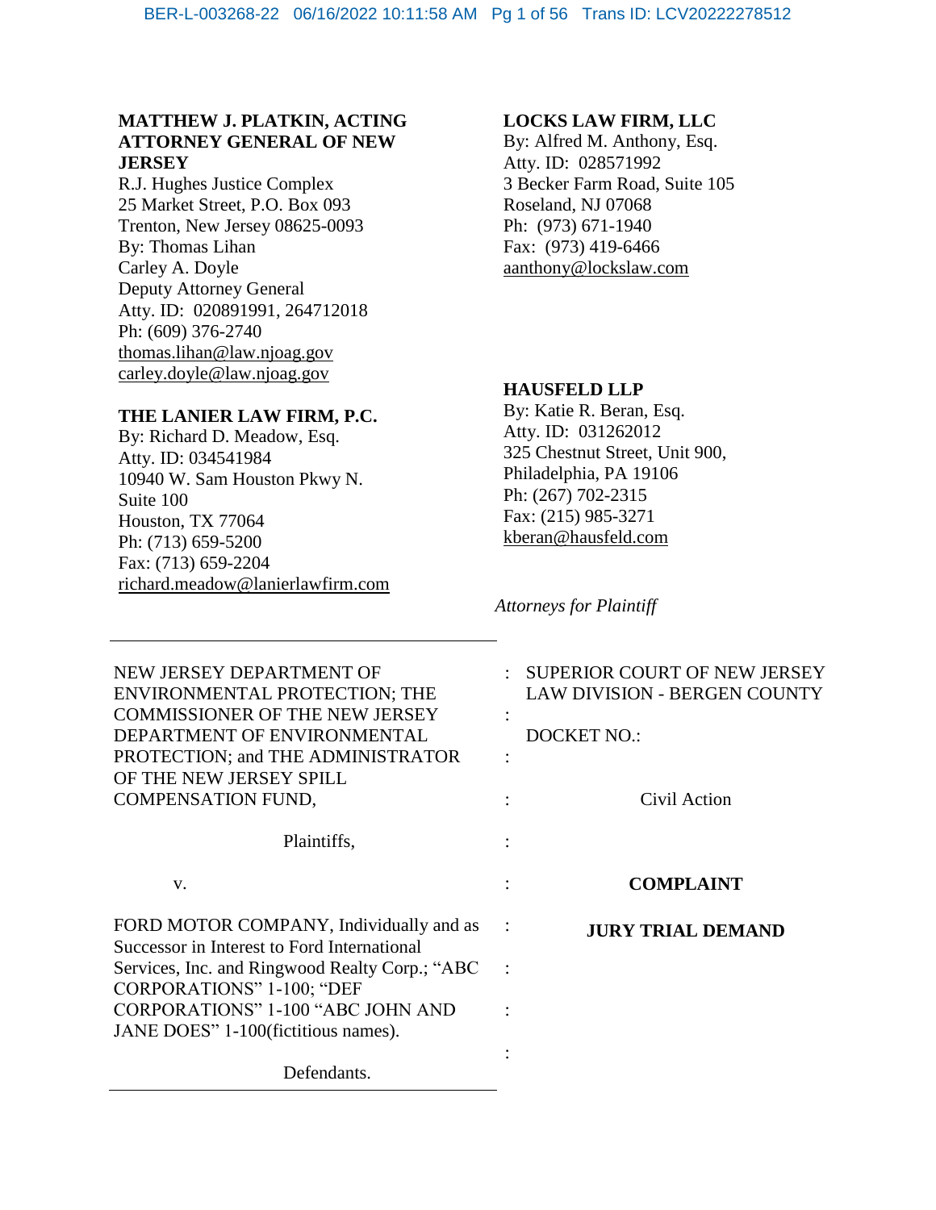**MATTHEW J. PLATKIN, ACTING ATTORNEY GENERAL OF NEW JERSEY**
R.J. Hughes Justice Complex
25 Market Street, P.O. Box 093
Trenton, New Jersey 08625-0093
By: Thomas Lihan
Carley A. Doyle
Deputy Attorney General
Atty. ID: 020891991, 264712018
Ph: (609) 376-2740
thomas.lihan@law.njoag.gov
carley.doyle@law.njoag.gov

**THE LANIER LAW FIRM, P.C.**
By: Richard D. Meadow, Esq.
Atty. ID: 034541984
10940 W. Sam Houston Pkwy N.
Suite 100
Houston, TX 77064
Ph: (713) 659-5200
Fax: (713) 659-2204
richard.meadow@lanierlawfirm.com

**LOCKS LAW FIRM, LLC**
By: Alfred M. Anthony, Esq.
Atty. ID: 028571992
3 Becker Farm Road, Suite 105
Roseland, NJ 07068
Ph: (973) 671-1940
Fax: (973) 419-6466
aanthony@lockslaw.com

**HAUSFELD LLP**
By: Katie R. Beran, Esq.
Atty. ID: 031262012
325 Chestnut Street, Unit 900,
Philadelphia, PA 19106
Ph: (267) 702-2315
Fax: (215) 985-3271
kberan@hausfeld.com

*Attorneys for Plaintiff*

| | |
|---|---|
| NEW JERSEY DEPARTMENT OF ENVIRONMENTAL PROTECTION; THE COMMISSIONER OF THE NEW JERSEY DEPARTMENT OF ENVIRONMENTAL PROTECTION; and THE ADMINISTRATOR OF THE NEW JERSEY SPILL COMPENSATION FUND,<br><br>Plaintiffs,<br><br>v.<br><br>FORD MOTOR COMPANY, Individually and as Successor in Interest to Ford International Services, Inc. and Ringwood Realty Corp.; "ABC CORPORATIONS" 1-100; "DEF CORPORATIONS" 1-100 "ABC JOHN AND JANE DOES" 1-100(fictitious names).<br><br>Defendants. | SUPERIOR COURT OF NEW JERSEY LAW DIVISION - BERGEN COUNTY<br><br>DOCKET NO.:<br><br>Civil Action<br><br>**COMPLAINT**<br><br>**JURY TRIAL DEMAND** |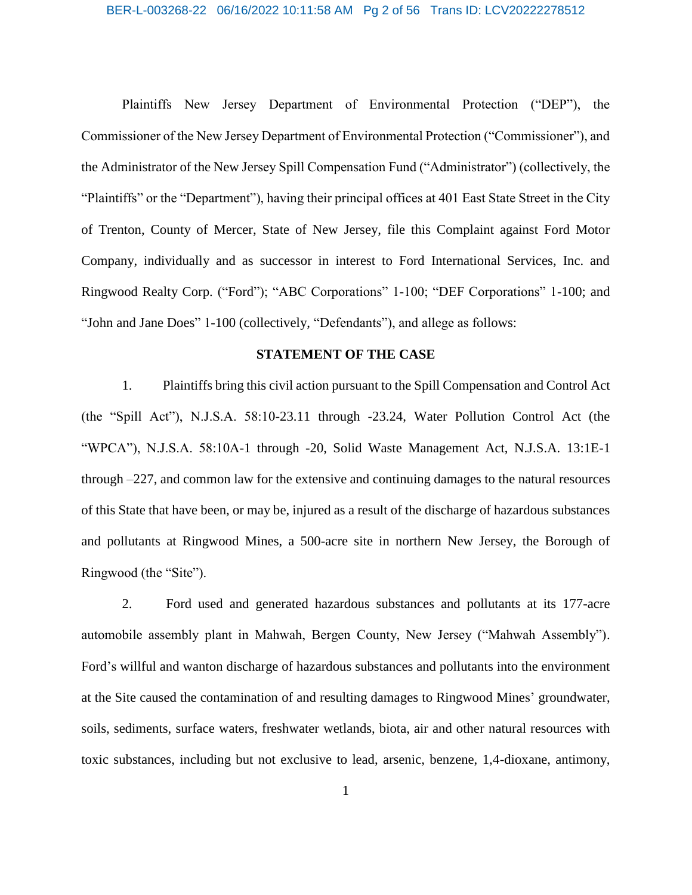Plaintiffs New Jersey Department of Environmental Protection ("DEP"), the Commissioner of the New Jersey Department of Environmental Protection ("Commissioner"), and the Administrator of the New Jersey Spill Compensation Fund ("Administrator") (collectively, the "Plaintiffs" or the "Department"), having their principal offices at 401 East State Street in the City of Trenton, County of Mercer, State of New Jersey, file this Complaint against Ford Motor Company, individually and as successor in interest to Ford International Services, Inc. and Ringwood Realty Corp. ("Ford"); "ABC Corporations" 1-100; "DEF Corporations" 1-100; and "John and Jane Does" 1-100 (collectively, "Defendants"), and allege as follows:

## STATEMENT OF THE CASE

1. Plaintiffs bring this civil action pursuant to the Spill Compensation and Control Act (the "Spill Act"), N.J.S.A. 58:10-23.11 through -23.24, Water Pollution Control Act (the "WPCA"), N.J.S.A. 58:10A-1 through -20, Solid Waste Management Act, N.J.S.A. 13:1E-1 through –227, and common law for the extensive and continuing damages to the natural resources of this State that have been, or may be, injured as a result of the discharge of hazardous substances and pollutants at Ringwood Mines, a 500-acre site in northern New Jersey, the Borough of Ringwood (the "Site").

2. Ford used and generated hazardous substances and pollutants at its 177-acre automobile assembly plant in Mahwah, Bergen County, New Jersey ("Mahwah Assembly"). Ford's willful and wanton discharge of hazardous substances and pollutants into the environment at the Site caused the contamination of and resulting damages to Ringwood Mines' groundwater, soils, sediments, surface waters, freshwater wetlands, biota, air and other natural resources with toxic substances, including but not exclusive to lead, arsenic, benzene, 1,4-dioxane, antimony,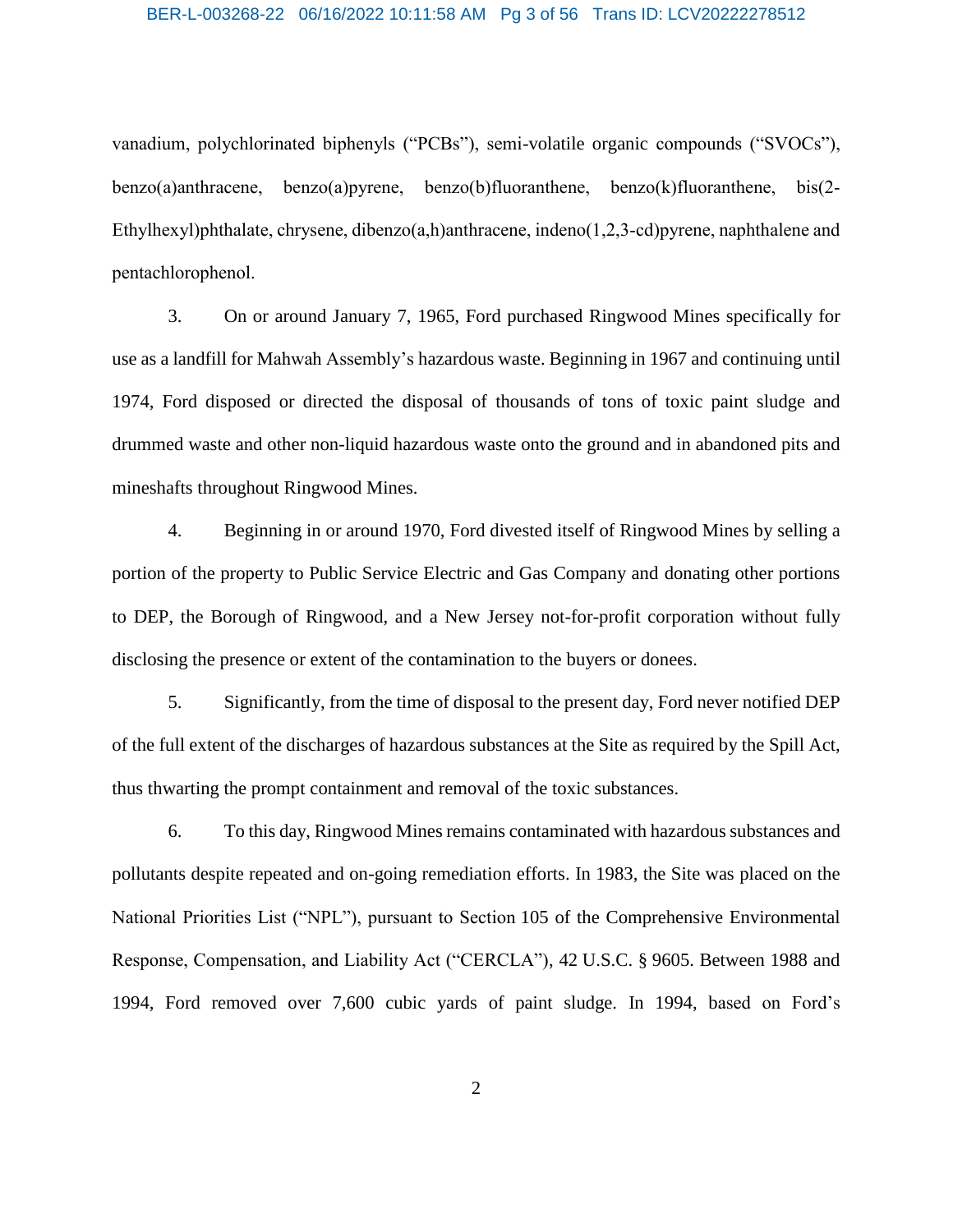vanadium, polychlorinated biphenyls (“PCBs”), semi-volatile organic compounds (“SVOCs”), benzo(a)anthracene, benzo(a)pyrene, benzo(b)fluoranthene, benzo(k)fluoranthene, bis(2-Ethylhexyl)phthalate, chrysene, dibenzo(a,h)anthracene, indeno(1,2,3-cd)pyrene, naphthalene and pentachlorophenol.

3. On or around January 7, 1965, Ford purchased Ringwood Mines specifically for use as a landfill for Mahwah Assembly’s hazardous waste. Beginning in 1967 and continuing until 1974, Ford disposed or directed the disposal of thousands of tons of toxic paint sludge and drummed waste and other non-liquid hazardous waste onto the ground and in abandoned pits and mineshafts throughout Ringwood Mines.

4. Beginning in or around 1970, Ford divested itself of Ringwood Mines by selling a portion of the property to Public Service Electric and Gas Company and donating other portions to DEP, the Borough of Ringwood, and a New Jersey not-for-profit corporation without fully disclosing the presence or extent of the contamination to the buyers or donees.

5. Significantly, from the time of disposal to the present day, Ford never notified DEP of the full extent of the discharges of hazardous substances at the Site as required by the Spill Act, thus thwarting the prompt containment and removal of the toxic substances.

6. To this day, Ringwood Mines remains contaminated with hazardous substances and pollutants despite repeated and on-going remediation efforts. In 1983, the Site was placed on the National Priorities List (“NPL”), pursuant to Section 105 of the Comprehensive Environmental Response, Compensation, and Liability Act (“CERCLA”), 42 U.S.C. § 9605. Between 1988 and 1994, Ford removed over 7,600 cubic yards of paint sludge. In 1994, based on Ford’s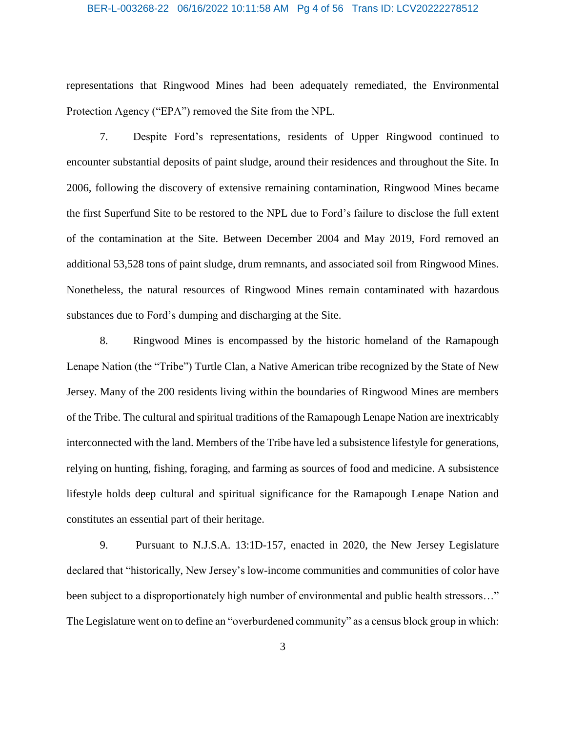representations that Ringwood Mines had been adequately remediated, the Environmental Protection Agency ("EPA") removed the Site from the NPL.

7. Despite Ford's representations, residents of Upper Ringwood continued to encounter substantial deposits of paint sludge, around their residences and throughout the Site. In 2006, following the discovery of extensive remaining contamination, Ringwood Mines became the first Superfund Site to be restored to the NPL due to Ford's failure to disclose the full extent of the contamination at the Site. Between December 2004 and May 2019, Ford removed an additional 53,528 tons of paint sludge, drum remnants, and associated soil from Ringwood Mines. Nonetheless, the natural resources of Ringwood Mines remain contaminated with hazardous substances due to Ford's dumping and discharging at the Site.

8. Ringwood Mines is encompassed by the historic homeland of the Ramapough Lenape Nation (the "Tribe") Turtle Clan, a Native American tribe recognized by the State of New Jersey. Many of the 200 residents living within the boundaries of Ringwood Mines are members of the Tribe. The cultural and spiritual traditions of the Ramapough Lenape Nation are inextricably interconnected with the land. Members of the Tribe have led a subsistence lifestyle for generations, relying on hunting, fishing, foraging, and farming as sources of food and medicine. A subsistence lifestyle holds deep cultural and spiritual significance for the Ramapough Lenape Nation and constitutes an essential part of their heritage.

9. Pursuant to N.J.S.A. 13:1D-157, enacted in 2020, the New Jersey Legislature declared that "historically, New Jersey's low-income communities and communities of color have been subject to a disproportionately high number of environmental and public health stressors…" The Legislature went on to define an "overburdened community" as a census block group in which: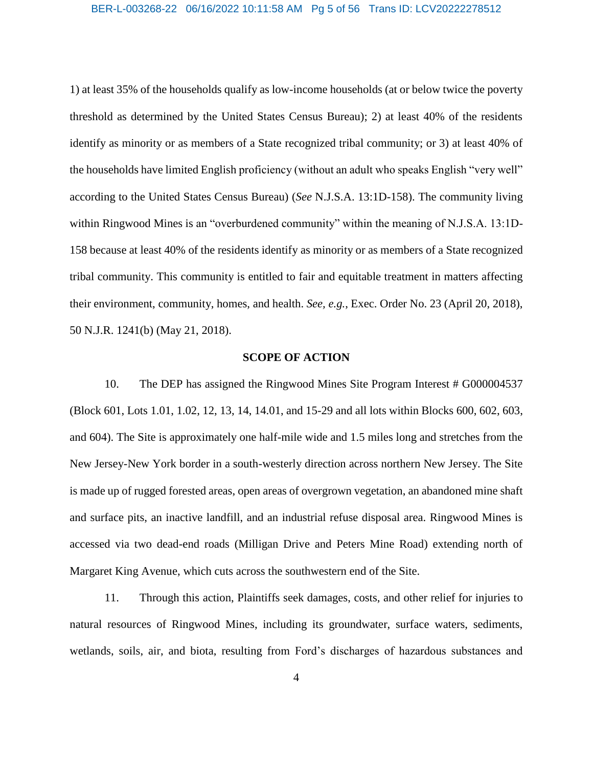1) at least 35% of the households qualify as low-income households (at or below twice the poverty threshold as determined by the United States Census Bureau); 2) at least 40% of the residents identify as minority or as members of a State recognized tribal community; or 3) at least 40% of the households have limited English proficiency (without an adult who speaks English "very well" according to the United States Census Bureau) (*See* N.J.S.A. 13:1D-158). The community living within Ringwood Mines is an "overburdened community" within the meaning of N.J.S.A. 13:1D-158 because at least 40% of the residents identify as minority or as members of a State recognized tribal community. This community is entitled to fair and equitable treatment in matters affecting their environment, community, homes, and health. *See, e.g.*, Exec. Order No. 23 (April 20, 2018), 50 N.J.R. 1241(b) (May 21, 2018).

## SCOPE OF ACTION

10. The DEP has assigned the Ringwood Mines Site Program Interest # G000004537 (Block 601, Lots 1.01, 1.02, 12, 13, 14, 14.01, and 15-29 and all lots within Blocks 600, 602, 603, and 604). The Site is approximately one half-mile wide and 1.5 miles long and stretches from the New Jersey-New York border in a south-westerly direction across northern New Jersey. The Site is made up of rugged forested areas, open areas of overgrown vegetation, an abandoned mine shaft and surface pits, an inactive landfill, and an industrial refuse disposal area. Ringwood Mines is accessed via two dead-end roads (Milligan Drive and Peters Mine Road) extending north of Margaret King Avenue, which cuts across the southwestern end of the Site.

11. Through this action, Plaintiffs seek damages, costs, and other relief for injuries to natural resources of Ringwood Mines, including its groundwater, surface waters, sediments, wetlands, soils, air, and biota, resulting from Ford's discharges of hazardous substances and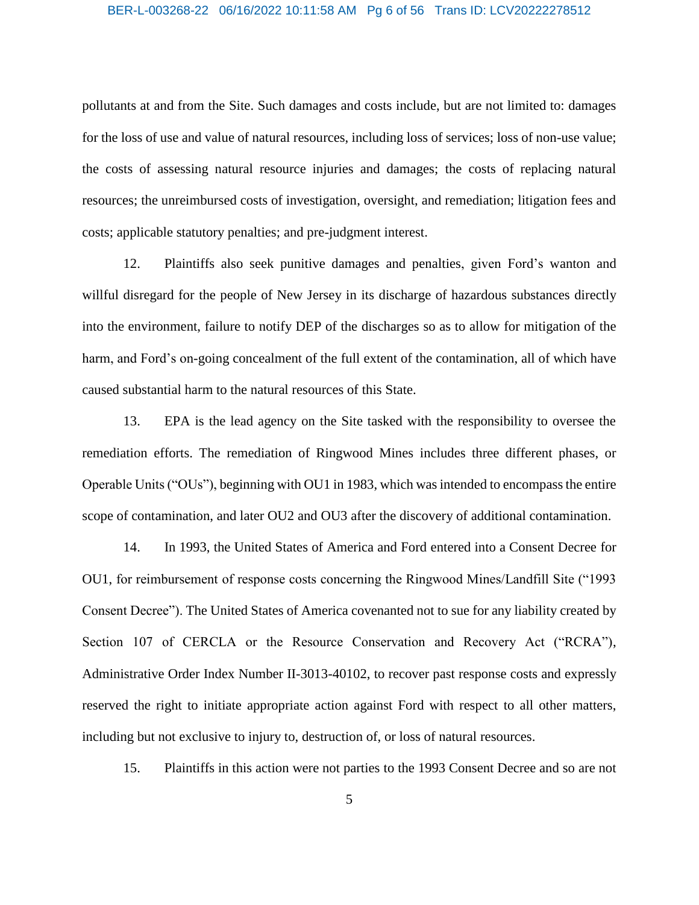pollutants at and from the Site. Such damages and costs include, but are not limited to: damages for the loss of use and value of natural resources, including loss of services; loss of non-use value; the costs of assessing natural resource injuries and damages; the costs of replacing natural resources; the unreimbursed costs of investigation, oversight, and remediation; litigation fees and costs; applicable statutory penalties; and pre-judgment interest.

12. Plaintiffs also seek punitive damages and penalties, given Ford's wanton and willful disregard for the people of New Jersey in its discharge of hazardous substances directly into the environment, failure to notify DEP of the discharges so as to allow for mitigation of the harm, and Ford's on-going concealment of the full extent of the contamination, all of which have caused substantial harm to the natural resources of this State.

13. EPA is the lead agency on the Site tasked with the responsibility to oversee the remediation efforts. The remediation of Ringwood Mines includes three different phases, or Operable Units ("OUs"), beginning with OU1 in 1983, which was intended to encompass the entire scope of contamination, and later OU2 and OU3 after the discovery of additional contamination.

14. In 1993, the United States of America and Ford entered into a Consent Decree for OU1, for reimbursement of response costs concerning the Ringwood Mines/Landfill Site ("1993 Consent Decree"). The United States of America covenanted not to sue for any liability created by Section 107 of CERCLA or the Resource Conservation and Recovery Act ("RCRA"), Administrative Order Index Number II-3013-40102, to recover past response costs and expressly reserved the right to initiate appropriate action against Ford with respect to all other matters, including but not exclusive to injury to, destruction of, or loss of natural resources.

15. Plaintiffs in this action were not parties to the 1993 Consent Decree and so are not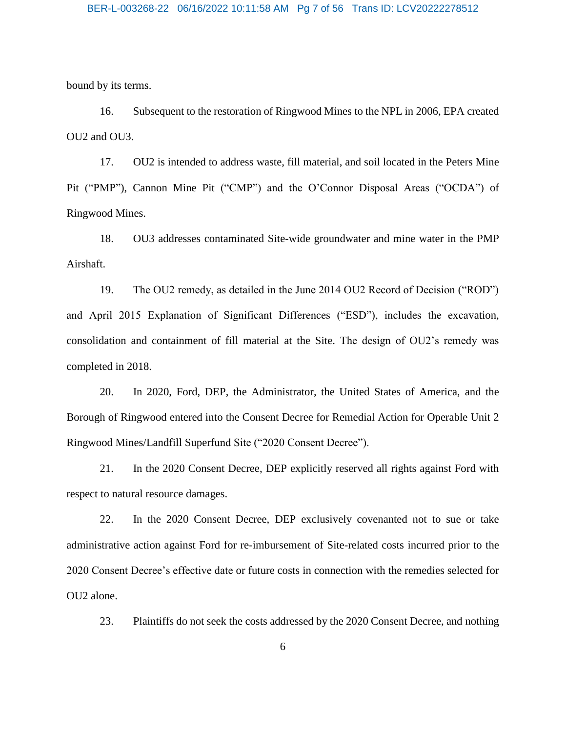bound by its terms.

16. Subsequent to the restoration of Ringwood Mines to the NPL in 2006, EPA created OU2 and OU3.

17. OU2 is intended to address waste, fill material, and soil located in the Peters Mine Pit ("PMP"), Cannon Mine Pit ("CMP") and the O'Connor Disposal Areas ("OCDA") of Ringwood Mines.

18. OU3 addresses contaminated Site-wide groundwater and mine water in the PMP Airshaft.

19. The OU2 remedy, as detailed in the June 2014 OU2 Record of Decision ("ROD") and April 2015 Explanation of Significant Differences ("ESD"), includes the excavation, consolidation and containment of fill material at the Site. The design of OU2's remedy was completed in 2018.

20. In 2020, Ford, DEP, the Administrator, the United States of America, and the Borough of Ringwood entered into the Consent Decree for Remedial Action for Operable Unit 2 Ringwood Mines/Landfill Superfund Site ("2020 Consent Decree").

21. In the 2020 Consent Decree, DEP explicitly reserved all rights against Ford with respect to natural resource damages.

22. In the 2020 Consent Decree, DEP exclusively covenanted not to sue or take administrative action against Ford for re-imbursement of Site-related costs incurred prior to the 2020 Consent Decree's effective date or future costs in connection with the remedies selected for OU2 alone.

23. Plaintiffs do not seek the costs addressed by the 2020 Consent Decree, and nothing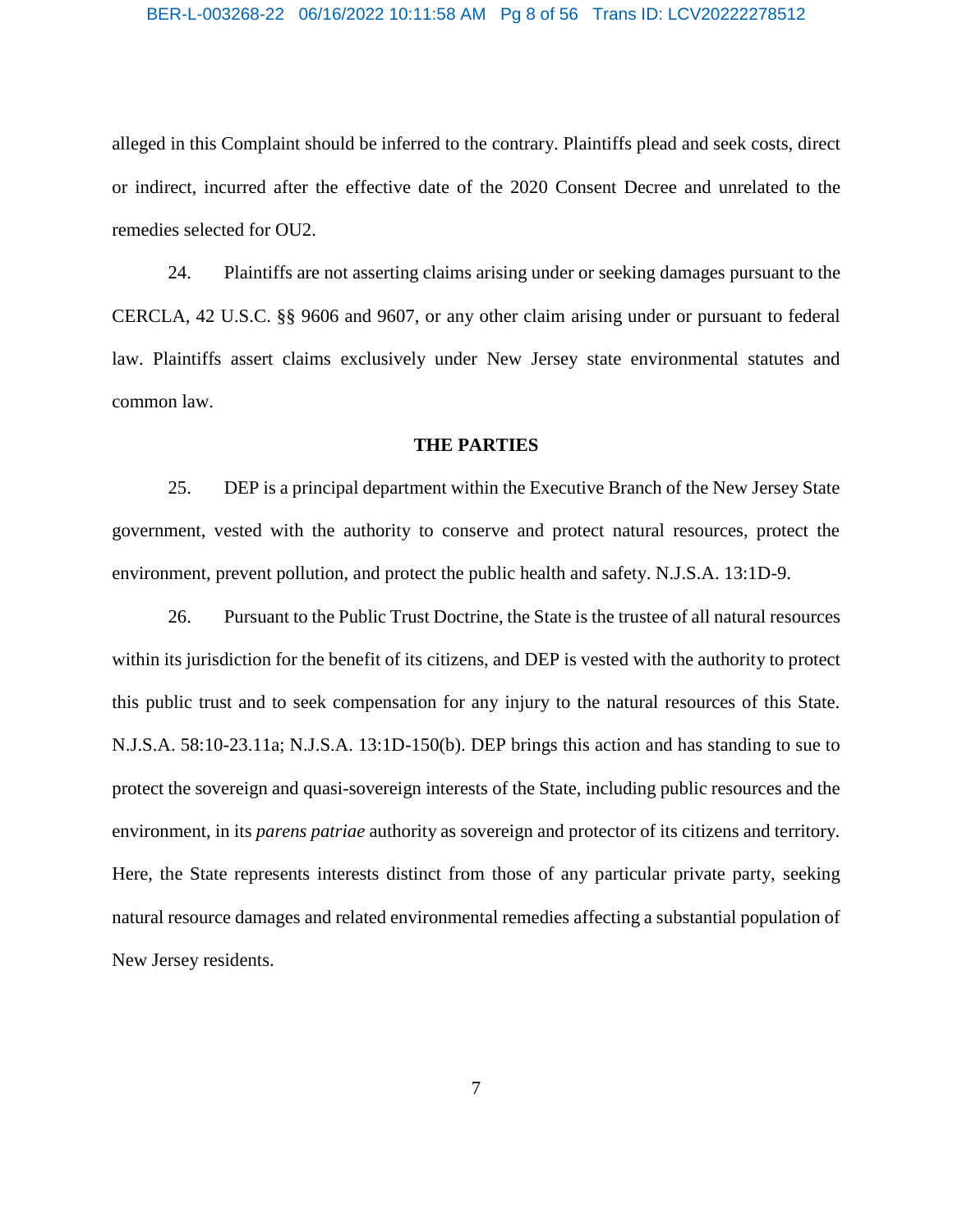alleged in this Complaint should be inferred to the contrary. Plaintiffs plead and seek costs, direct or indirect, incurred after the effective date of the 2020 Consent Decree and unrelated to the remedies selected for OU2.

24. Plaintiffs are not asserting claims arising under or seeking damages pursuant to the CERCLA, 42 U.S.C. §§ 9606 and 9607, or any other claim arising under or pursuant to federal law. Plaintiffs assert claims exclusively under New Jersey state environmental statutes and common law.

## THE PARTIES

25. DEP is a principal department within the Executive Branch of the New Jersey State government, vested with the authority to conserve and protect natural resources, protect the environment, prevent pollution, and protect the public health and safety. N.J.S.A. 13:1D-9.

26. Pursuant to the Public Trust Doctrine, the State is the trustee of all natural resources within its jurisdiction for the benefit of its citizens, and DEP is vested with the authority to protect this public trust and to seek compensation for any injury to the natural resources of this State. N.J.S.A. 58:10-23.11a; N.J.S.A. 13:1D-150(b). DEP brings this action and has standing to sue to protect the sovereign and quasi-sovereign interests of the State, including public resources and the environment, in its *parens patriae* authority as sovereign and protector of its citizens and territory. Here, the State represents interests distinct from those of any particular private party, seeking natural resource damages and related environmental remedies affecting a substantial population of New Jersey residents.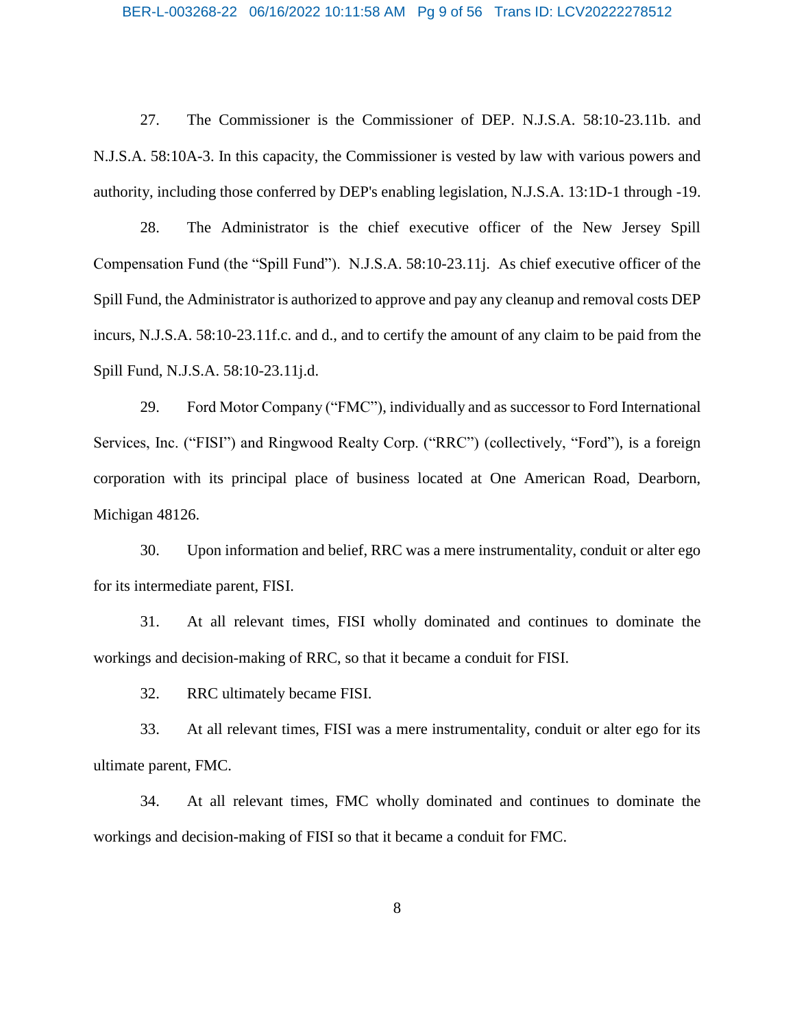27. The Commissioner is the Commissioner of DEP. N.J.S.A. 58:10-23.11b. and N.J.S.A. 58:10A-3. In this capacity, the Commissioner is vested by law with various powers and authority, including those conferred by DEP's enabling legislation, N.J.S.A. 13:1D-1 through -19.

28. The Administrator is the chief executive officer of the New Jersey Spill Compensation Fund (the "Spill Fund"). N.J.S.A. 58:10-23.11j. As chief executive officer of the Spill Fund, the Administrator is authorized to approve and pay any cleanup and removal costs DEP incurs, N.J.S.A. 58:10-23.11f.c. and d., and to certify the amount of any claim to be paid from the Spill Fund, N.J.S.A. 58:10-23.11j.d.

29. Ford Motor Company ("FMC"), individually and as successor to Ford International Services, Inc. ("FISI") and Ringwood Realty Corp. ("RRC") (collectively, "Ford"), is a foreign corporation with its principal place of business located at One American Road, Dearborn, Michigan 48126.

30. Upon information and belief, RRC was a mere instrumentality, conduit or alter ego for its intermediate parent, FISI.

31. At all relevant times, FISI wholly dominated and continues to dominate the workings and decision-making of RRC, so that it became a conduit for FISI.

32. RRC ultimately became FISI.

33. At all relevant times, FISI was a mere instrumentality, conduit or alter ego for its ultimate parent, FMC.

34. At all relevant times, FMC wholly dominated and continues to dominate the workings and decision-making of FISI so that it became a conduit for FMC.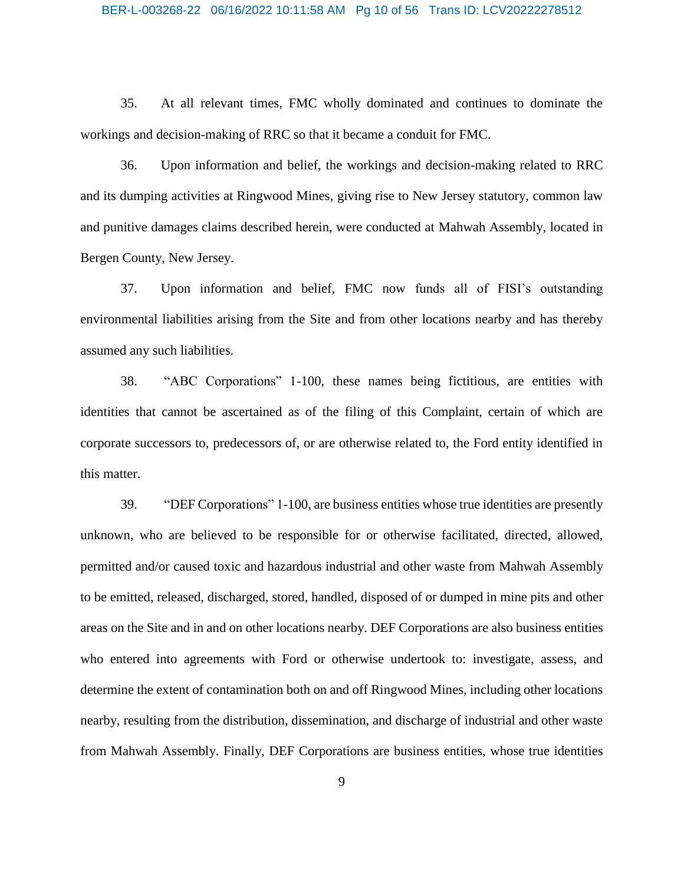35. At all relevant times, FMC wholly dominated and continues to dominate the workings and decision-making of RRC so that it became a conduit for FMC.

36. Upon information and belief, the workings and decision-making related to RRC and its dumping activities at Ringwood Mines, giving rise to New Jersey statutory, common law and punitive damages claims described herein, were conducted at Mahwah Assembly, located in Bergen County, New Jersey.

37. Upon information and belief, FMC now funds all of FISI's outstanding environmental liabilities arising from the Site and from other locations nearby and has thereby assumed any such liabilities.

38. "ABC Corporations" 1-100, these names being fictitious, are entities with identities that cannot be ascertained as of the filing of this Complaint, certain of which are corporate successors to, predecessors of, or are otherwise related to, the Ford entity identified in this matter.

39. "DEF Corporations" 1-100, are business entities whose true identities are presently unknown, who are believed to be responsible for or otherwise facilitated, directed, allowed, permitted and/or caused toxic and hazardous industrial and other waste from Mahwah Assembly to be emitted, released, discharged, stored, handled, disposed of or dumped in mine pits and other areas on the Site and in and on other locations nearby. DEF Corporations are also business entities who entered into agreements with Ford or otherwise undertook to: investigate, assess, and determine the extent of contamination both on and off Ringwood Mines, including other locations nearby, resulting from the distribution, dissemination, and discharge of industrial and other waste from Mahwah Assembly. Finally, DEF Corporations are business entities, whose true identities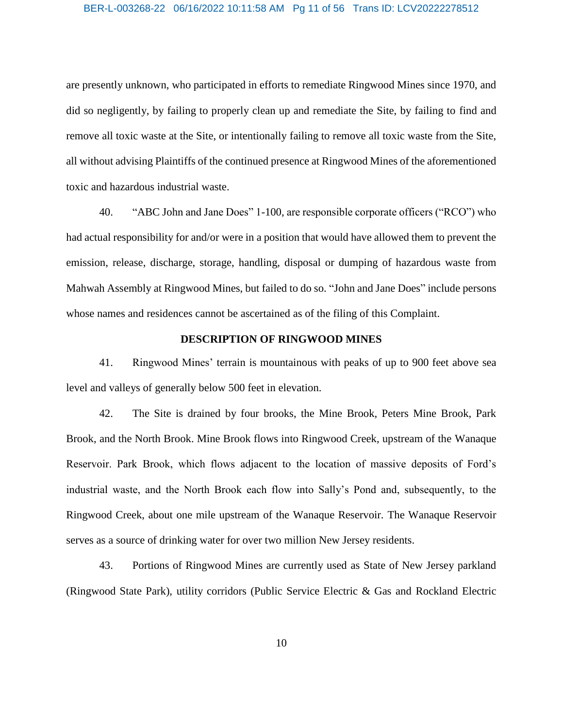are presently unknown, who participated in efforts to remediate Ringwood Mines since 1970, and did so negligently, by failing to properly clean up and remediate the Site, by failing to find and remove all toxic waste at the Site, or intentionally failing to remove all toxic waste from the Site, all without advising Plaintiffs of the continued presence at Ringwood Mines of the aforementioned toxic and hazardous industrial waste.

40. "ABC John and Jane Does" 1-100, are responsible corporate officers ("RCO") who had actual responsibility for and/or were in a position that would have allowed them to prevent the emission, release, discharge, storage, handling, disposal or dumping of hazardous waste from Mahwah Assembly at Ringwood Mines, but failed to do so. "John and Jane Does" include persons whose names and residences cannot be ascertained as of the filing of this Complaint.

## DESCRIPTION OF RINGWOOD MINES

41. Ringwood Mines' terrain is mountainous with peaks of up to 900 feet above sea level and valleys of generally below 500 feet in elevation.

42. The Site is drained by four brooks, the Mine Brook, Peters Mine Brook, Park Brook, and the North Brook. Mine Brook flows into Ringwood Creek, upstream of the Wanaque Reservoir. Park Brook, which flows adjacent to the location of massive deposits of Ford's industrial waste, and the North Brook each flow into Sally's Pond and, subsequently, to the Ringwood Creek, about one mile upstream of the Wanaque Reservoir. The Wanaque Reservoir serves as a source of drinking water for over two million New Jersey residents.

43. Portions of Ringwood Mines are currently used as State of New Jersey parkland (Ringwood State Park), utility corridors (Public Service Electric & Gas and Rockland Electric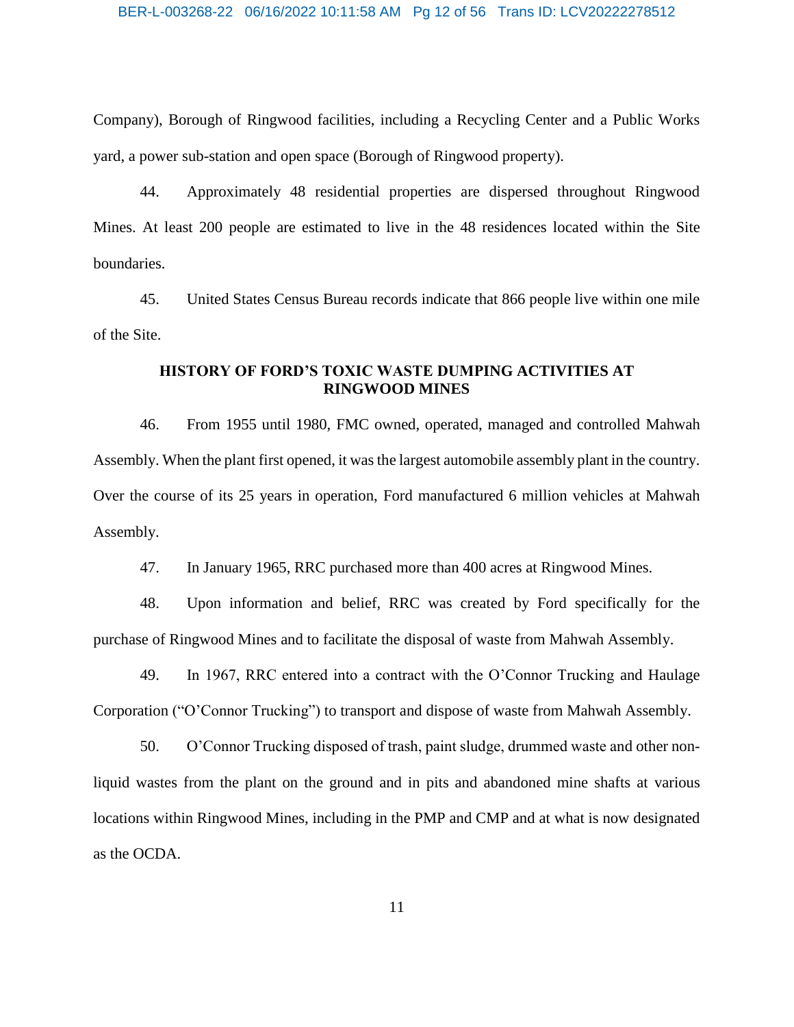Company), Borough of Ringwood facilities, including a Recycling Center and a Public Works yard, a power sub-station and open space (Borough of Ringwood property).

44. Approximately 48 residential properties are dispersed throughout Ringwood Mines. At least 200 people are estimated to live in the 48 residences located within the Site boundaries.

45. United States Census Bureau records indicate that 866 people live within one mile of the Site.

## HISTORY OF FORD'S TOXIC WASTE DUMPING ACTIVITIES AT RINGWOOD MINES

46. From 1955 until 1980, FMC owned, operated, managed and controlled Mahwah Assembly. When the plant first opened, it was the largest automobile assembly plant in the country. Over the course of its 25 years in operation, Ford manufactured 6 million vehicles at Mahwah Assembly.

47. In January 1965, RRC purchased more than 400 acres at Ringwood Mines.

48. Upon information and belief, RRC was created by Ford specifically for the purchase of Ringwood Mines and to facilitate the disposal of waste from Mahwah Assembly.

49. In 1967, RRC entered into a contract with the O'Connor Trucking and Haulage Corporation ("O'Connor Trucking") to transport and dispose of waste from Mahwah Assembly.

50. O'Connor Trucking disposed of trash, paint sludge, drummed waste and other non-liquid wastes from the plant on the ground and in pits and abandoned mine shafts at various locations within Ringwood Mines, including in the PMP and CMP and at what is now designated as the OCDA.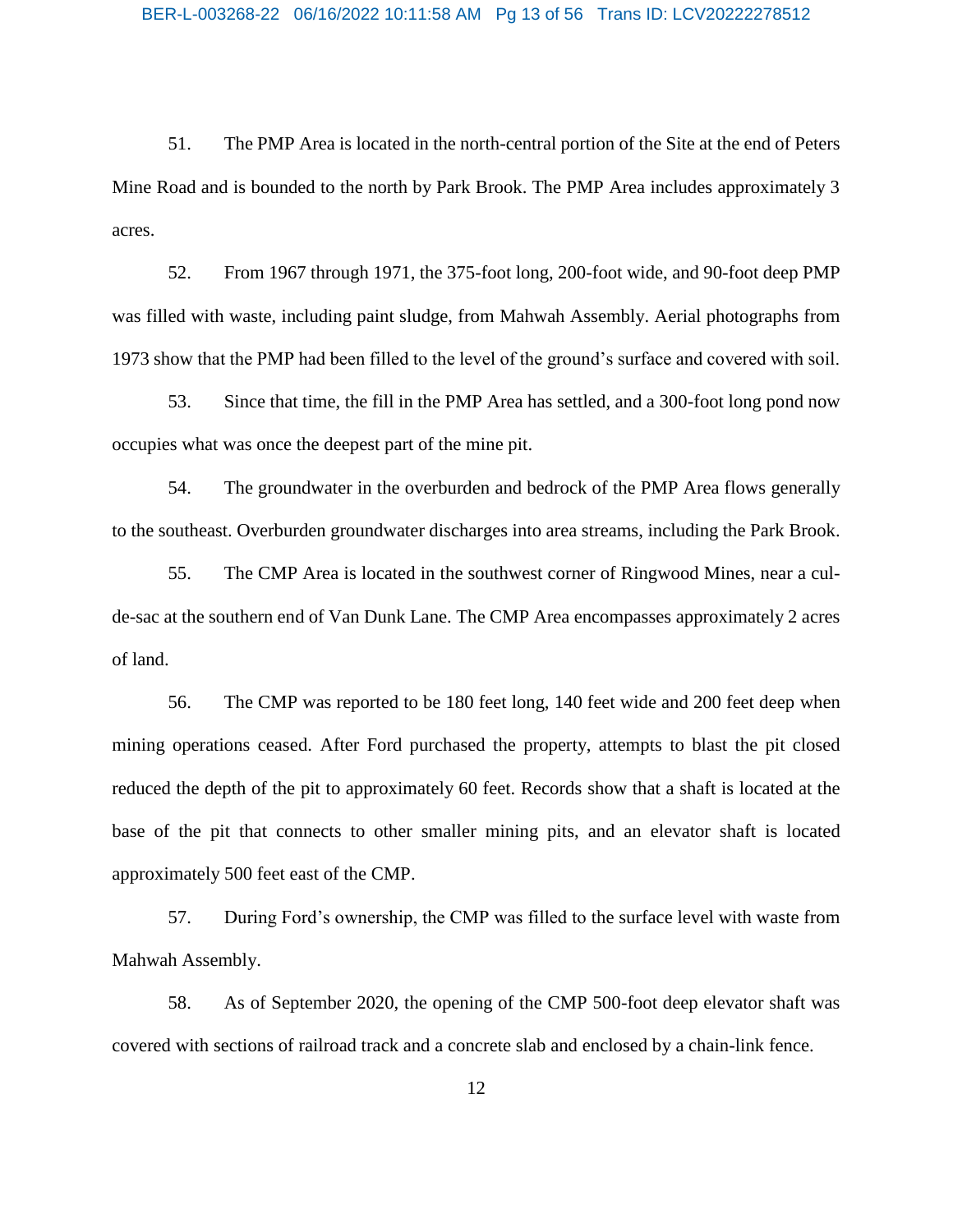51. The PMP Area is located in the north-central portion of the Site at the end of Peters Mine Road and is bounded to the north by Park Brook. The PMP Area includes approximately 3 acres.

52. From 1967 through 1971, the 375-foot long, 200-foot wide, and 90-foot deep PMP was filled with waste, including paint sludge, from Mahwah Assembly. Aerial photographs from 1973 show that the PMP had been filled to the level of the ground's surface and covered with soil.

53. Since that time, the fill in the PMP Area has settled, and a 300-foot long pond now occupies what was once the deepest part of the mine pit.

54. The groundwater in the overburden and bedrock of the PMP Area flows generally to the southeast. Overburden groundwater discharges into area streams, including the Park Brook.

55. The CMP Area is located in the southwest corner of Ringwood Mines, near a cul-de-sac at the southern end of Van Dunk Lane. The CMP Area encompasses approximately 2 acres of land.

56. The CMP was reported to be 180 feet long, 140 feet wide and 200 feet deep when mining operations ceased. After Ford purchased the property, attempts to blast the pit closed reduced the depth of the pit to approximately 60 feet. Records show that a shaft is located at the base of the pit that connects to other smaller mining pits, and an elevator shaft is located approximately 500 feet east of the CMP.

57. During Ford's ownership, the CMP was filled to the surface level with waste from Mahwah Assembly.

58. As of September 2020, the opening of the CMP 500-foot deep elevator shaft was covered with sections of railroad track and a concrete slab and enclosed by a chain-link fence.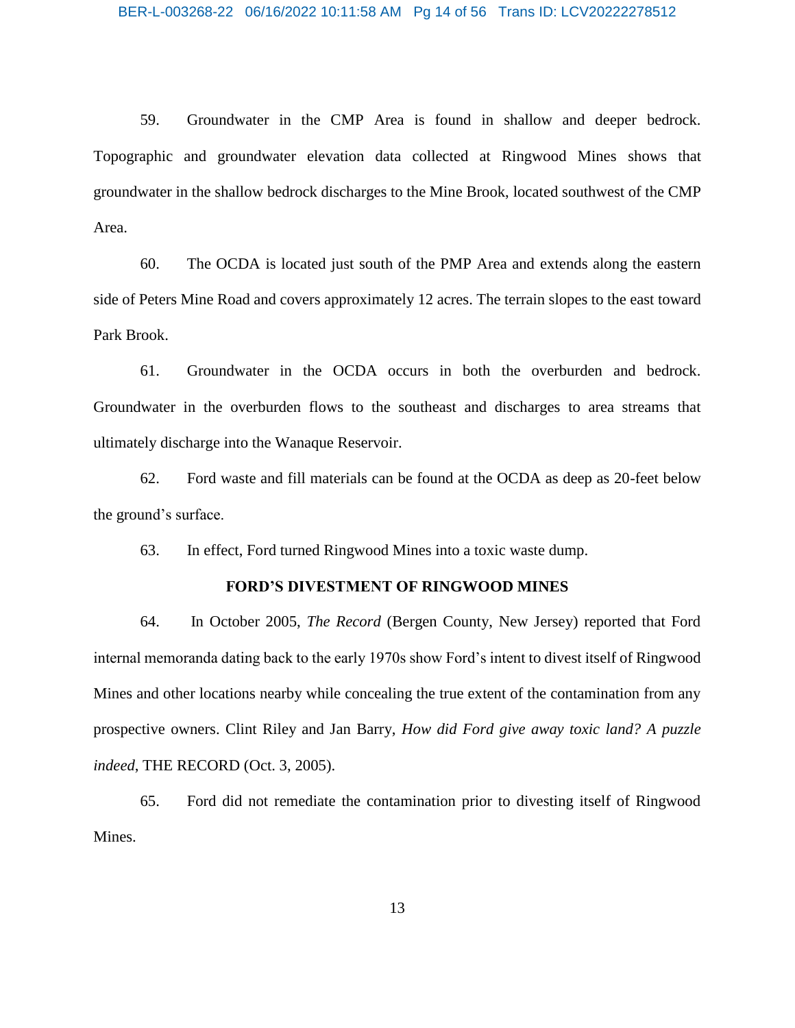59. Groundwater in the CMP Area is found in shallow and deeper bedrock. Topographic and groundwater elevation data collected at Ringwood Mines shows that groundwater in the shallow bedrock discharges to the Mine Brook, located southwest of the CMP Area.

60. The OCDA is located just south of the PMP Area and extends along the eastern side of Peters Mine Road and covers approximately 12 acres. The terrain slopes to the east toward Park Brook.

61. Groundwater in the OCDA occurs in both the overburden and bedrock. Groundwater in the overburden flows to the southeast and discharges to area streams that ultimately discharge into the Wanaque Reservoir.

62. Ford waste and fill materials can be found at the OCDA as deep as 20-feet below the ground's surface.

63. In effect, Ford turned Ringwood Mines into a toxic waste dump.

**FORD'S DIVESTMENT OF RINGWOOD MINES**

64. In October 2005, *The Record* (Bergen County, New Jersey) reported that Ford internal memoranda dating back to the early 1970s show Ford's intent to divest itself of Ringwood Mines and other locations nearby while concealing the true extent of the contamination from any prospective owners. Clint Riley and Jan Barry, *How did Ford give away toxic land? A puzzle indeed*, THE RECORD (Oct. 3, 2005).

65. Ford did not remediate the contamination prior to divesting itself of Ringwood Mines.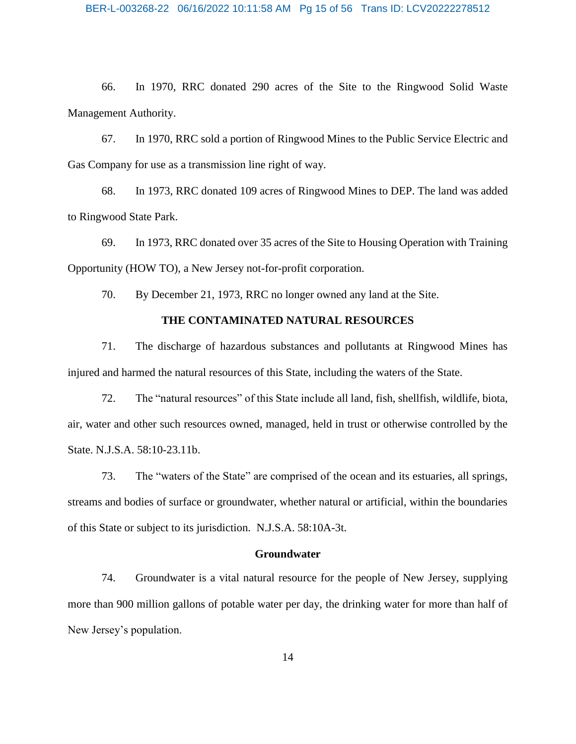66. In 1970, RRC donated 290 acres of the Site to the Ringwood Solid Waste Management Authority.

67. In 1970, RRC sold a portion of Ringwood Mines to the Public Service Electric and Gas Company for use as a transmission line right of way.

68. In 1973, RRC donated 109 acres of Ringwood Mines to DEP. The land was added to Ringwood State Park.

69. In 1973, RRC donated over 35 acres of the Site to Housing Operation with Training Opportunity (HOW TO), a New Jersey not-for-profit corporation.

70. By December 21, 1973, RRC no longer owned any land at the Site.

## THE CONTAMINATED NATURAL RESOURCES

71. The discharge of hazardous substances and pollutants at Ringwood Mines has injured and harmed the natural resources of this State, including the waters of the State.

72. The "natural resources" of this State include all land, fish, shellfish, wildlife, biota, air, water and other such resources owned, managed, held in trust or otherwise controlled by the State. N.J.S.A. 58:10-23.11b.

73. The "waters of the State" are comprised of the ocean and its estuaries, all springs, streams and bodies of surface or groundwater, whether natural or artificial, within the boundaries of this State or subject to its jurisdiction. N.J.S.A. 58:10A-3t.

### Groundwater

74. Groundwater is a vital natural resource for the people of New Jersey, supplying more than 900 million gallons of potable water per day, the drinking water for more than half of New Jersey's population.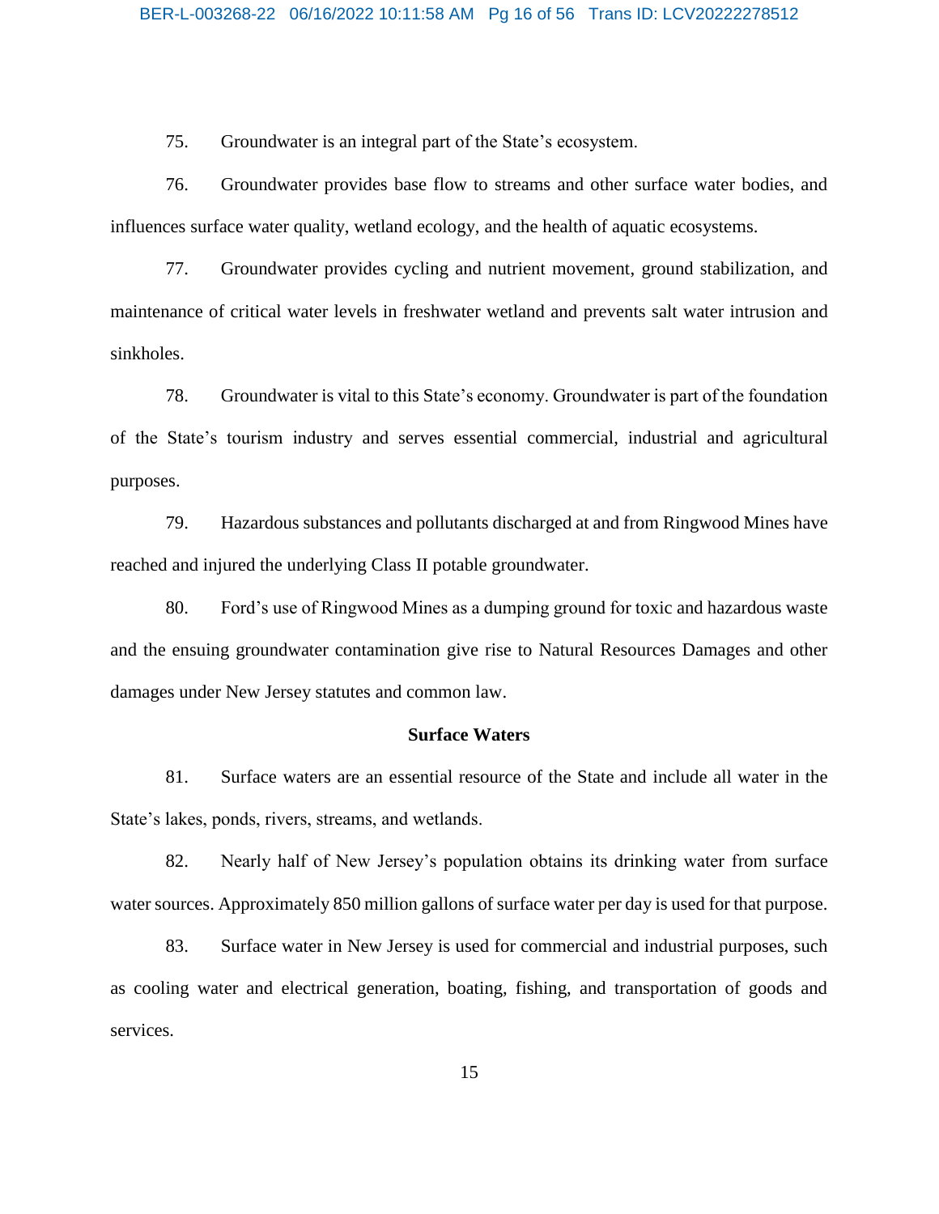75. Groundwater is an integral part of the State's ecosystem.

76. Groundwater provides base flow to streams and other surface water bodies, and influences surface water quality, wetland ecology, and the health of aquatic ecosystems.

77. Groundwater provides cycling and nutrient movement, ground stabilization, and maintenance of critical water levels in freshwater wetland and prevents salt water intrusion and sinkholes.

78. Groundwater is vital to this State's economy. Groundwater is part of the foundation of the State's tourism industry and serves essential commercial, industrial and agricultural purposes.

79. Hazardous substances and pollutants discharged at and from Ringwood Mines have reached and injured the underlying Class II potable groundwater.

80. Ford's use of Ringwood Mines as a dumping ground for toxic and hazardous waste and the ensuing groundwater contamination give rise to Natural Resources Damages and other damages under New Jersey statutes and common law.

**Surface Waters**

81. Surface waters are an essential resource of the State and include all water in the State's lakes, ponds, rivers, streams, and wetlands.

82. Nearly half of New Jersey's population obtains its drinking water from surface water sources. Approximately 850 million gallons of surface water per day is used for that purpose.

83. Surface water in New Jersey is used for commercial and industrial purposes, such as cooling water and electrical generation, boating, fishing, and transportation of goods and services.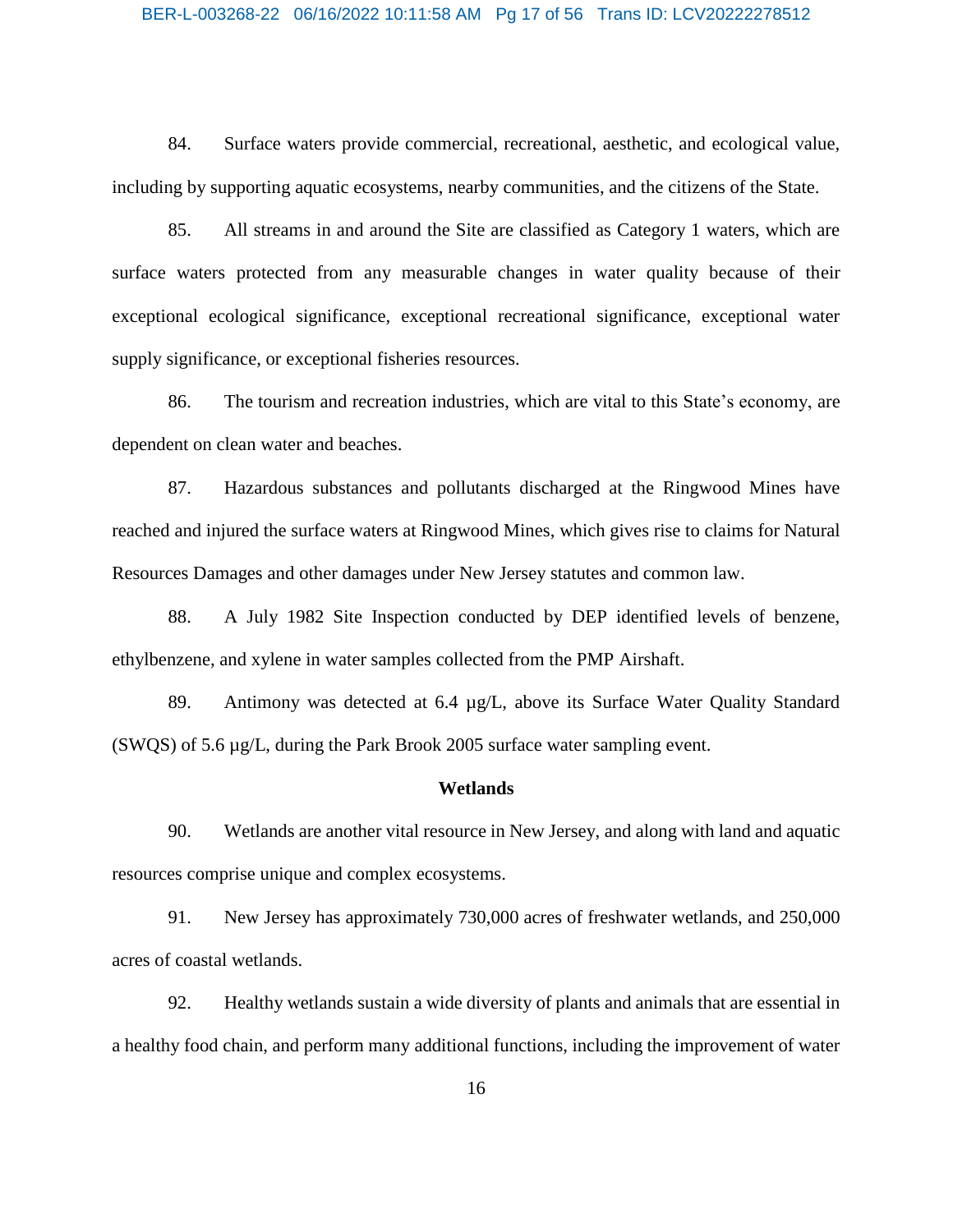84. Surface waters provide commercial, recreational, aesthetic, and ecological value, including by supporting aquatic ecosystems, nearby communities, and the citizens of the State.

85. All streams in and around the Site are classified as Category 1 waters, which are surface waters protected from any measurable changes in water quality because of their exceptional ecological significance, exceptional recreational significance, exceptional water supply significance, or exceptional fisheries resources.

86. The tourism and recreation industries, which are vital to this State's economy, are dependent on clean water and beaches.

87. Hazardous substances and pollutants discharged at the Ringwood Mines have reached and injured the surface waters at Ringwood Mines, which gives rise to claims for Natural Resources Damages and other damages under New Jersey statutes and common law.

88. A July 1982 Site Inspection conducted by DEP identified levels of benzene, ethylbenzene, and xylene in water samples collected from the PMP Airshaft.

89. Antimony was detected at 6.4 µg/L, above its Surface Water Quality Standard (SWQS) of 5.6 µg/L, during the Park Brook 2005 surface water sampling event.

**Wetlands**

90. Wetlands are another vital resource in New Jersey, and along with land and aquatic resources comprise unique and complex ecosystems.

91. New Jersey has approximately 730,000 acres of freshwater wetlands, and 250,000 acres of coastal wetlands.

92. Healthy wetlands sustain a wide diversity of plants and animals that are essential in a healthy food chain, and perform many additional functions, including the improvement of water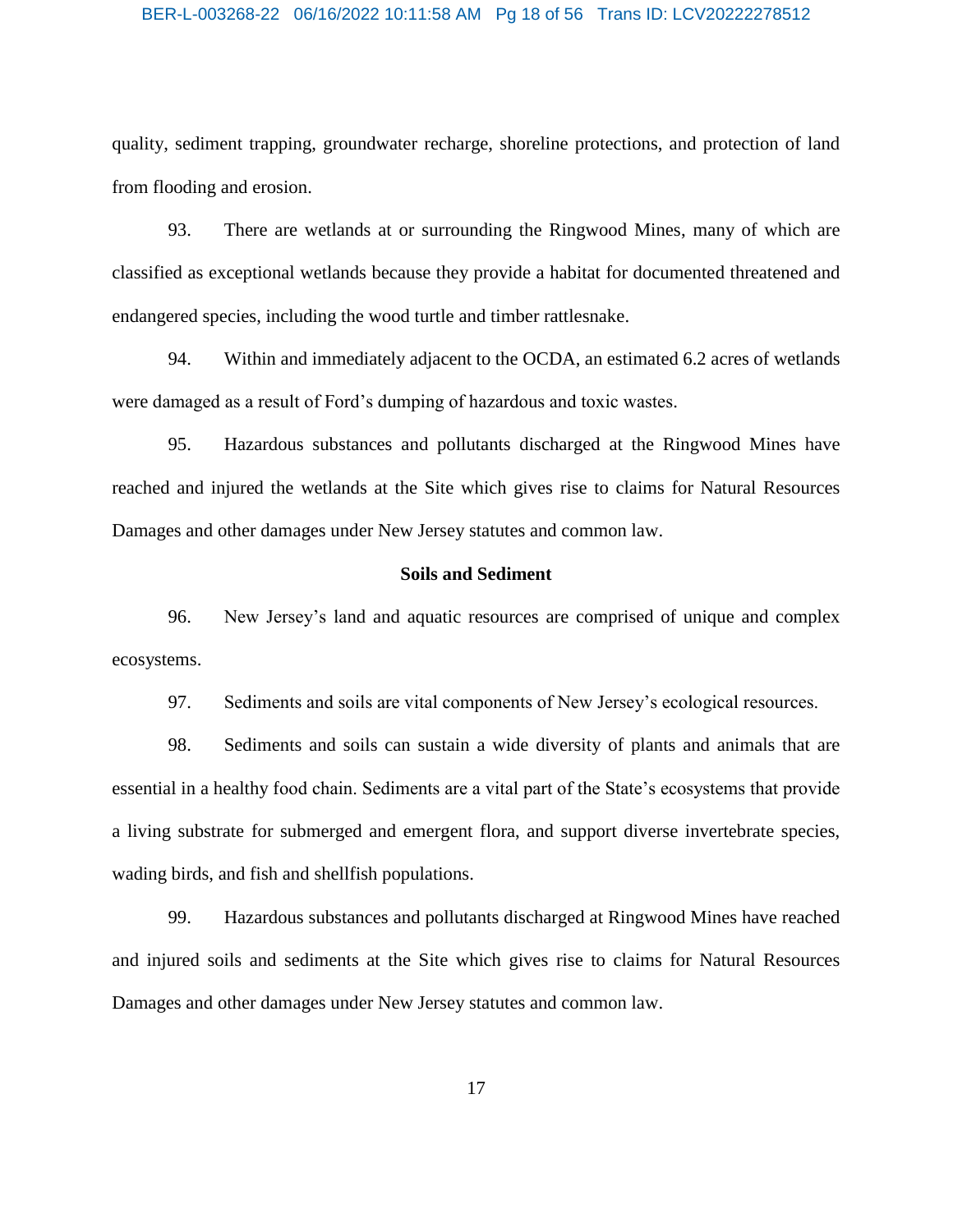quality, sediment trapping, groundwater recharge, shoreline protections, and protection of land from flooding and erosion.

93. There are wetlands at or surrounding the Ringwood Mines, many of which are classified as exceptional wetlands because they provide a habitat for documented threatened and endangered species, including the wood turtle and timber rattlesnake.

94. Within and immediately adjacent to the OCDA, an estimated 6.2 acres of wetlands were damaged as a result of Ford's dumping of hazardous and toxic wastes.

95. Hazardous substances and pollutants discharged at the Ringwood Mines have reached and injured the wetlands at the Site which gives rise to claims for Natural Resources Damages and other damages under New Jersey statutes and common law.

**Soils and Sediment**

96. New Jersey's land and aquatic resources are comprised of unique and complex ecosystems.

97. Sediments and soils are vital components of New Jersey's ecological resources.

98. Sediments and soils can sustain a wide diversity of plants and animals that are essential in a healthy food chain. Sediments are a vital part of the State's ecosystems that provide a living substrate for submerged and emergent flora, and support diverse invertebrate species, wading birds, and fish and shellfish populations.

99. Hazardous substances and pollutants discharged at Ringwood Mines have reached and injured soils and sediments at the Site which gives rise to claims for Natural Resources Damages and other damages under New Jersey statutes and common law.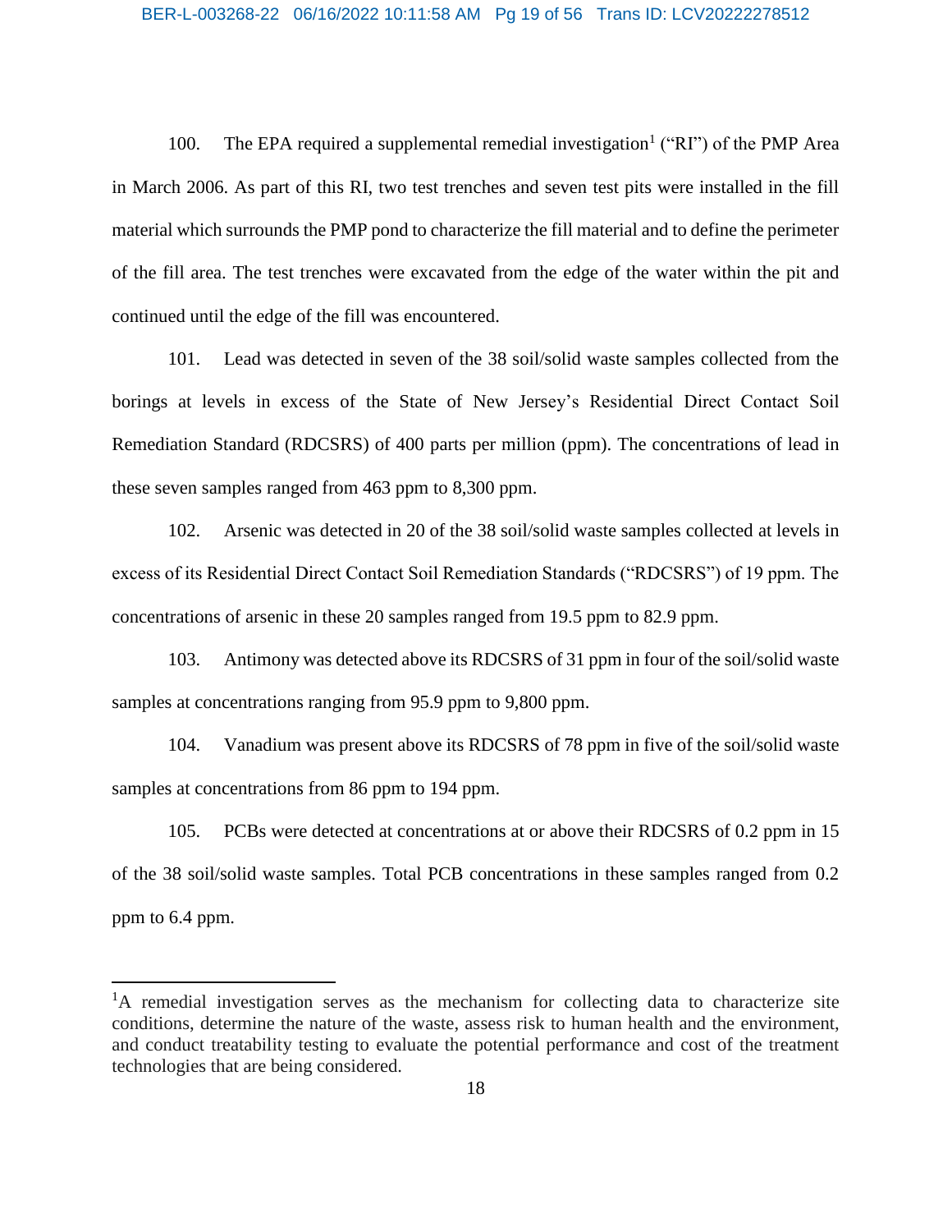100. The EPA required a supplemental remedial investigation[1] ("RI") of the PMP Area in March 2006. As part of this RI, two test trenches and seven test pits were installed in the fill material which surrounds the PMP pond to characterize the fill material and to define the perimeter of the fill area. The test trenches were excavated from the edge of the water within the pit and continued until the edge of the fill was encountered.

101. Lead was detected in seven of the 38 soil/solid waste samples collected from the borings at levels in excess of the State of New Jersey's Residential Direct Contact Soil Remediation Standard (RDCSRS) of 400 parts per million (ppm). The concentrations of lead in these seven samples ranged from 463 ppm to 8,300 ppm.

102. Arsenic was detected in 20 of the 38 soil/solid waste samples collected at levels in excess of its Residential Direct Contact Soil Remediation Standards ("RDCSRS") of 19 ppm. The concentrations of arsenic in these 20 samples ranged from 19.5 ppm to 82.9 ppm.

103. Antimony was detected above its RDCSRS of 31 ppm in four of the soil/solid waste samples at concentrations ranging from 95.9 ppm to 9,800 ppm.

104. Vanadium was present above its RDCSRS of 78 ppm in five of the soil/solid waste samples at concentrations from 86 ppm to 194 ppm.

105. PCBs were detected at concentrations at or above their RDCSRS of 0.2 ppm in 15 of the 38 soil/solid waste samples. Total PCB concentrations in these samples ranged from 0.2 ppm to 6.4 ppm.

---

[1] A remedial investigation serves as the mechanism for collecting data to characterize site conditions, determine the nature of the waste, assess risk to human health and the environment, and conduct treatability testing to evaluate the potential performance and cost of the treatment technologies that are being considered.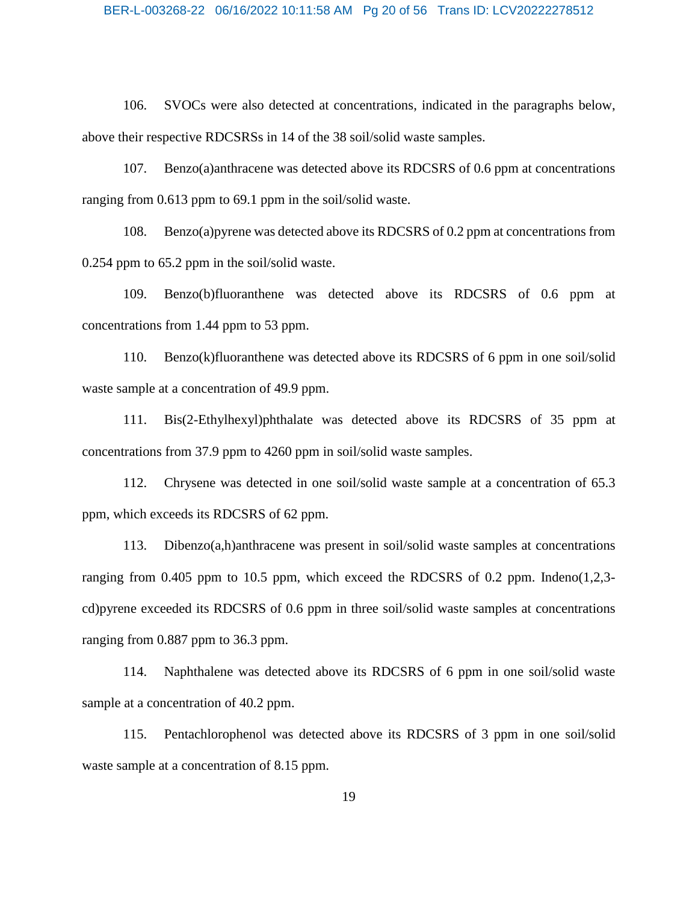106. SVOCs were also detected at concentrations, indicated in the paragraphs below, above their respective RDCSRSs in 14 of the 38 soil/solid waste samples.

107. Benzo(a)anthracene was detected above its RDCSRS of 0.6 ppm at concentrations ranging from 0.613 ppm to 69.1 ppm in the soil/solid waste.

108. Benzo(a)pyrene was detected above its RDCSRS of 0.2 ppm at concentrations from 0.254 ppm to 65.2 ppm in the soil/solid waste.

109. Benzo(b)fluoranthene was detected above its RDCSRS of 0.6 ppm at concentrations from 1.44 ppm to 53 ppm.

110. Benzo(k)fluoranthene was detected above its RDCSRS of 6 ppm in one soil/solid waste sample at a concentration of 49.9 ppm.

111. Bis(2-Ethylhexyl)phthalate was detected above its RDCSRS of 35 ppm at concentrations from 37.9 ppm to 4260 ppm in soil/solid waste samples.

112. Chrysene was detected in one soil/solid waste sample at a concentration of 65.3 ppm, which exceeds its RDCSRS of 62 ppm.

113. Dibenzo(a,h)anthracene was present in soil/solid waste samples at concentrations ranging from 0.405 ppm to 10.5 ppm, which exceed the RDCSRS of 0.2 ppm. Indeno(1,2,3-cd)pyrene exceeded its RDCSRS of 0.6 ppm in three soil/solid waste samples at concentrations ranging from 0.887 ppm to 36.3 ppm.

114. Naphthalene was detected above its RDCSRS of 6 ppm in one soil/solid waste sample at a concentration of 40.2 ppm.

115. Pentachlorophenol was detected above its RDCSRS of 3 ppm in one soil/solid waste sample at a concentration of 8.15 ppm.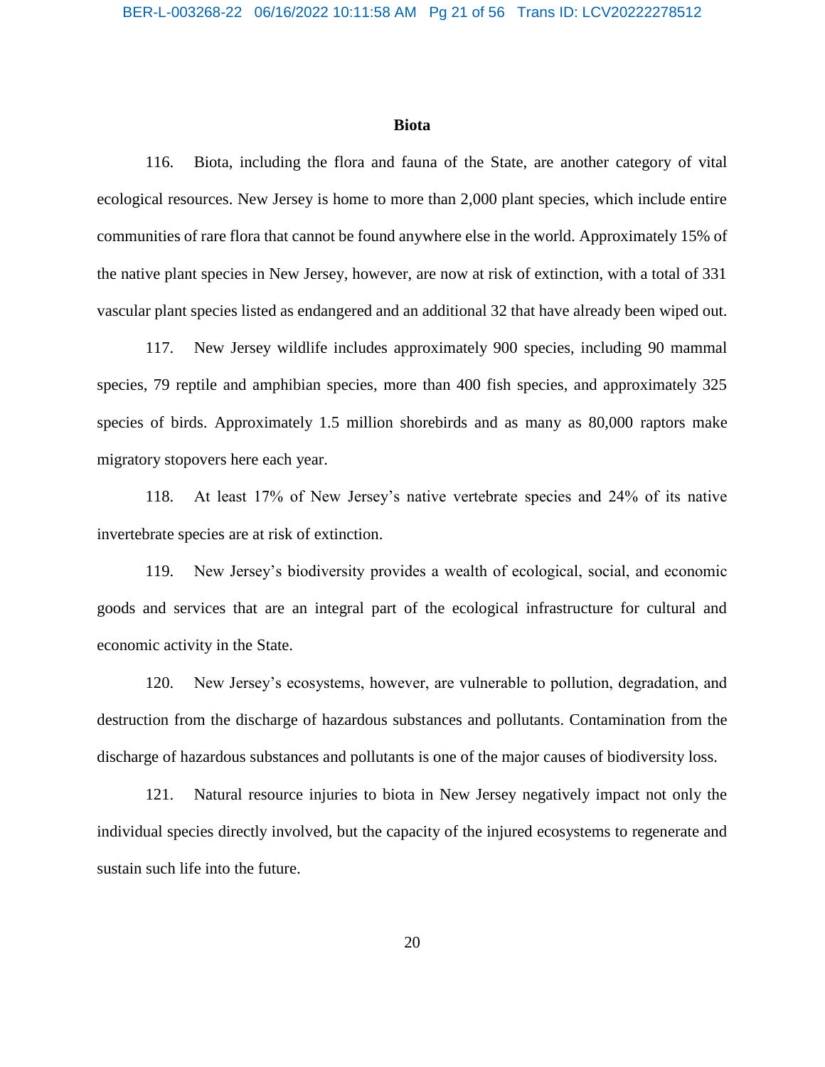**Biota**

116. Biota, including the flora and fauna of the State, are another category of vital ecological resources. New Jersey is home to more than 2,000 plant species, which include entire communities of rare flora that cannot be found anywhere else in the world. Approximately 15% of the native plant species in New Jersey, however, are now at risk of extinction, with a total of 331 vascular plant species listed as endangered and an additional 32 that have already been wiped out.

117. New Jersey wildlife includes approximately 900 species, including 90 mammal species, 79 reptile and amphibian species, more than 400 fish species, and approximately 325 species of birds. Approximately 1.5 million shorebirds and as many as 80,000 raptors make migratory stopovers here each year.

118. At least 17% of New Jersey's native vertebrate species and 24% of its native invertebrate species are at risk of extinction.

119. New Jersey's biodiversity provides a wealth of ecological, social, and economic goods and services that are an integral part of the ecological infrastructure for cultural and economic activity in the State.

120. New Jersey's ecosystems, however, are vulnerable to pollution, degradation, and destruction from the discharge of hazardous substances and pollutants. Contamination from the discharge of hazardous substances and pollutants is one of the major causes of biodiversity loss.

121. Natural resource injuries to biota in New Jersey negatively impact not only the individual species directly involved, but the capacity of the injured ecosystems to regenerate and sustain such life into the future.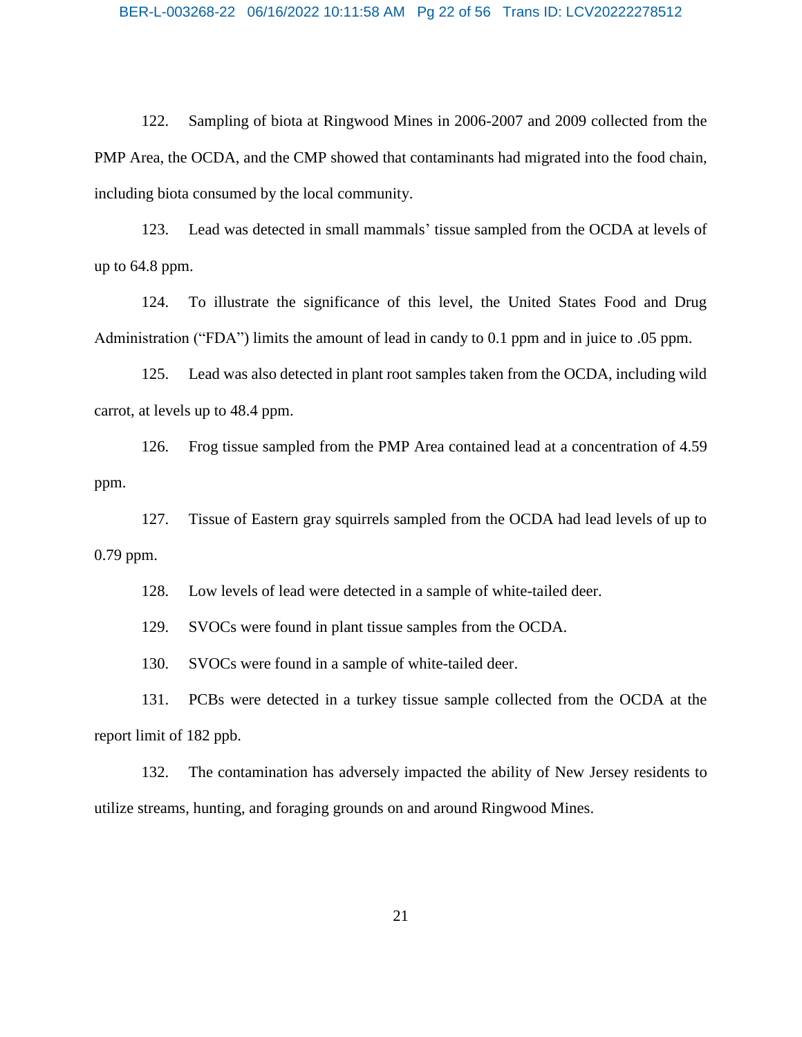122. Sampling of biota at Ringwood Mines in 2006-2007 and 2009 collected from the PMP Area, the OCDA, and the CMP showed that contaminants had migrated into the food chain, including biota consumed by the local community.

123. Lead was detected in small mammals' tissue sampled from the OCDA at levels of up to 64.8 ppm.

124. To illustrate the significance of this level, the United States Food and Drug Administration ("FDA") limits the amount of lead in candy to 0.1 ppm and in juice to .05 ppm.

125. Lead was also detected in plant root samples taken from the OCDA, including wild carrot, at levels up to 48.4 ppm.

126. Frog tissue sampled from the PMP Area contained lead at a concentration of 4.59 ppm.

127. Tissue of Eastern gray squirrels sampled from the OCDA had lead levels of up to 0.79 ppm.

128. Low levels of lead were detected in a sample of white-tailed deer.

129. SVOCs were found in plant tissue samples from the OCDA.

130. SVOCs were found in a sample of white-tailed deer.

131. PCBs were detected in a turkey tissue sample collected from the OCDA at the report limit of 182 ppb.

132. The contamination has adversely impacted the ability of New Jersey residents to utilize streams, hunting, and foraging grounds on and around Ringwood Mines.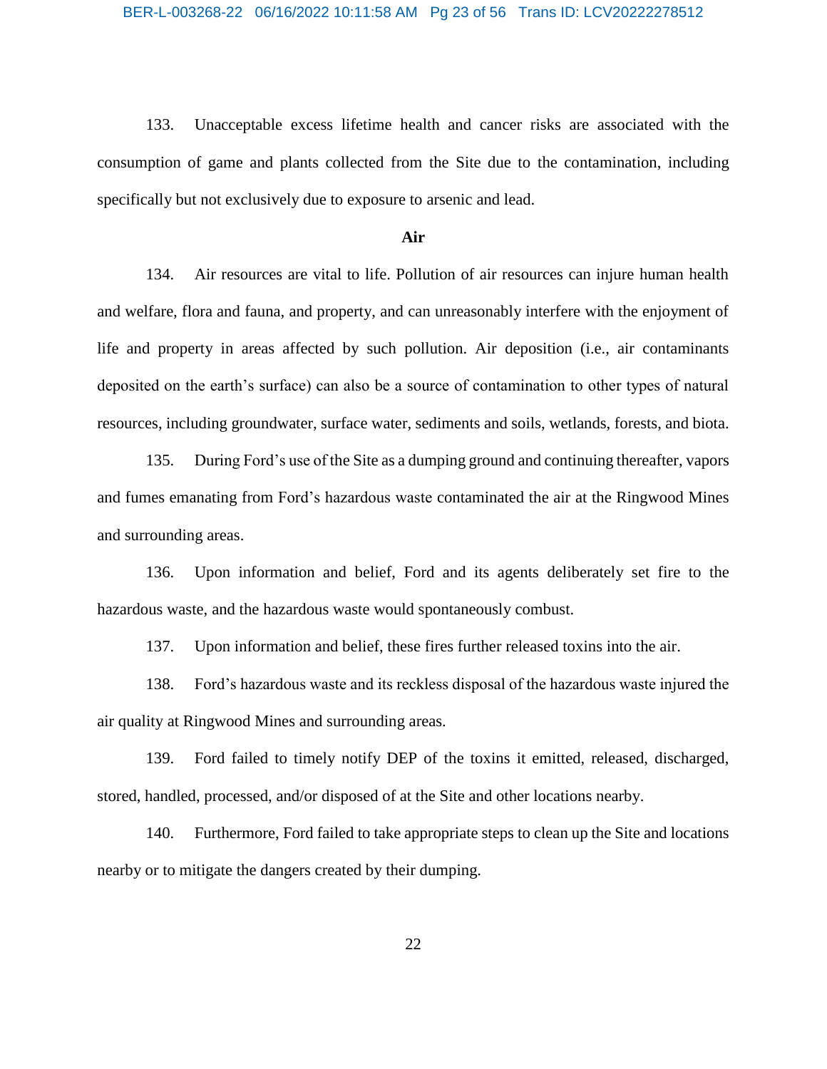133. Unacceptable excess lifetime health and cancer risks are associated with the consumption of game and plants collected from the Site due to the contamination, including specifically but not exclusively due to exposure to arsenic and lead.

**Air**

134. Air resources are vital to life. Pollution of air resources can injure human health and welfare, flora and fauna, and property, and can unreasonably interfere with the enjoyment of life and property in areas affected by such pollution. Air deposition (i.e., air contaminants deposited on the earth's surface) can also be a source of contamination to other types of natural resources, including groundwater, surface water, sediments and soils, wetlands, forests, and biota.

135. During Ford's use of the Site as a dumping ground and continuing thereafter, vapors and fumes emanating from Ford's hazardous waste contaminated the air at the Ringwood Mines and surrounding areas.

136. Upon information and belief, Ford and its agents deliberately set fire to the hazardous waste, and the hazardous waste would spontaneously combust.

137. Upon information and belief, these fires further released toxins into the air.

138. Ford's hazardous waste and its reckless disposal of the hazardous waste injured the air quality at Ringwood Mines and surrounding areas.

139. Ford failed to timely notify DEP of the toxins it emitted, released, discharged, stored, handled, processed, and/or disposed of at the Site and other locations nearby.

140. Furthermore, Ford failed to take appropriate steps to clean up the Site and locations nearby or to mitigate the dangers created by their dumping.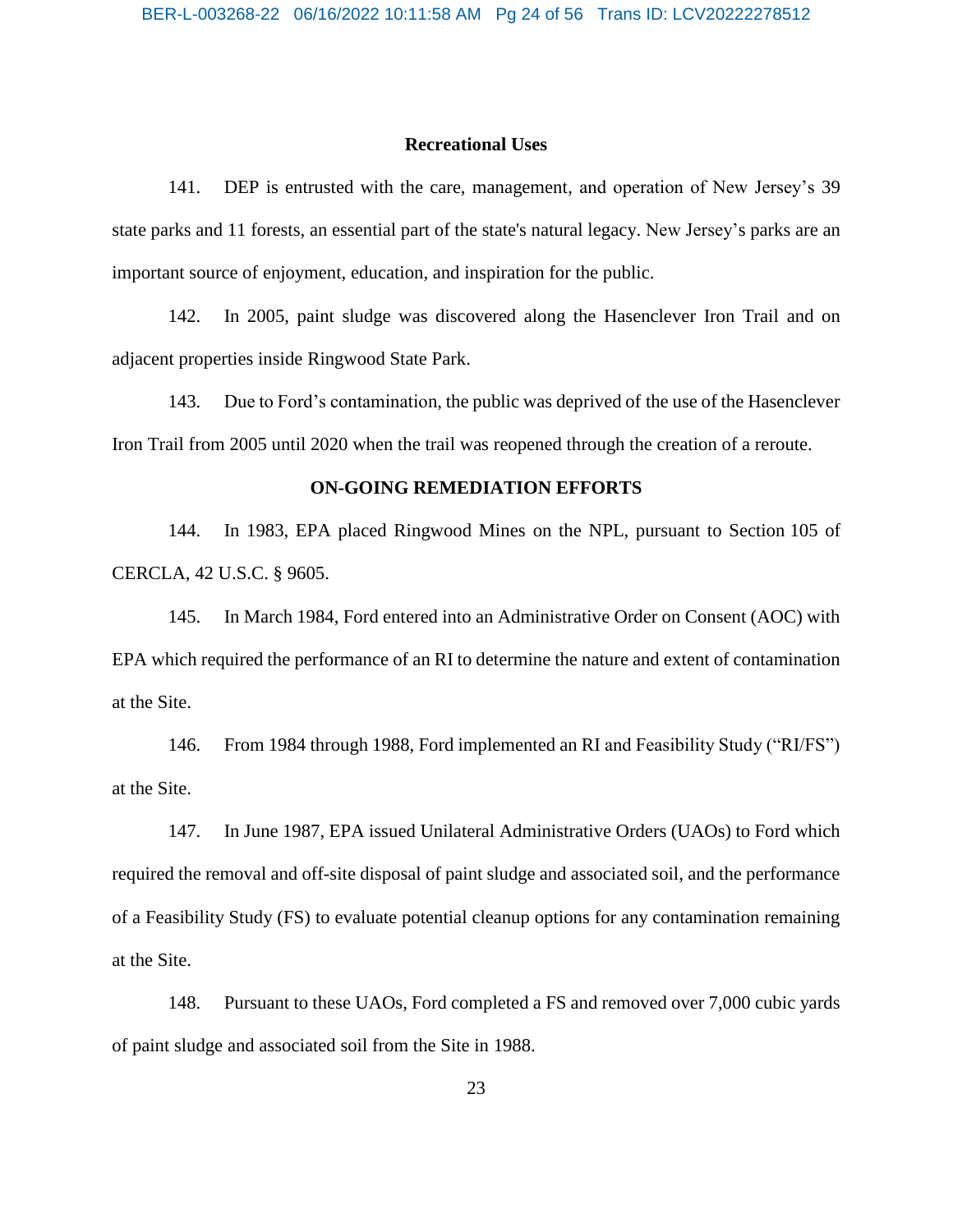### Recreational Uses

141. DEP is entrusted with the care, management, and operation of New Jersey's 39 state parks and 11 forests, an essential part of the state's natural legacy. New Jersey's parks are an important source of enjoyment, education, and inspiration for the public.

142. In 2005, paint sludge was discovered along the Hasenclever Iron Trail and on adjacent properties inside Ringwood State Park.

143. Due to Ford's contamination, the public was deprived of the use of the Hasenclever Iron Trail from 2005 until 2020 when the trail was reopened through the creation of a reroute.

## ON-GOING REMEDIATION EFFORTS

144. In 1983, EPA placed Ringwood Mines on the NPL, pursuant to Section 105 of CERCLA, 42 U.S.C. § 9605.

145. In March 1984, Ford entered into an Administrative Order on Consent (AOC) with EPA which required the performance of an RI to determine the nature and extent of contamination at the Site.

146. From 1984 through 1988, Ford implemented an RI and Feasibility Study ("RI/FS") at the Site.

147. In June 1987, EPA issued Unilateral Administrative Orders (UAOs) to Ford which required the removal and off-site disposal of paint sludge and associated soil, and the performance of a Feasibility Study (FS) to evaluate potential cleanup options for any contamination remaining at the Site.

148. Pursuant to these UAOs, Ford completed a FS and removed over 7,000 cubic yards of paint sludge and associated soil from the Site in 1988.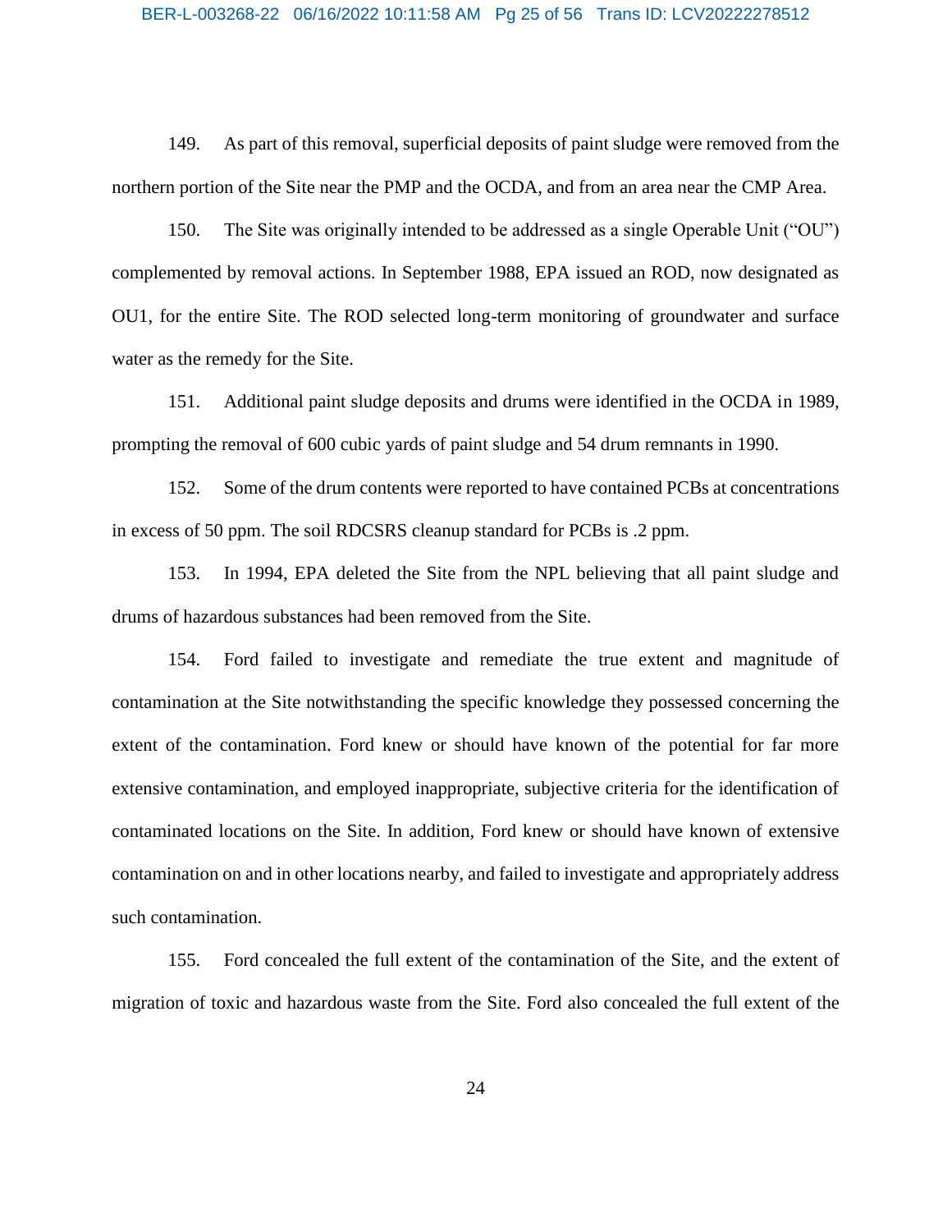149. As part of this removal, superficial deposits of paint sludge were removed from the northern portion of the Site near the PMP and the OCDA, and from an area near the CMP Area.

150. The Site was originally intended to be addressed as a single Operable Unit ("OU") complemented by removal actions. In September 1988, EPA issued an ROD, now designated as OU1, for the entire Site. The ROD selected long-term monitoring of groundwater and surface water as the remedy for the Site.

151. Additional paint sludge deposits and drums were identified in the OCDA in 1989, prompting the removal of 600 cubic yards of paint sludge and 54 drum remnants in 1990.

152. Some of the drum contents were reported to have contained PCBs at concentrations in excess of 50 ppm. The soil RDCSRS cleanup standard for PCBs is .2 ppm.

153. In 1994, EPA deleted the Site from the NPL believing that all paint sludge and drums of hazardous substances had been removed from the Site.

154. Ford failed to investigate and remediate the true extent and magnitude of contamination at the Site notwithstanding the specific knowledge they possessed concerning the extent of the contamination. Ford knew or should have known of the potential for far more extensive contamination, and employed inappropriate, subjective criteria for the identification of contaminated locations on the Site. In addition, Ford knew or should have known of extensive contamination on and in other locations nearby, and failed to investigate and appropriately address such contamination.

155. Ford concealed the full extent of the contamination of the Site, and the extent of migration of toxic and hazardous waste from the Site. Ford also concealed the full extent of the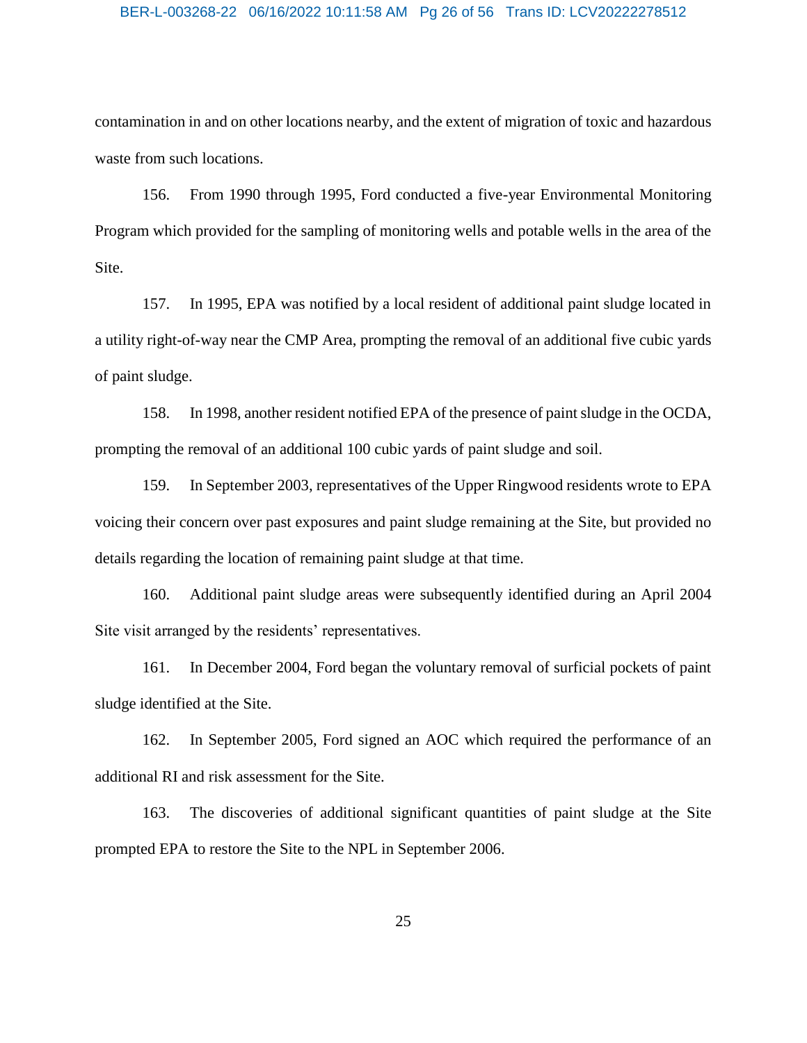contamination in and on other locations nearby, and the extent of migration of toxic and hazardous waste from such locations.

156. From 1990 through 1995, Ford conducted a five-year Environmental Monitoring Program which provided for the sampling of monitoring wells and potable wells in the area of the Site.

157. In 1995, EPA was notified by a local resident of additional paint sludge located in a utility right-of-way near the CMP Area, prompting the removal of an additional five cubic yards of paint sludge.

158. In 1998, another resident notified EPA of the presence of paint sludge in the OCDA, prompting the removal of an additional 100 cubic yards of paint sludge and soil.

159. In September 2003, representatives of the Upper Ringwood residents wrote to EPA voicing their concern over past exposures and paint sludge remaining at the Site, but provided no details regarding the location of remaining paint sludge at that time.

160. Additional paint sludge areas were subsequently identified during an April 2004 Site visit arranged by the residents' representatives.

161. In December 2004, Ford began the voluntary removal of surficial pockets of paint sludge identified at the Site.

162. In September 2005, Ford signed an AOC which required the performance of an additional RI and risk assessment for the Site.

163. The discoveries of additional significant quantities of paint sludge at the Site prompted EPA to restore the Site to the NPL in September 2006.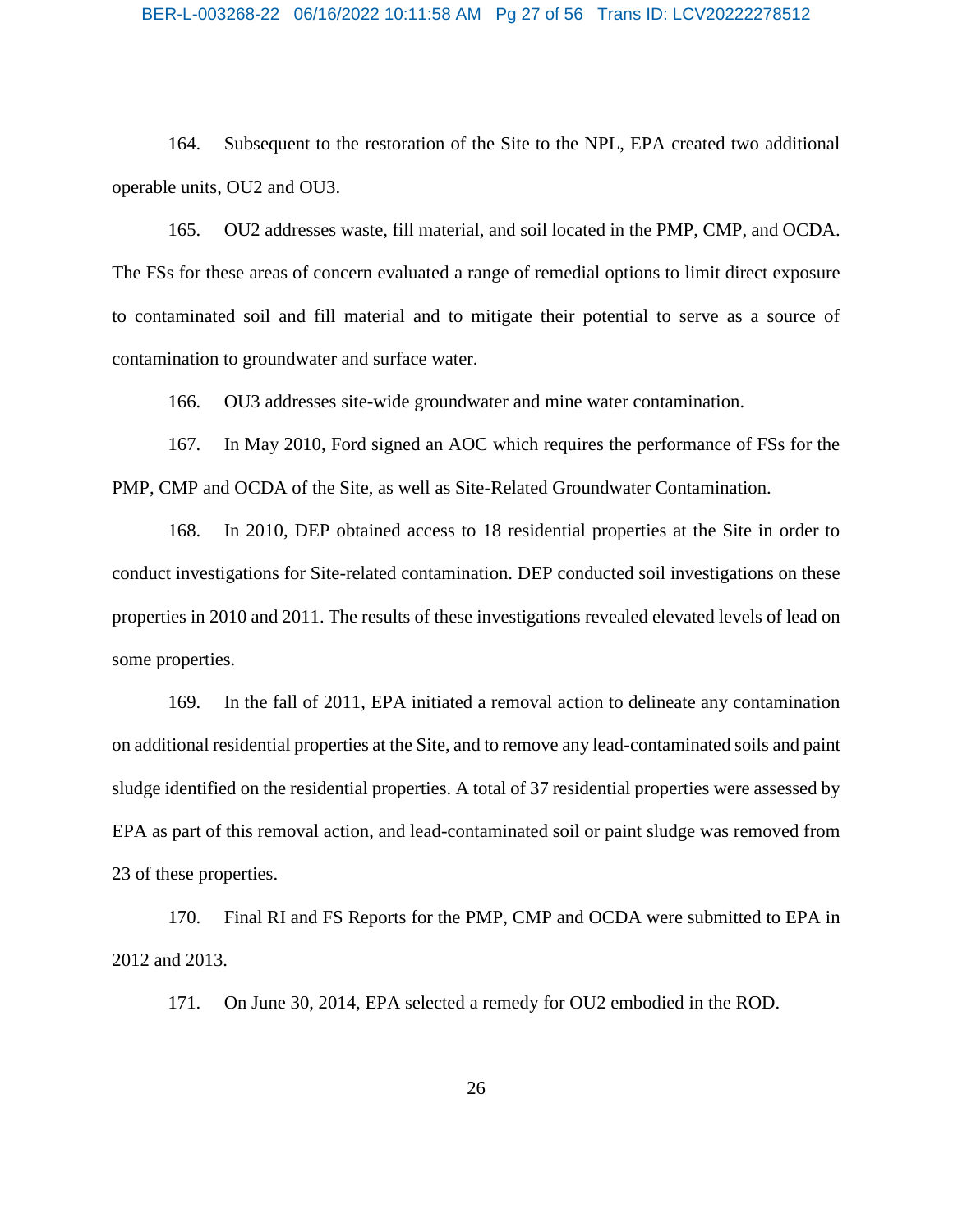164. Subsequent to the restoration of the Site to the NPL, EPA created two additional operable units, OU2 and OU3.

165. OU2 addresses waste, fill material, and soil located in the PMP, CMP, and OCDA. The FSs for these areas of concern evaluated a range of remedial options to limit direct exposure to contaminated soil and fill material and to mitigate their potential to serve as a source of contamination to groundwater and surface water.

166. OU3 addresses site-wide groundwater and mine water contamination.

167. In May 2010, Ford signed an AOC which requires the performance of FSs for the PMP, CMP and OCDA of the Site, as well as Site-Related Groundwater Contamination.

168. In 2010, DEP obtained access to 18 residential properties at the Site in order to conduct investigations for Site-related contamination. DEP conducted soil investigations on these properties in 2010 and 2011. The results of these investigations revealed elevated levels of lead on some properties.

169. In the fall of 2011, EPA initiated a removal action to delineate any contamination on additional residential properties at the Site, and to remove any lead-contaminated soils and paint sludge identified on the residential properties. A total of 37 residential properties were assessed by EPA as part of this removal action, and lead-contaminated soil or paint sludge was removed from 23 of these properties.

170. Final RI and FS Reports for the PMP, CMP and OCDA were submitted to EPA in 2012 and 2013.

171. On June 30, 2014, EPA selected a remedy for OU2 embodied in the ROD.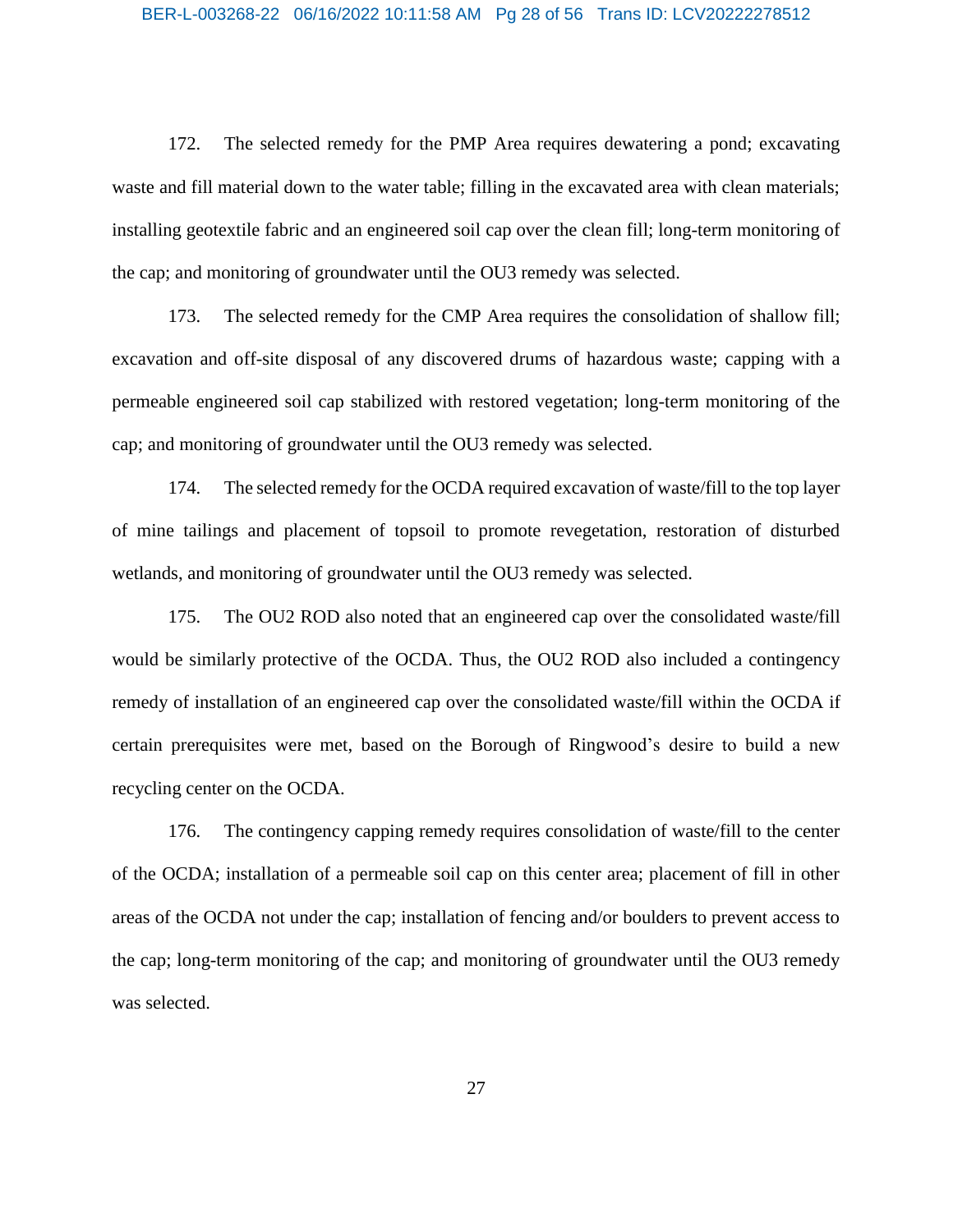172. The selected remedy for the PMP Area requires dewatering a pond; excavating waste and fill material down to the water table; filling in the excavated area with clean materials; installing geotextile fabric and an engineered soil cap over the clean fill; long-term monitoring of the cap; and monitoring of groundwater until the OU3 remedy was selected.

173. The selected remedy for the CMP Area requires the consolidation of shallow fill; excavation and off-site disposal of any discovered drums of hazardous waste; capping with a permeable engineered soil cap stabilized with restored vegetation; long-term monitoring of the cap; and monitoring of groundwater until the OU3 remedy was selected.

174. The selected remedy for the OCDA required excavation of waste/fill to the top layer of mine tailings and placement of topsoil to promote revegetation, restoration of disturbed wetlands, and monitoring of groundwater until the OU3 remedy was selected.

175. The OU2 ROD also noted that an engineered cap over the consolidated waste/fill would be similarly protective of the OCDA. Thus, the OU2 ROD also included a contingency remedy of installation of an engineered cap over the consolidated waste/fill within the OCDA if certain prerequisites were met, based on the Borough of Ringwood's desire to build a new recycling center on the OCDA.

176. The contingency capping remedy requires consolidation of waste/fill to the center of the OCDA; installation of a permeable soil cap on this center area; placement of fill in other areas of the OCDA not under the cap; installation of fencing and/or boulders to prevent access to the cap; long-term monitoring of the cap; and monitoring of groundwater until the OU3 remedy was selected.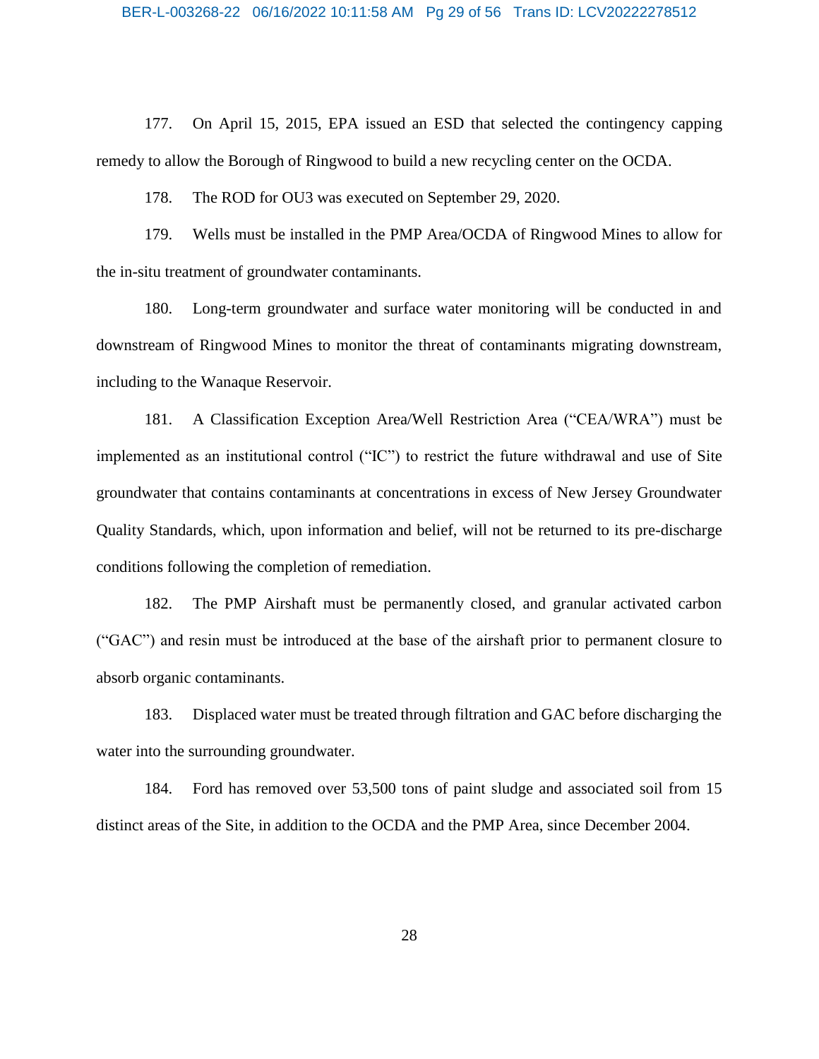177. On April 15, 2015, EPA issued an ESD that selected the contingency capping remedy to allow the Borough of Ringwood to build a new recycling center on the OCDA.

178. The ROD for OU3 was executed on September 29, 2020.

179. Wells must be installed in the PMP Area/OCDA of Ringwood Mines to allow for the in-situ treatment of groundwater contaminants.

180. Long-term groundwater and surface water monitoring will be conducted in and downstream of Ringwood Mines to monitor the threat of contaminants migrating downstream, including to the Wanaque Reservoir.

181. A Classification Exception Area/Well Restriction Area ("CEA/WRA") must be implemented as an institutional control ("IC") to restrict the future withdrawal and use of Site groundwater that contains contaminants at concentrations in excess of New Jersey Groundwater Quality Standards, which, upon information and belief, will not be returned to its pre-discharge conditions following the completion of remediation.

182. The PMP Airshaft must be permanently closed, and granular activated carbon ("GAC") and resin must be introduced at the base of the airshaft prior to permanent closure to absorb organic contaminants.

183. Displaced water must be treated through filtration and GAC before discharging the water into the surrounding groundwater.

184. Ford has removed over 53,500 tons of paint sludge and associated soil from 15 distinct areas of the Site, in addition to the OCDA and the PMP Area, since December 2004.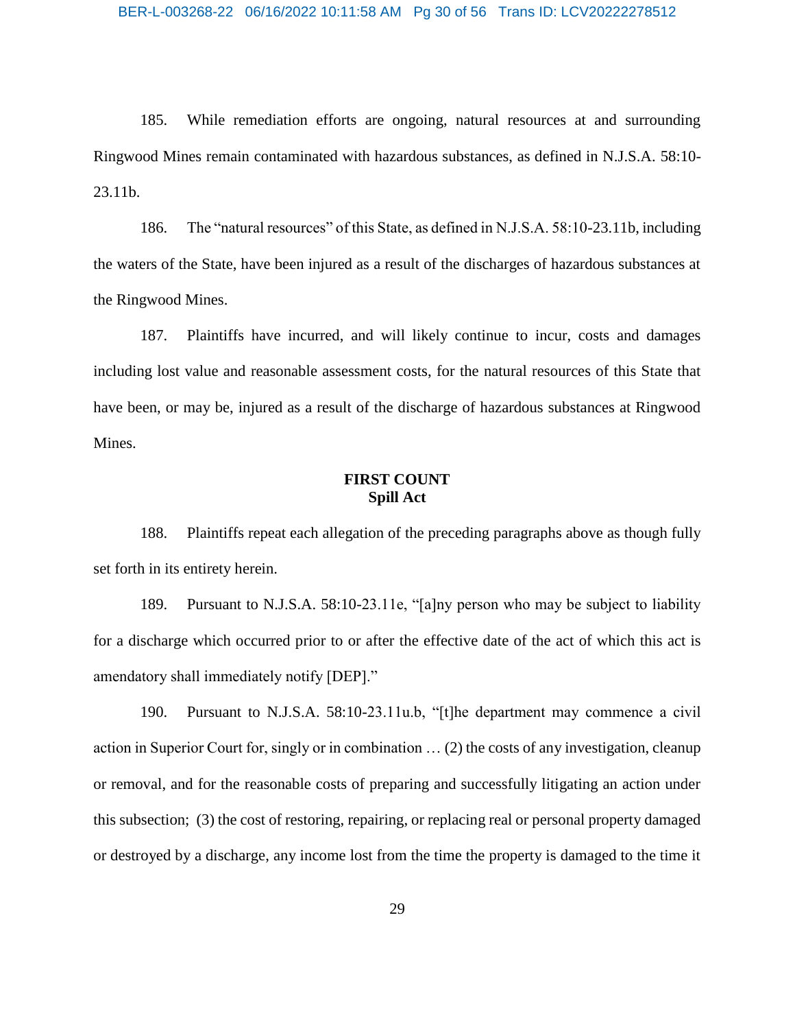185. While remediation efforts are ongoing, natural resources at and surrounding Ringwood Mines remain contaminated with hazardous substances, as defined in N.J.S.A. 58:10-23.11b.

186. The "natural resources" of this State, as defined in N.J.S.A. 58:10-23.11b, including the waters of the State, have been injured as a result of the discharges of hazardous substances at the Ringwood Mines.

187. Plaintiffs have incurred, and will likely continue to incur, costs and damages including lost value and reasonable assessment costs, for the natural resources of this State that have been, or may be, injured as a result of the discharge of hazardous substances at Ringwood Mines.

**FIRST COUNT**
**Spill Act**

188. Plaintiffs repeat each allegation of the preceding paragraphs above as though fully set forth in its entirety herein.

189. Pursuant to N.J.S.A. 58:10-23.11e, "[a]ny person who may be subject to liability for a discharge which occurred prior to or after the effective date of the act of which this act is amendatory shall immediately notify [DEP]."

190. Pursuant to N.J.S.A. 58:10-23.11u.b, "[t]he department may commence a civil action in Superior Court for, singly or in combination … (2) the costs of any investigation, cleanup or removal, and for the reasonable costs of preparing and successfully litigating an action under this subsection; (3) the cost of restoring, repairing, or replacing real or personal property damaged or destroyed by a discharge, any income lost from the time the property is damaged to the time it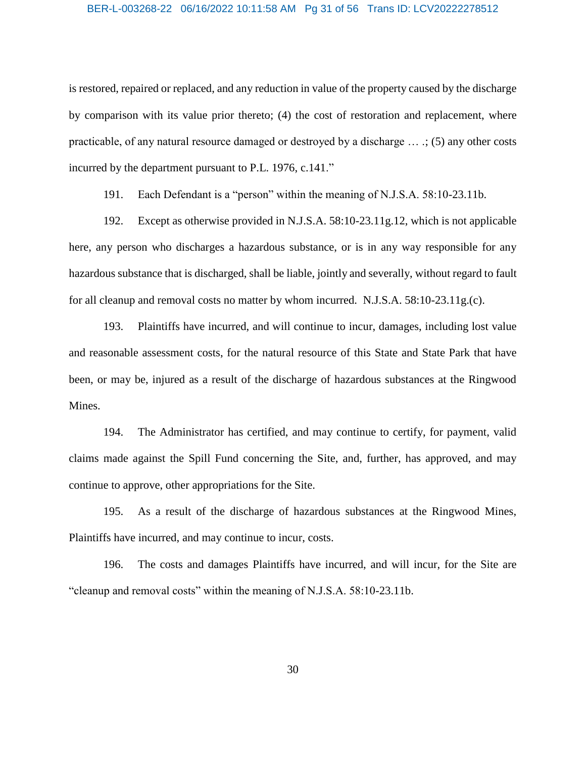is restored, repaired or replaced, and any reduction in value of the property caused by the discharge by comparison with its value prior thereto; (4) the cost of restoration and replacement, where practicable, of any natural resource damaged or destroyed by a discharge … .; (5) any other costs incurred by the department pursuant to P.L. 1976, c.141."

191. Each Defendant is a "person" within the meaning of N.J.S.A. 58:10-23.11b.

192. Except as otherwise provided in N.J.S.A. 58:10-23.11g.12, which is not applicable here, any person who discharges a hazardous substance, or is in any way responsible for any hazardous substance that is discharged, shall be liable, jointly and severally, without regard to fault for all cleanup and removal costs no matter by whom incurred. N.J.S.A. 58:10-23.11g.(c).

193. Plaintiffs have incurred, and will continue to incur, damages, including lost value and reasonable assessment costs, for the natural resource of this State and State Park that have been, or may be, injured as a result of the discharge of hazardous substances at the Ringwood Mines.

194. The Administrator has certified, and may continue to certify, for payment, valid claims made against the Spill Fund concerning the Site, and, further, has approved, and may continue to approve, other appropriations for the Site.

195. As a result of the discharge of hazardous substances at the Ringwood Mines, Plaintiffs have incurred, and may continue to incur, costs.

196. The costs and damages Plaintiffs have incurred, and will incur, for the Site are "cleanup and removal costs" within the meaning of N.J.S.A. 58:10-23.11b.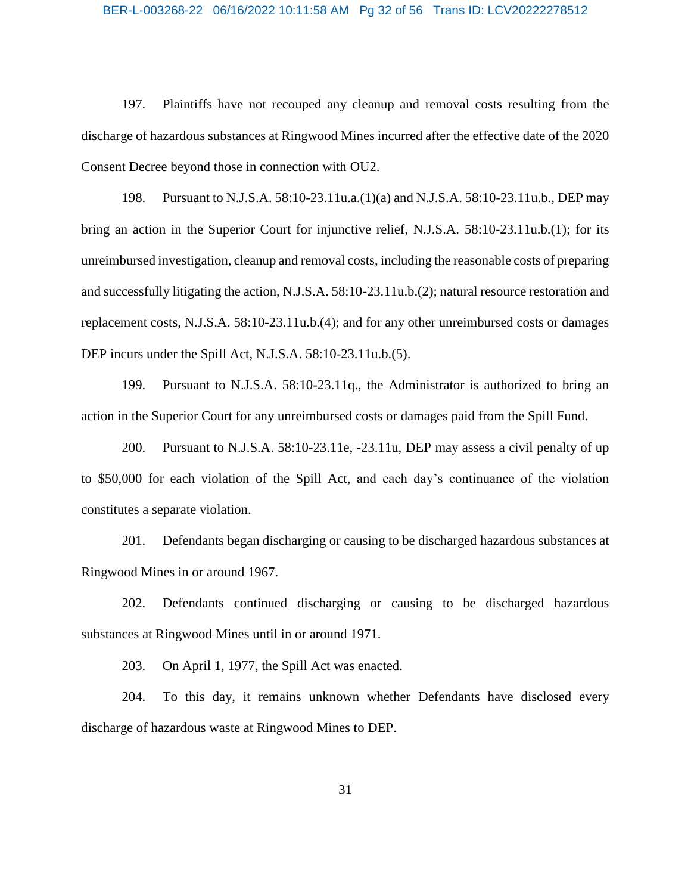197. Plaintiffs have not recouped any cleanup and removal costs resulting from the discharge of hazardous substances at Ringwood Mines incurred after the effective date of the 2020 Consent Decree beyond those in connection with OU2.

198. Pursuant to N.J.S.A. 58:10-23.11u.a.(1)(a) and N.J.S.A. 58:10-23.11u.b., DEP may bring an action in the Superior Court for injunctive relief, N.J.S.A. 58:10-23.11u.b.(1); for its unreimbursed investigation, cleanup and removal costs, including the reasonable costs of preparing and successfully litigating the action, N.J.S.A. 58:10-23.11u.b.(2); natural resource restoration and replacement costs, N.J.S.A. 58:10-23.11u.b.(4); and for any other unreimbursed costs or damages DEP incurs under the Spill Act, N.J.S.A. 58:10-23.11u.b.(5).

199. Pursuant to N.J.S.A. 58:10-23.11q., the Administrator is authorized to bring an action in the Superior Court for any unreimbursed costs or damages paid from the Spill Fund.

200. Pursuant to N.J.S.A. 58:10-23.11e, -23.11u, DEP may assess a civil penalty of up to $50,000 for each violation of the Spill Act, and each day's continuance of the violation constitutes a separate violation.

201. Defendants began discharging or causing to be discharged hazardous substances at Ringwood Mines in or around 1967.

202. Defendants continued discharging or causing to be discharged hazardous substances at Ringwood Mines until in or around 1971.

203. On April 1, 1977, the Spill Act was enacted.

204. To this day, it remains unknown whether Defendants have disclosed every discharge of hazardous waste at Ringwood Mines to DEP.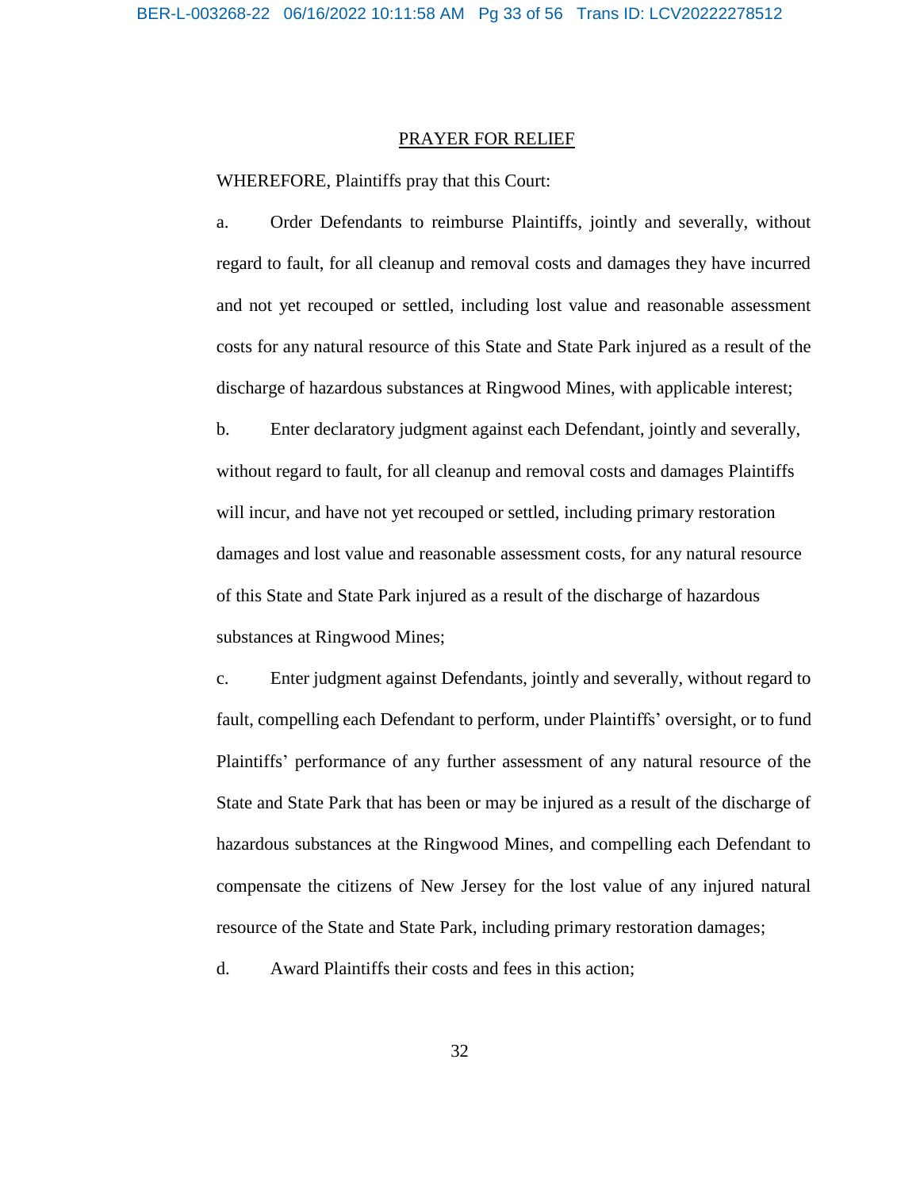## PRAYER FOR RELIEF

WHEREFORE, Plaintiffs pray that this Court:

a. Order Defendants to reimburse Plaintiffs, jointly and severally, without regard to fault, for all cleanup and removal costs and damages they have incurred and not yet recouped or settled, including lost value and reasonable assessment costs for any natural resource of this State and State Park injured as a result of the discharge of hazardous substances at Ringwood Mines, with applicable interest;

b. Enter declaratory judgment against each Defendant, jointly and severally, without regard to fault, for all cleanup and removal costs and damages Plaintiffs will incur, and have not yet recouped or settled, including primary restoration damages and lost value and reasonable assessment costs, for any natural resource of this State and State Park injured as a result of the discharge of hazardous substances at Ringwood Mines;

c. Enter judgment against Defendants, jointly and severally, without regard to fault, compelling each Defendant to perform, under Plaintiffs' oversight, or to fund Plaintiffs' performance of any further assessment of any natural resource of the State and State Park that has been or may be injured as a result of the discharge of hazardous substances at the Ringwood Mines, and compelling each Defendant to compensate the citizens of New Jersey for the lost value of any injured natural resource of the State and State Park, including primary restoration damages;

d. Award Plaintiffs their costs and fees in this action;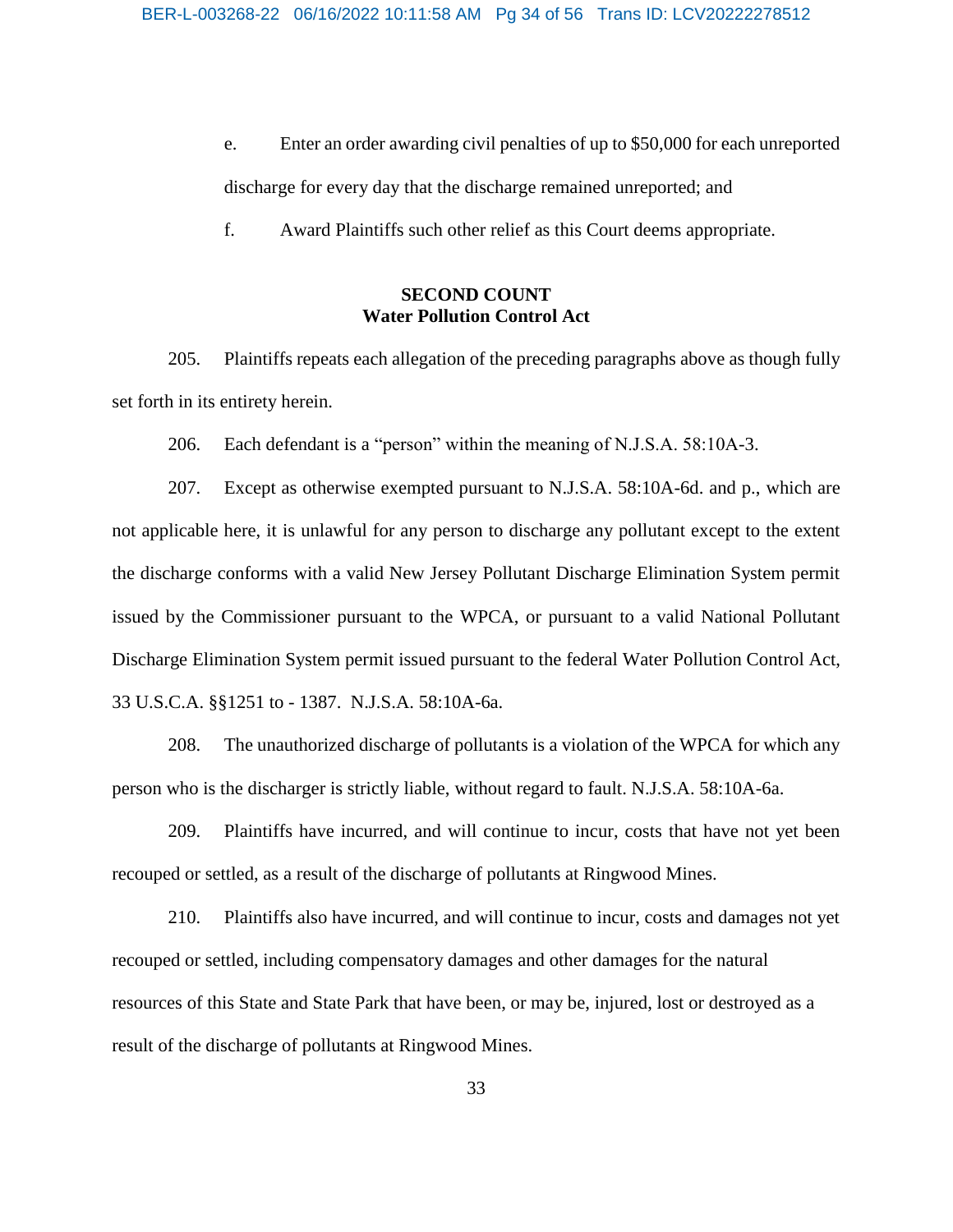e. Enter an order awarding civil penalties of up to $50,000 for each unreported discharge for every day that the discharge remained unreported; and

f. Award Plaintiffs such other relief as this Court deems appropriate.

## SECOND COUNT
## Water Pollution Control Act

205. Plaintiffs repeats each allegation of the preceding paragraphs above as though fully set forth in its entirety herein.

206. Each defendant is a "person" within the meaning of N.J.S.A. 58:10A-3.

207. Except as otherwise exempted pursuant to N.J.S.A. 58:10A-6d. and p., which are not applicable here, it is unlawful for any person to discharge any pollutant except to the extent the discharge conforms with a valid New Jersey Pollutant Discharge Elimination System permit issued by the Commissioner pursuant to the WPCA, or pursuant to a valid National Pollutant Discharge Elimination System permit issued pursuant to the federal Water Pollution Control Act, 33 U.S.C.A. §§1251 to - 1387. N.J.S.A. 58:10A-6a.

208. The unauthorized discharge of pollutants is a violation of the WPCA for which any person who is the discharger is strictly liable, without regard to fault. N.J.S.A. 58:10A-6a.

209. Plaintiffs have incurred, and will continue to incur, costs that have not yet been recouped or settled, as a result of the discharge of pollutants at Ringwood Mines.

210. Plaintiffs also have incurred, and will continue to incur, costs and damages not yet recouped or settled, including compensatory damages and other damages for the natural resources of this State and State Park that have been, or may be, injured, lost or destroyed as a result of the discharge of pollutants at Ringwood Mines.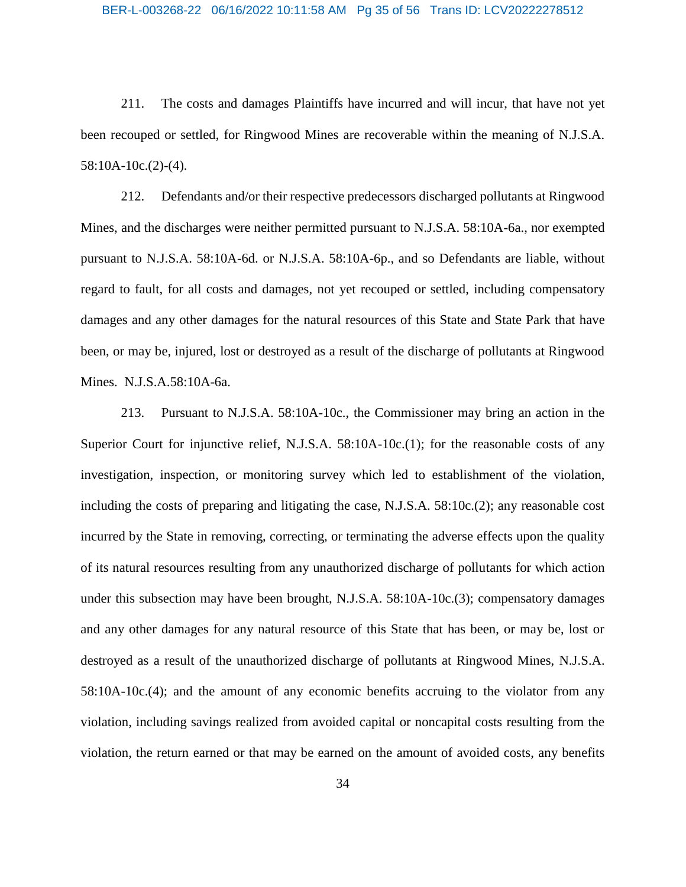211. The costs and damages Plaintiffs have incurred and will incur, that have not yet been recouped or settled, for Ringwood Mines are recoverable within the meaning of N.J.S.A. 58:10A-10c.(2)-(4).

212. Defendants and/or their respective predecessors discharged pollutants at Ringwood Mines, and the discharges were neither permitted pursuant to N.J.S.A. 58:10A-6a., nor exempted pursuant to N.J.S.A. 58:10A-6d. or N.J.S.A. 58:10A-6p., and so Defendants are liable, without regard to fault, for all costs and damages, not yet recouped or settled, including compensatory damages and any other damages for the natural resources of this State and State Park that have been, or may be, injured, lost or destroyed as a result of the discharge of pollutants at Ringwood Mines. N.J.S.A.58:10A-6a.

213. Pursuant to N.J.S.A. 58:10A-10c., the Commissioner may bring an action in the Superior Court for injunctive relief, N.J.S.A. 58:10A-10c.(1); for the reasonable costs of any investigation, inspection, or monitoring survey which led to establishment of the violation, including the costs of preparing and litigating the case, N.J.S.A. 58:10c.(2); any reasonable cost incurred by the State in removing, correcting, or terminating the adverse effects upon the quality of its natural resources resulting from any unauthorized discharge of pollutants for which action under this subsection may have been brought, N.J.S.A. 58:10A-10c.(3); compensatory damages and any other damages for any natural resource of this State that has been, or may be, lost or destroyed as a result of the unauthorized discharge of pollutants at Ringwood Mines, N.J.S.A. 58:10A-10c.(4); and the amount of any economic benefits accruing to the violator from any violation, including savings realized from avoided capital or noncapital costs resulting from the violation, the return earned or that may be earned on the amount of avoided costs, any benefits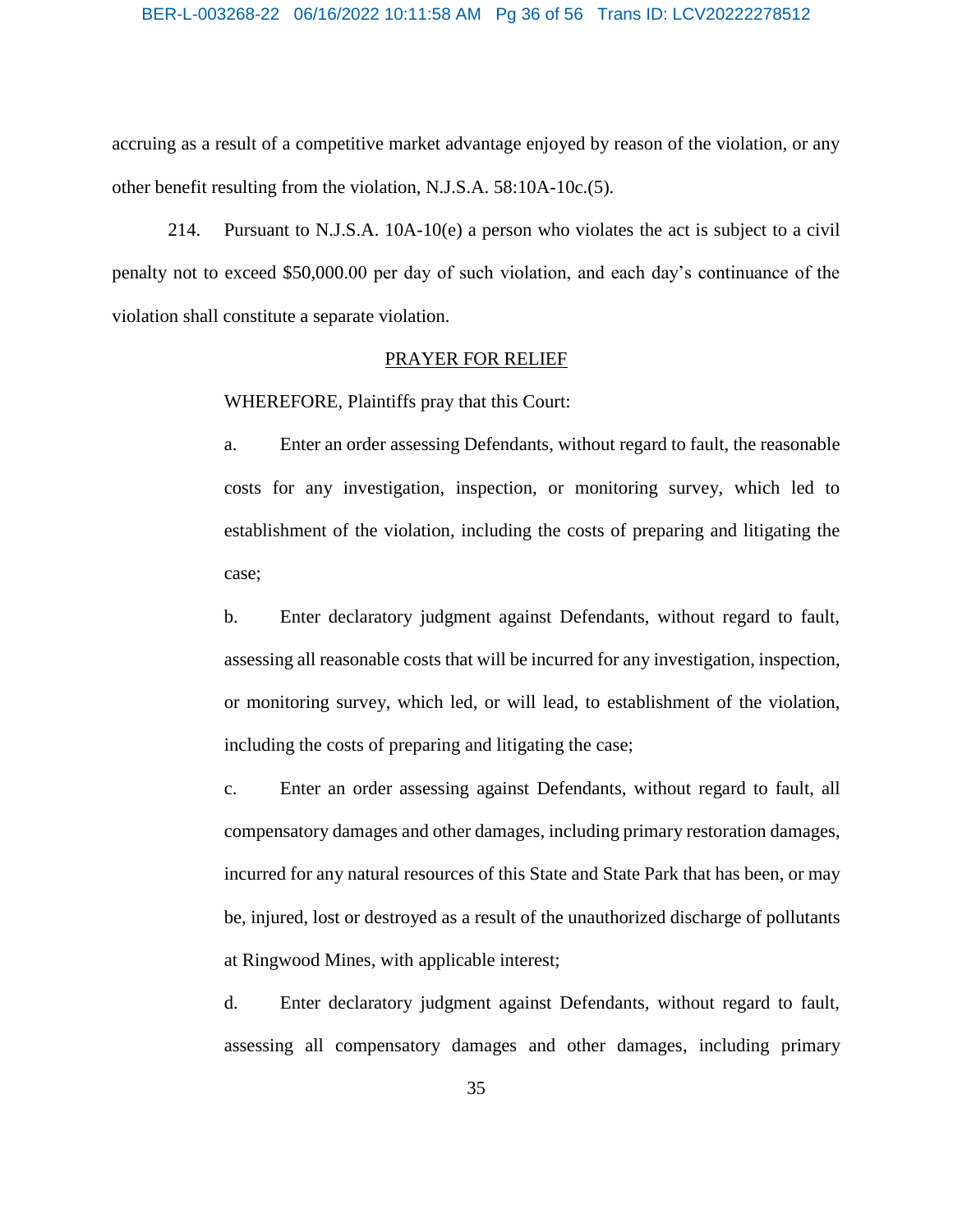accruing as a result of a competitive market advantage enjoyed by reason of the violation, or any other benefit resulting from the violation, N.J.S.A. 58:10A-10c.(5).

214. Pursuant to N.J.S.A. 10A-10(e) a person who violates the act is subject to a civil penalty not to exceed $50,000.00 per day of such violation, and each day's continuance of the violation shall constitute a separate violation.

## PRAYER FOR RELIEF

WHEREFORE, Plaintiffs pray that this Court:

a. Enter an order assessing Defendants, without regard to fault, the reasonable costs for any investigation, inspection, or monitoring survey, which led to establishment of the violation, including the costs of preparing and litigating the case;

b. Enter declaratory judgment against Defendants, without regard to fault, assessing all reasonable costs that will be incurred for any investigation, inspection, or monitoring survey, which led, or will lead, to establishment of the violation, including the costs of preparing and litigating the case;

c. Enter an order assessing against Defendants, without regard to fault, all compensatory damages and other damages, including primary restoration damages, incurred for any natural resources of this State and State Park that has been, or may be, injured, lost or destroyed as a result of the unauthorized discharge of pollutants at Ringwood Mines, with applicable interest;

d. Enter declaratory judgment against Defendants, without regard to fault, assessing all compensatory damages and other damages, including primary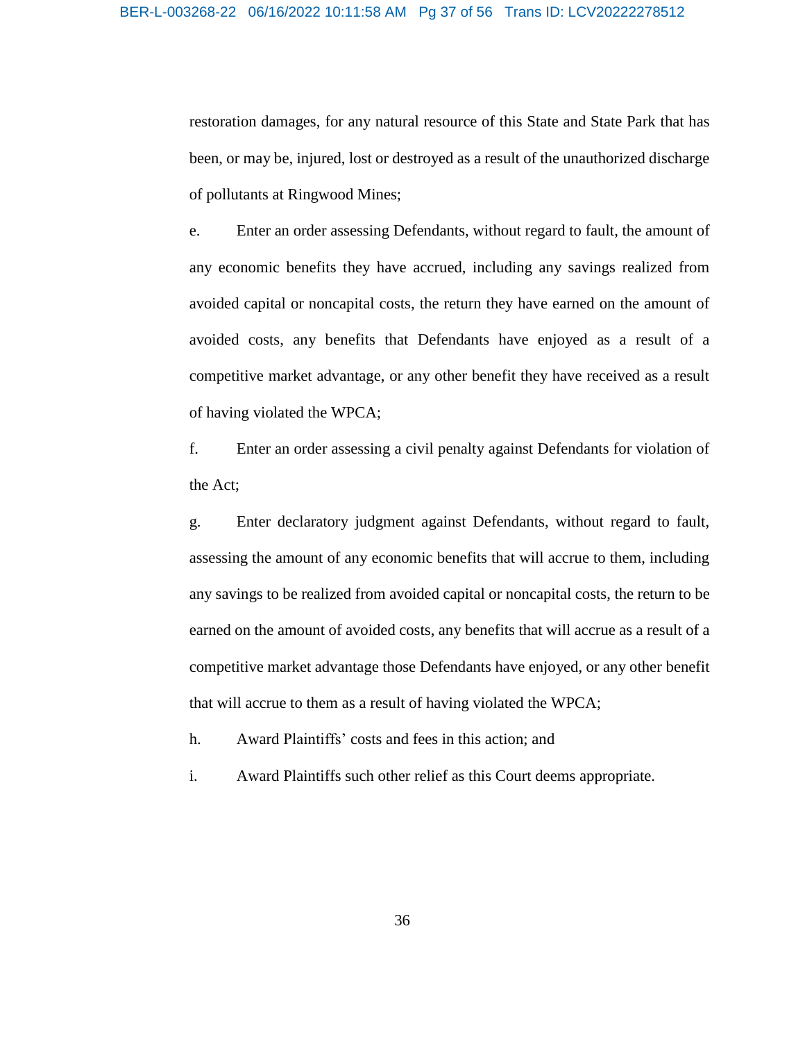restoration damages, for any natural resource of this State and State Park that has been, or may be, injured, lost or destroyed as a result of the unauthorized discharge of pollutants at Ringwood Mines;

e. Enter an order assessing Defendants, without regard to fault, the amount of any economic benefits they have accrued, including any savings realized from avoided capital or noncapital costs, the return they have earned on the amount of avoided costs, any benefits that Defendants have enjoyed as a result of a competitive market advantage, or any other benefit they have received as a result of having violated the WPCA;

f. Enter an order assessing a civil penalty against Defendants for violation of the Act;

g. Enter declaratory judgment against Defendants, without regard to fault, assessing the amount of any economic benefits that will accrue to them, including any savings to be realized from avoided capital or noncapital costs, the return to be earned on the amount of avoided costs, any benefits that will accrue as a result of a competitive market advantage those Defendants have enjoyed, or any other benefit that will accrue to them as a result of having violated the WPCA;

h. Award Plaintiffs' costs and fees in this action; and

i. Award Plaintiffs such other relief as this Court deems appropriate.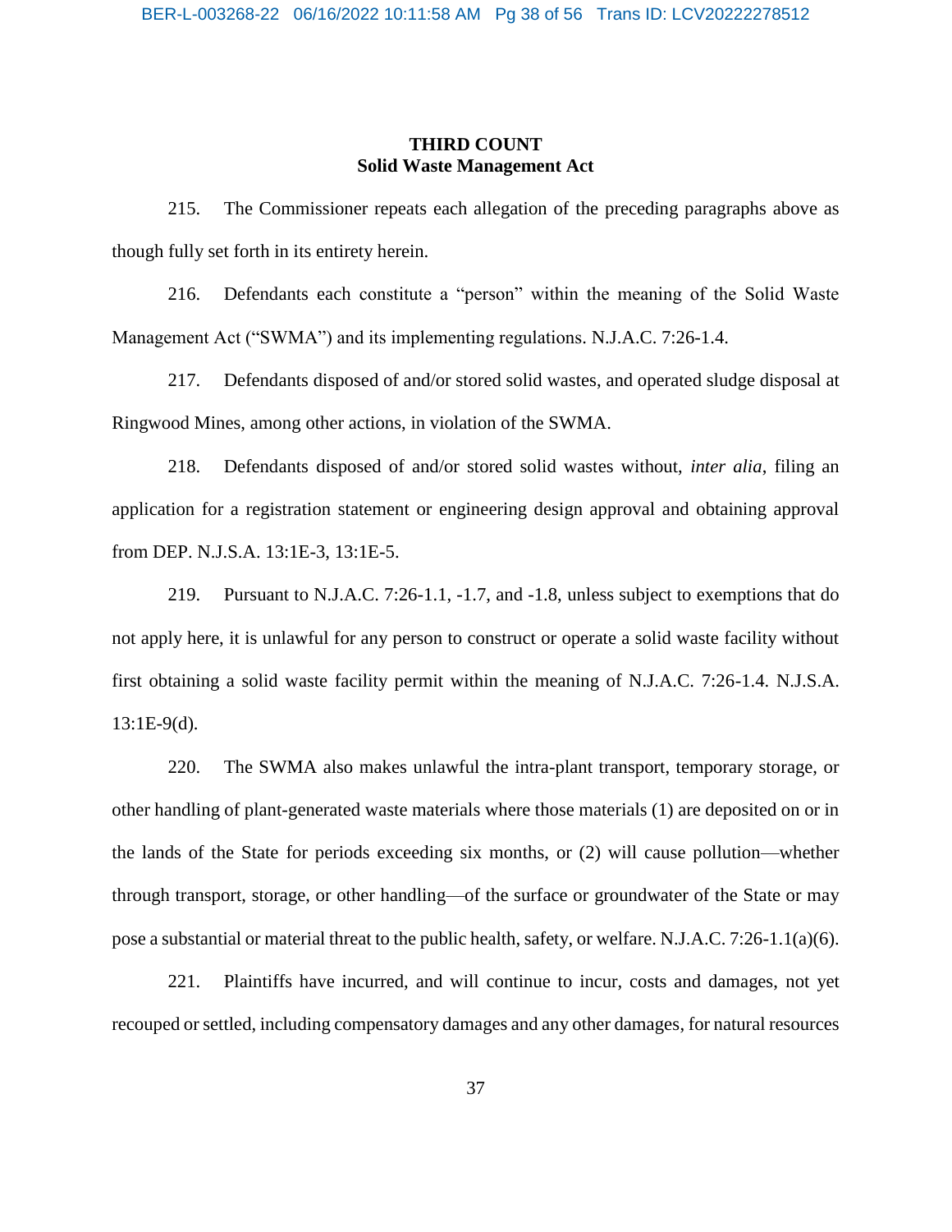## THIRD COUNT
## Solid Waste Management Act

215. The Commissioner repeats each allegation of the preceding paragraphs above as though fully set forth in its entirety herein.

216. Defendants each constitute a "person" within the meaning of the Solid Waste Management Act ("SWMA") and its implementing regulations. N.J.A.C. 7:26-1.4.

217. Defendants disposed of and/or stored solid wastes, and operated sludge disposal at Ringwood Mines, among other actions, in violation of the SWMA.

218. Defendants disposed of and/or stored solid wastes without, *inter alia*, filing an application for a registration statement or engineering design approval and obtaining approval from DEP. N.J.S.A. 13:1E-3, 13:1E-5.

219. Pursuant to N.J.A.C. 7:26-1.1, -1.7, and -1.8, unless subject to exemptions that do not apply here, it is unlawful for any person to construct or operate a solid waste facility without first obtaining a solid waste facility permit within the meaning of N.J.A.C. 7:26-1.4. N.J.S.A. 13:1E-9(d).

220. The SWMA also makes unlawful the intra-plant transport, temporary storage, or other handling of plant-generated waste materials where those materials (1) are deposited on or in the lands of the State for periods exceeding six months, or (2) will cause pollution—whether through transport, storage, or other handling—of the surface or groundwater of the State or may pose a substantial or material threat to the public health, safety, or welfare. N.J.A.C. 7:26-1.1(a)(6).

221. Plaintiffs have incurred, and will continue to incur, costs and damages, not yet recouped or settled, including compensatory damages and any other damages, for natural resources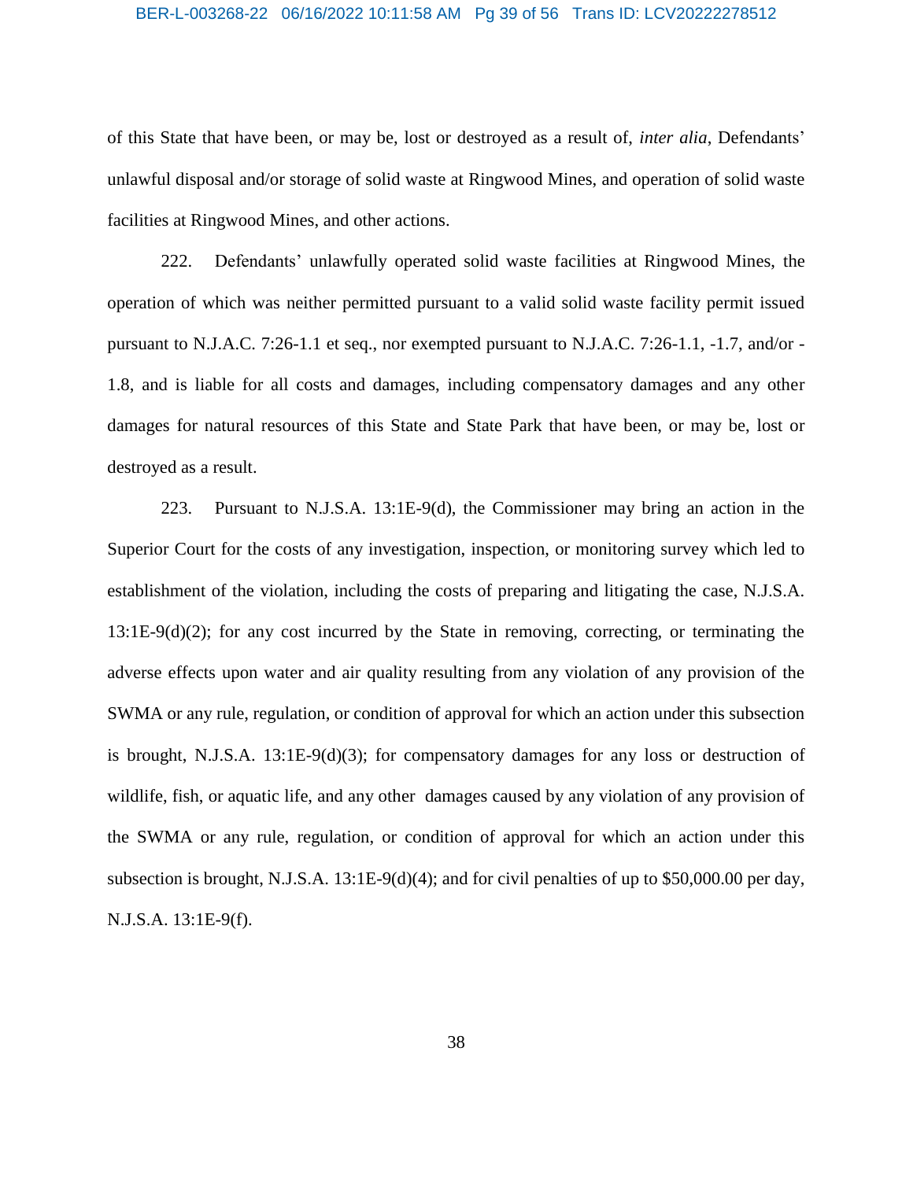of this State that have been, or may be, lost or destroyed as a result of, *inter alia*, Defendants' unlawful disposal and/or storage of solid waste at Ringwood Mines, and operation of solid waste facilities at Ringwood Mines, and other actions.

222. Defendants' unlawfully operated solid waste facilities at Ringwood Mines, the operation of which was neither permitted pursuant to a valid solid waste facility permit issued pursuant to N.J.A.C. 7:26-1.1 et seq., nor exempted pursuant to N.J.A.C. 7:26-1.1, -1.7, and/or -1.8, and is liable for all costs and damages, including compensatory damages and any other damages for natural resources of this State and State Park that have been, or may be, lost or destroyed as a result.

223. Pursuant to N.J.S.A. 13:1E-9(d), the Commissioner may bring an action in the Superior Court for the costs of any investigation, inspection, or monitoring survey which led to establishment of the violation, including the costs of preparing and litigating the case, N.J.S.A. 13:1E-9(d)(2); for any cost incurred by the State in removing, correcting, or terminating the adverse effects upon water and air quality resulting from any violation of any provision of the SWMA or any rule, regulation, or condition of approval for which an action under this subsection is brought, N.J.S.A. 13:1E-9(d)(3); for compensatory damages for any loss or destruction of wildlife, fish, or aquatic life, and any other damages caused by any violation of any provision of the SWMA or any rule, regulation, or condition of approval for which an action under this subsection is brought, N.J.S.A. 13:1E-9(d)(4); and for civil penalties of up to $50,000.00 per day, N.J.S.A. 13:1E-9(f).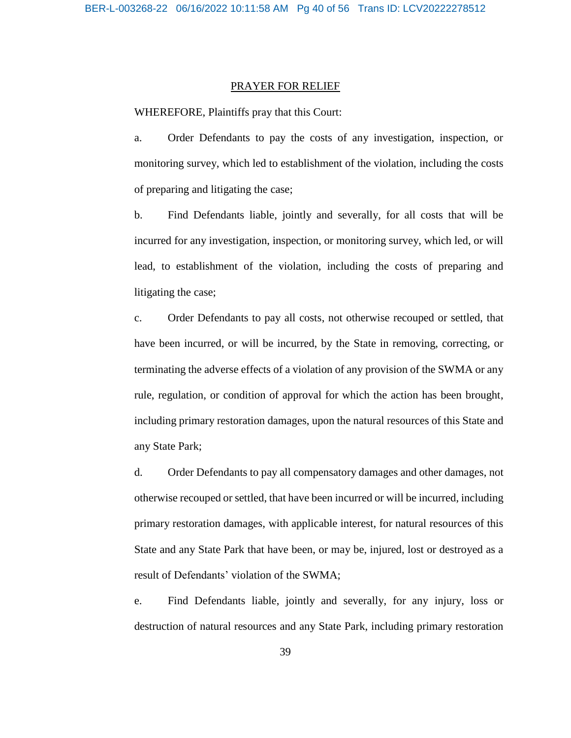## PRAYER FOR RELIEF

WHEREFORE, Plaintiffs pray that this Court:

a. Order Defendants to pay the costs of any investigation, inspection, or monitoring survey, which led to establishment of the violation, including the costs of preparing and litigating the case;

b. Find Defendants liable, jointly and severally, for all costs that will be incurred for any investigation, inspection, or monitoring survey, which led, or will lead, to establishment of the violation, including the costs of preparing and litigating the case;

c. Order Defendants to pay all costs, not otherwise recouped or settled, that have been incurred, or will be incurred, by the State in removing, correcting, or terminating the adverse effects of a violation of any provision of the SWMA or any rule, regulation, or condition of approval for which the action has been brought, including primary restoration damages, upon the natural resources of this State and any State Park;

d. Order Defendants to pay all compensatory damages and other damages, not otherwise recouped or settled, that have been incurred or will be incurred, including primary restoration damages, with applicable interest, for natural resources of this State and any State Park that have been, or may be, injured, lost or destroyed as a result of Defendants' violation of the SWMA;

e. Find Defendants liable, jointly and severally, for any injury, loss or destruction of natural resources and any State Park, including primary restoration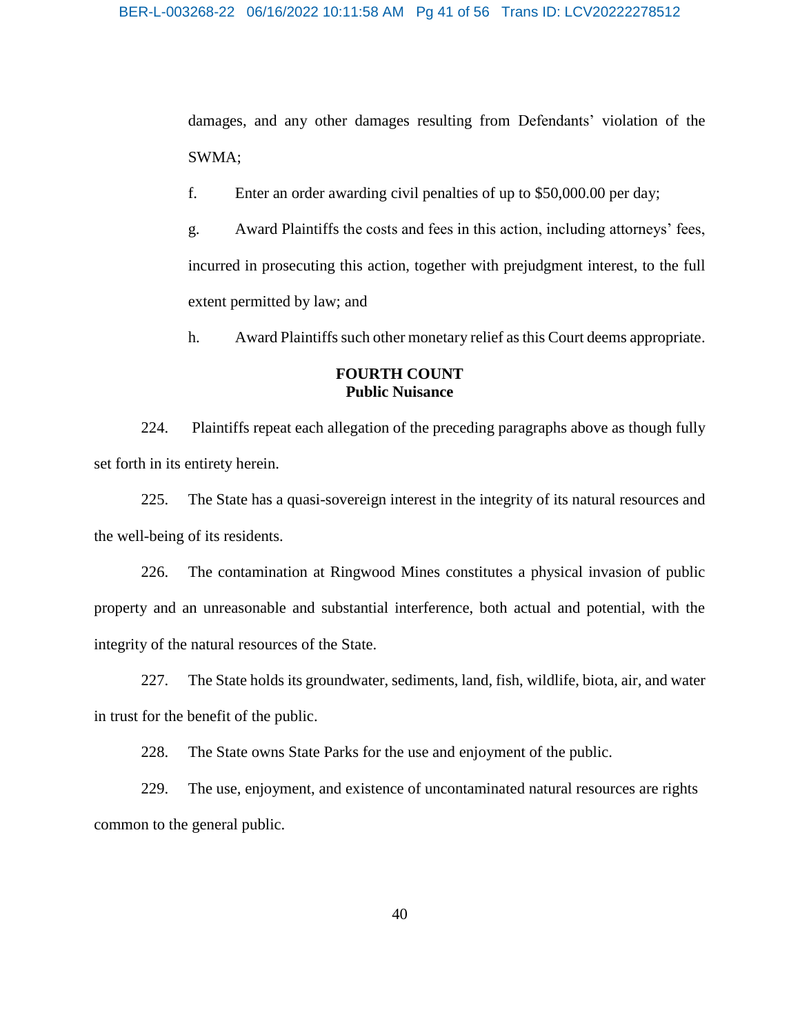damages, and any other damages resulting from Defendants' violation of the SWMA;

f. Enter an order awarding civil penalties of up to $50,000.00 per day;

g. Award Plaintiffs the costs and fees in this action, including attorneys' fees, incurred in prosecuting this action, together with prejudgment interest, to the full extent permitted by law; and

h. Award Plaintiffs such other monetary relief as this Court deems appropriate.

**FOURTH COUNT**
**Public Nuisance**

224. Plaintiffs repeat each allegation of the preceding paragraphs above as though fully set forth in its entirety herein.

225. The State has a quasi-sovereign interest in the integrity of its natural resources and the well-being of its residents.

226. The contamination at Ringwood Mines constitutes a physical invasion of public property and an unreasonable and substantial interference, both actual and potential, with the integrity of the natural resources of the State.

227. The State holds its groundwater, sediments, land, fish, wildlife, biota, air, and water in trust for the benefit of the public.

228. The State owns State Parks for the use and enjoyment of the public.

229. The use, enjoyment, and existence of uncontaminated natural resources are rights common to the general public.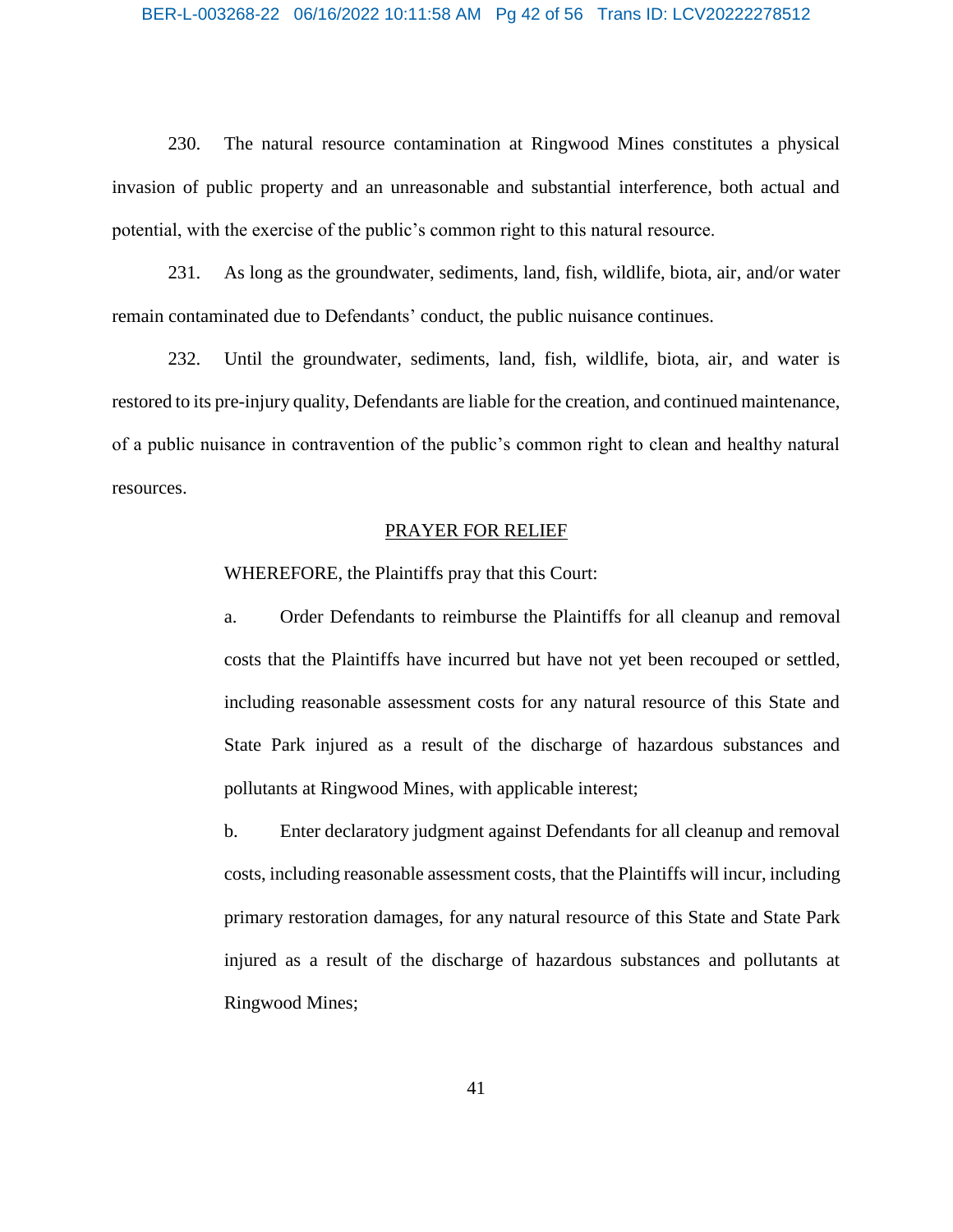230. The natural resource contamination at Ringwood Mines constitutes a physical invasion of public property and an unreasonable and substantial interference, both actual and potential, with the exercise of the public's common right to this natural resource.

231. As long as the groundwater, sediments, land, fish, wildlife, biota, air, and/or water remain contaminated due to Defendants' conduct, the public nuisance continues.

232. Until the groundwater, sediments, land, fish, wildlife, biota, air, and water is restored to its pre-injury quality, Defendants are liable for the creation, and continued maintenance, of a public nuisance in contravention of the public's common right to clean and healthy natural resources.

## PRAYER FOR RELIEF

WHEREFORE, the Plaintiffs pray that this Court:

a. Order Defendants to reimburse the Plaintiffs for all cleanup and removal costs that the Plaintiffs have incurred but have not yet been recouped or settled, including reasonable assessment costs for any natural resource of this State and State Park injured as a result of the discharge of hazardous substances and pollutants at Ringwood Mines, with applicable interest;

b. Enter declaratory judgment against Defendants for all cleanup and removal costs, including reasonable assessment costs, that the Plaintiffs will incur, including primary restoration damages, for any natural resource of this State and State Park injured as a result of the discharge of hazardous substances and pollutants at Ringwood Mines;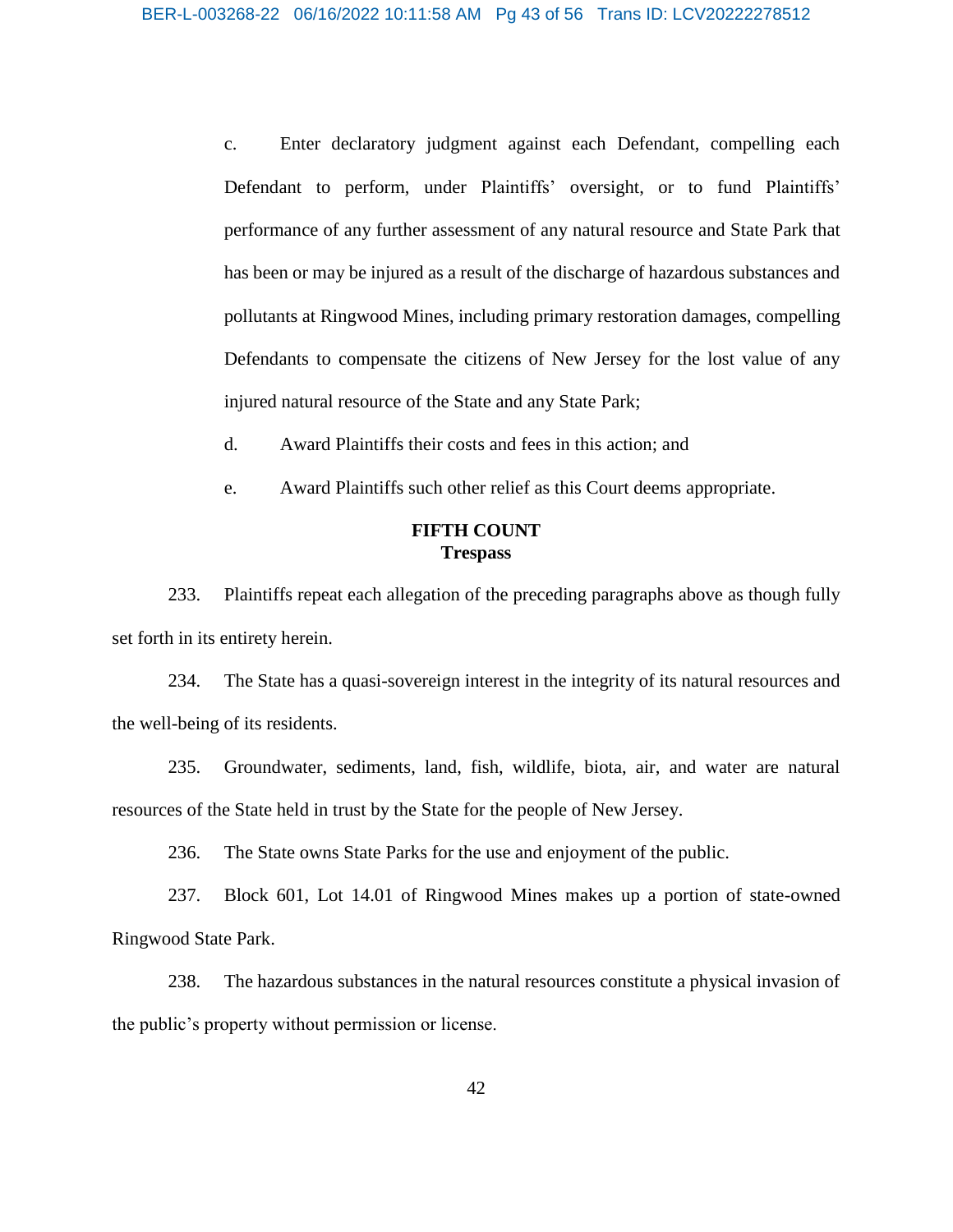c. Enter declaratory judgment against each Defendant, compelling each Defendant to perform, under Plaintiffs' oversight, or to fund Plaintiffs' performance of any further assessment of any natural resource and State Park that has been or may be injured as a result of the discharge of hazardous substances and pollutants at Ringwood Mines, including primary restoration damages, compelling Defendants to compensate the citizens of New Jersey for the lost value of any injured natural resource of the State and any State Park;

d. Award Plaintiffs their costs and fees in this action; and

e. Award Plaintiffs such other relief as this Court deems appropriate.

## FIFTH COUNT
## Trespass

233. Plaintiffs repeat each allegation of the preceding paragraphs above as though fully set forth in its entirety herein.

234. The State has a quasi-sovereign interest in the integrity of its natural resources and the well-being of its residents.

235. Groundwater, sediments, land, fish, wildlife, biota, air, and water are natural resources of the State held in trust by the State for the people of New Jersey.

236. The State owns State Parks for the use and enjoyment of the public.

237. Block 601, Lot 14.01 of Ringwood Mines makes up a portion of state-owned Ringwood State Park.

238. The hazardous substances in the natural resources constitute a physical invasion of the public's property without permission or license.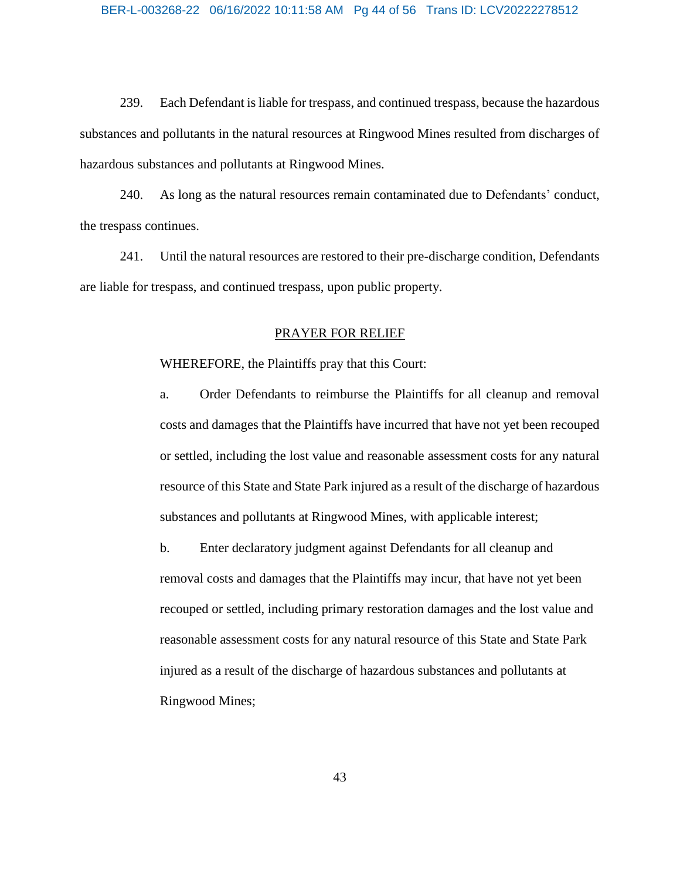239. Each Defendant is liable for trespass, and continued trespass, because the hazardous substances and pollutants in the natural resources at Ringwood Mines resulted from discharges of hazardous substances and pollutants at Ringwood Mines.

240. As long as the natural resources remain contaminated due to Defendants' conduct, the trespass continues.

241. Until the natural resources are restored to their pre-discharge condition, Defendants are liable for trespass, and continued trespass, upon public property.

## PRAYER FOR RELIEF

WHEREFORE, the Plaintiffs pray that this Court:

a. Order Defendants to reimburse the Plaintiffs for all cleanup and removal costs and damages that the Plaintiffs have incurred that have not yet been recouped or settled, including the lost value and reasonable assessment costs for any natural resource of this State and State Park injured as a result of the discharge of hazardous substances and pollutants at Ringwood Mines, with applicable interest;

b. Enter declaratory judgment against Defendants for all cleanup and removal costs and damages that the Plaintiffs may incur, that have not yet been recouped or settled, including primary restoration damages and the lost value and reasonable assessment costs for any natural resource of this State and State Park injured as a result of the discharge of hazardous substances and pollutants at Ringwood Mines;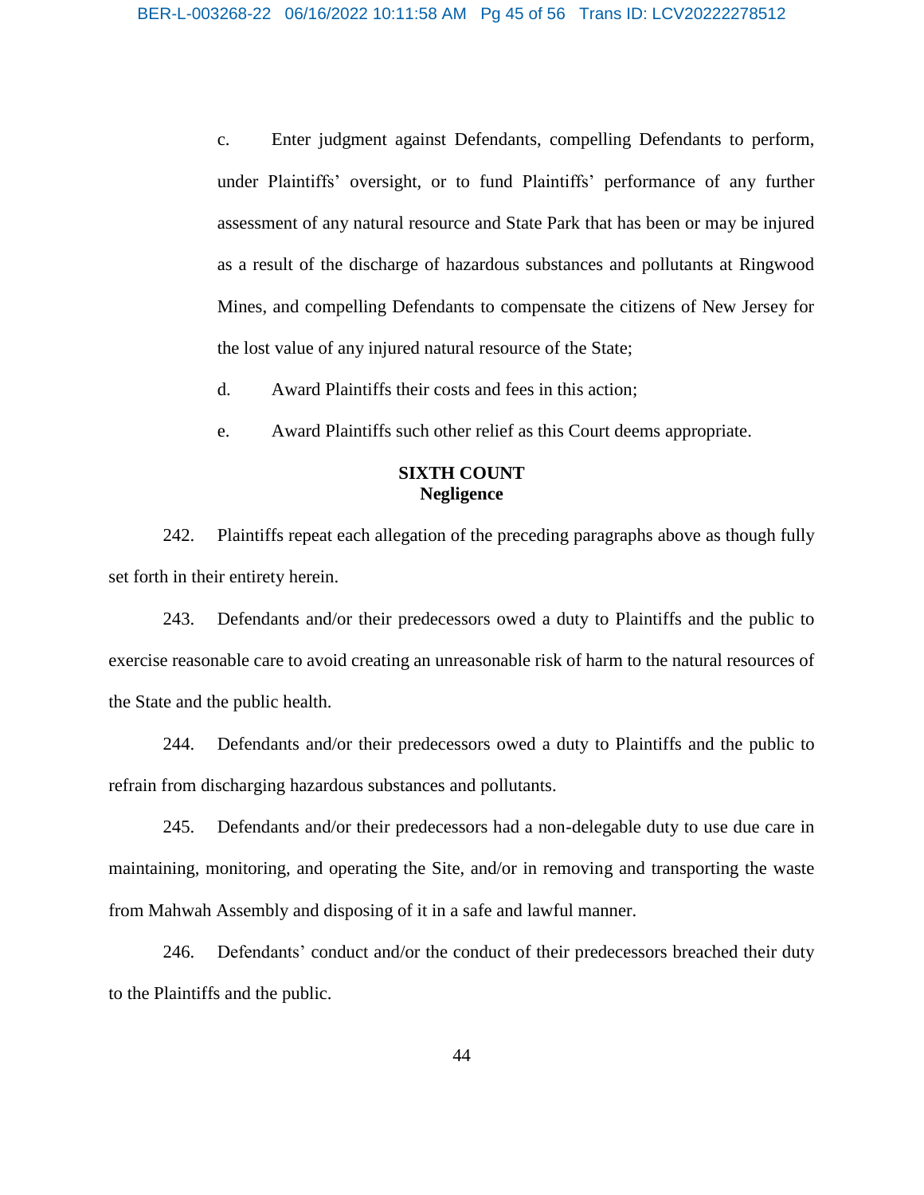c. Enter judgment against Defendants, compelling Defendants to perform, under Plaintiffs' oversight, or to fund Plaintiffs' performance of any further assessment of any natural resource and State Park that has been or may be injured as a result of the discharge of hazardous substances and pollutants at Ringwood Mines, and compelling Defendants to compensate the citizens of New Jersey for the lost value of any injured natural resource of the State;

d. Award Plaintiffs their costs and fees in this action;

e. Award Plaintiffs such other relief as this Court deems appropriate.

## SIXTH COUNT
## Negligence

242. Plaintiffs repeat each allegation of the preceding paragraphs above as though fully set forth in their entirety herein.

243. Defendants and/or their predecessors owed a duty to Plaintiffs and the public to exercise reasonable care to avoid creating an unreasonable risk of harm to the natural resources of the State and the public health.

244. Defendants and/or their predecessors owed a duty to Plaintiffs and the public to refrain from discharging hazardous substances and pollutants.

245. Defendants and/or their predecessors had a non-delegable duty to use due care in maintaining, monitoring, and operating the Site, and/or in removing and transporting the waste from Mahwah Assembly and disposing of it in a safe and lawful manner.

246. Defendants' conduct and/or the conduct of their predecessors breached their duty to the Plaintiffs and the public.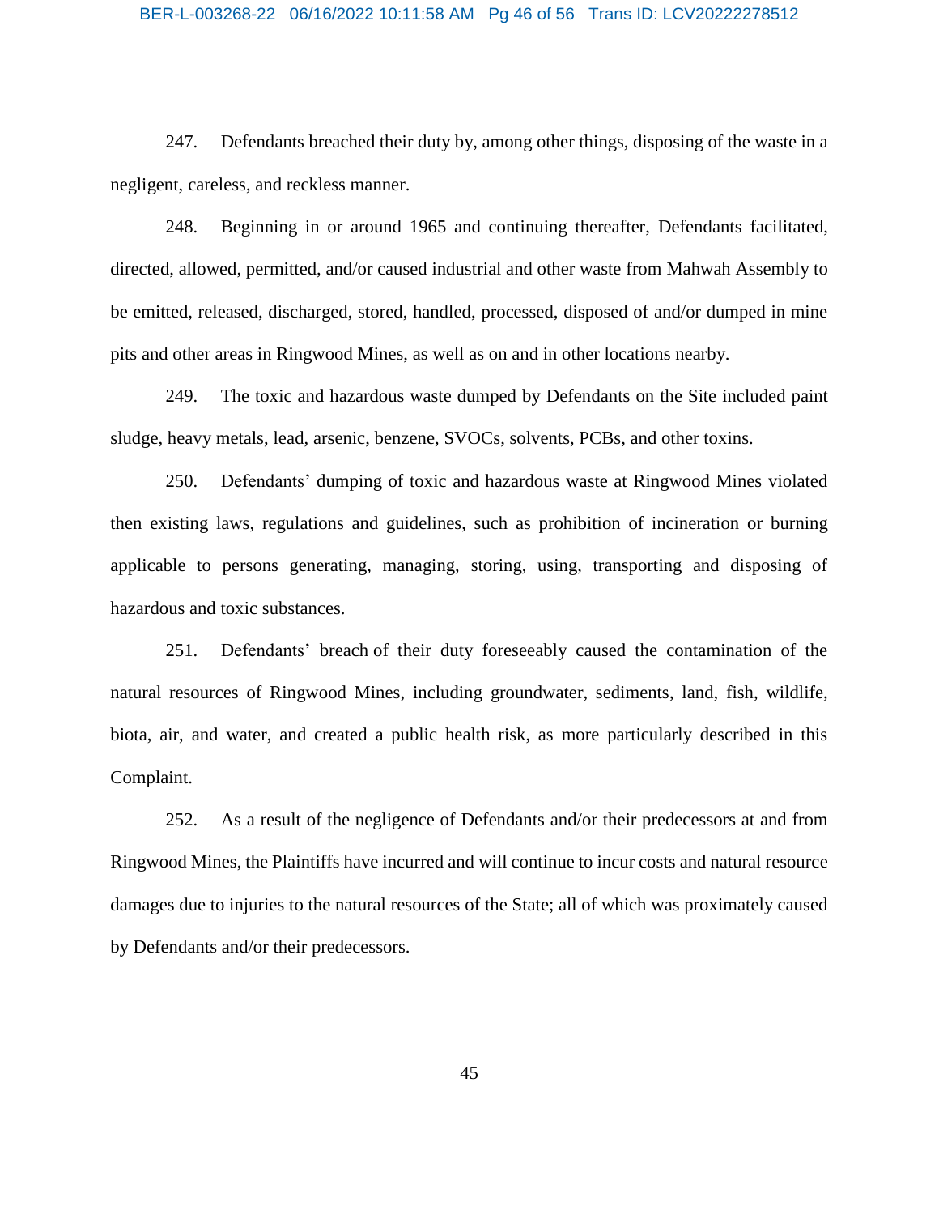247. Defendants breached their duty by, among other things, disposing of the waste in a negligent, careless, and reckless manner.

248. Beginning in or around 1965 and continuing thereafter, Defendants facilitated, directed, allowed, permitted, and/or caused industrial and other waste from Mahwah Assembly to be emitted, released, discharged, stored, handled, processed, disposed of and/or dumped in mine pits and other areas in Ringwood Mines, as well as on and in other locations nearby.

249. The toxic and hazardous waste dumped by Defendants on the Site included paint sludge, heavy metals, lead, arsenic, benzene, SVOCs, solvents, PCBs, and other toxins.

250. Defendants' dumping of toxic and hazardous waste at Ringwood Mines violated then existing laws, regulations and guidelines, such as prohibition of incineration or burning applicable to persons generating, managing, storing, using, transporting and disposing of hazardous and toxic substances.

251. Defendants' breach of their duty foreseeably caused the contamination of the natural resources of Ringwood Mines, including groundwater, sediments, land, fish, wildlife, biota, air, and water, and created a public health risk, as more particularly described in this Complaint.

252. As a result of the negligence of Defendants and/or their predecessors at and from Ringwood Mines, the Plaintiffs have incurred and will continue to incur costs and natural resource damages due to injuries to the natural resources of the State; all of which was proximately caused by Defendants and/or their predecessors.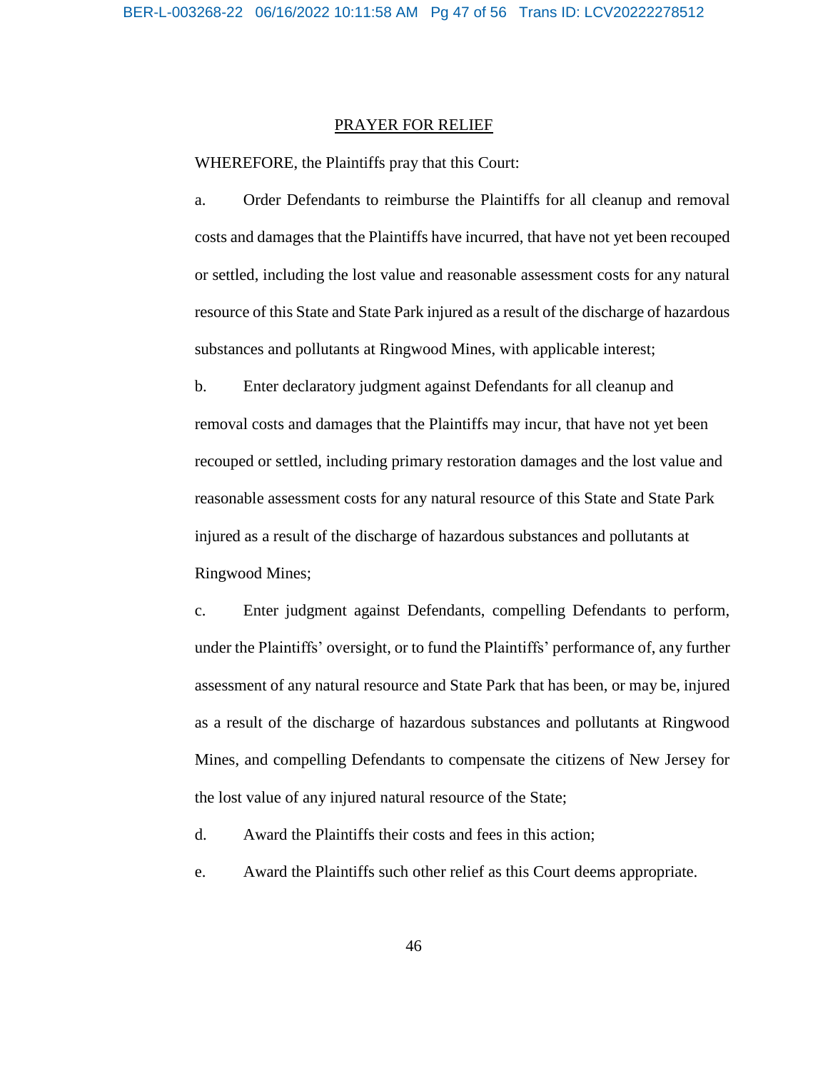## PRAYER FOR RELIEF

WHEREFORE, the Plaintiffs pray that this Court:

a. Order Defendants to reimburse the Plaintiffs for all cleanup and removal costs and damages that the Plaintiffs have incurred, that have not yet been recouped or settled, including the lost value and reasonable assessment costs for any natural resource of this State and State Park injured as a result of the discharge of hazardous substances and pollutants at Ringwood Mines, with applicable interest;

b. Enter declaratory judgment against Defendants for all cleanup and removal costs and damages that the Plaintiffs may incur, that have not yet been recouped or settled, including primary restoration damages and the lost value and reasonable assessment costs for any natural resource of this State and State Park injured as a result of the discharge of hazardous substances and pollutants at Ringwood Mines;

c. Enter judgment against Defendants, compelling Defendants to perform, under the Plaintiffs' oversight, or to fund the Plaintiffs' performance of, any further assessment of any natural resource and State Park that has been, or may be, injured as a result of the discharge of hazardous substances and pollutants at Ringwood Mines, and compelling Defendants to compensate the citizens of New Jersey for the lost value of any injured natural resource of the State;

d. Award the Plaintiffs their costs and fees in this action;

e. Award the Plaintiffs such other relief as this Court deems appropriate.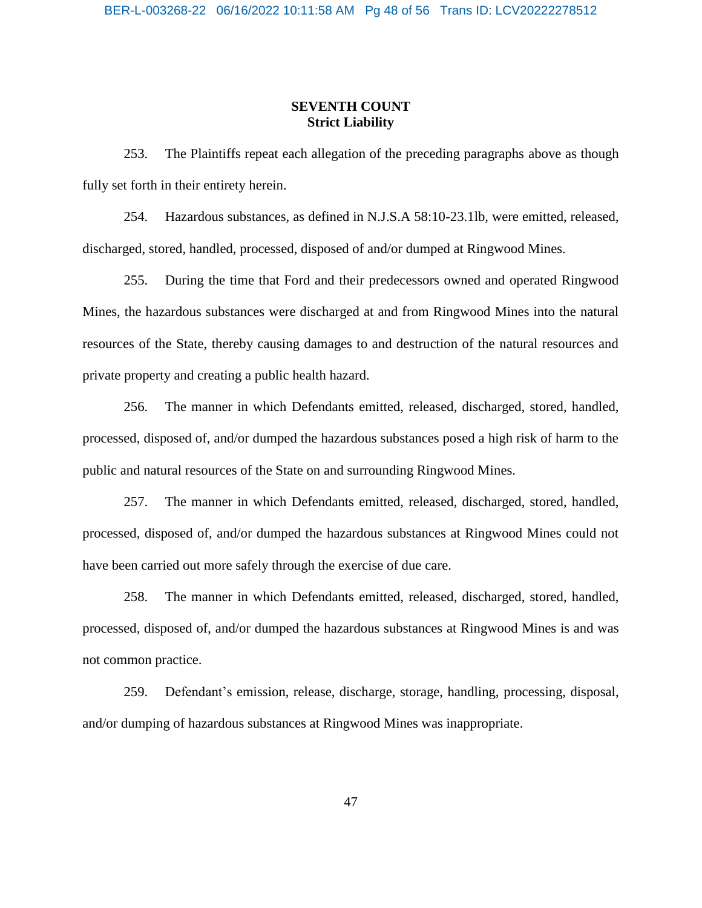**SEVENTH COUNT**
**Strict Liability**

253. The Plaintiffs repeat each allegation of the preceding paragraphs above as though fully set forth in their entirety herein.

254. Hazardous substances, as defined in N.J.S.A 58:10-23.1lb, were emitted, released, discharged, stored, handled, processed, disposed of and/or dumped at Ringwood Mines.

255. During the time that Ford and their predecessors owned and operated Ringwood Mines, the hazardous substances were discharged at and from Ringwood Mines into the natural resources of the State, thereby causing damages to and destruction of the natural resources and private property and creating a public health hazard.

256. The manner in which Defendants emitted, released, discharged, stored, handled, processed, disposed of, and/or dumped the hazardous substances posed a high risk of harm to the public and natural resources of the State on and surrounding Ringwood Mines.

257. The manner in which Defendants emitted, released, discharged, stored, handled, processed, disposed of, and/or dumped the hazardous substances at Ringwood Mines could not have been carried out more safely through the exercise of due care.

258. The manner in which Defendants emitted, released, discharged, stored, handled, processed, disposed of, and/or dumped the hazardous substances at Ringwood Mines is and was not common practice.

259. Defendant's emission, release, discharge, storage, handling, processing, disposal, and/or dumping of hazardous substances at Ringwood Mines was inappropriate.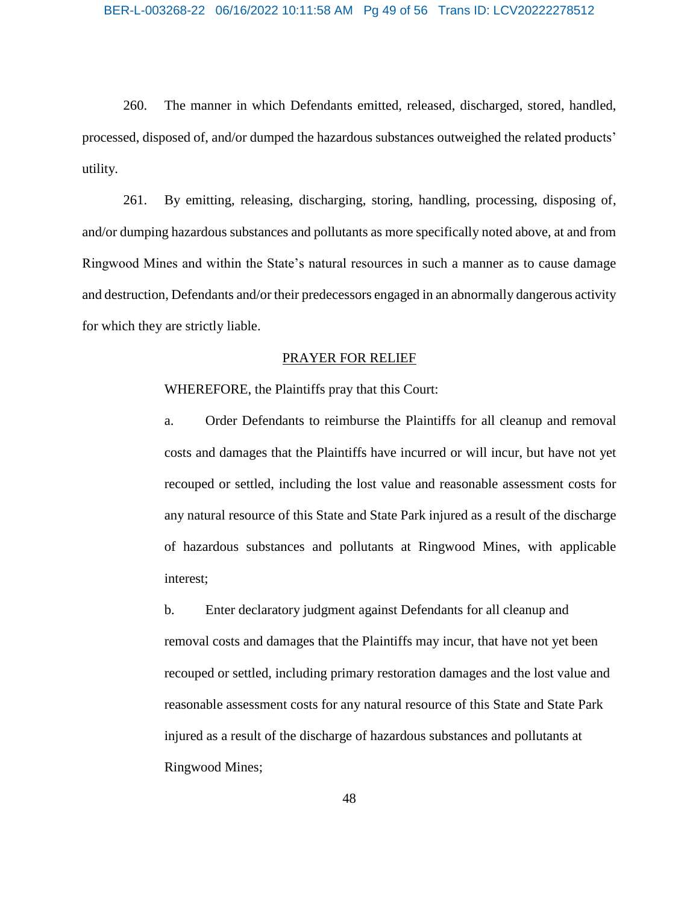260. The manner in which Defendants emitted, released, discharged, stored, handled, processed, disposed of, and/or dumped the hazardous substances outweighed the related products' utility.

261. By emitting, releasing, discharging, storing, handling, processing, disposing of, and/or dumping hazardous substances and pollutants as more specifically noted above, at and from Ringwood Mines and within the State's natural resources in such a manner as to cause damage and destruction, Defendants and/or their predecessors engaged in an abnormally dangerous activity for which they are strictly liable.

## PRAYER FOR RELIEF

WHEREFORE, the Plaintiffs pray that this Court:

a. Order Defendants to reimburse the Plaintiffs for all cleanup and removal costs and damages that the Plaintiffs have incurred or will incur, but have not yet recouped or settled, including the lost value and reasonable assessment costs for any natural resource of this State and State Park injured as a result of the discharge of hazardous substances and pollutants at Ringwood Mines, with applicable interest;

b. Enter declaratory judgment against Defendants for all cleanup and removal costs and damages that the Plaintiffs may incur, that have not yet been recouped or settled, including primary restoration damages and the lost value and reasonable assessment costs for any natural resource of this State and State Park injured as a result of the discharge of hazardous substances and pollutants at Ringwood Mines;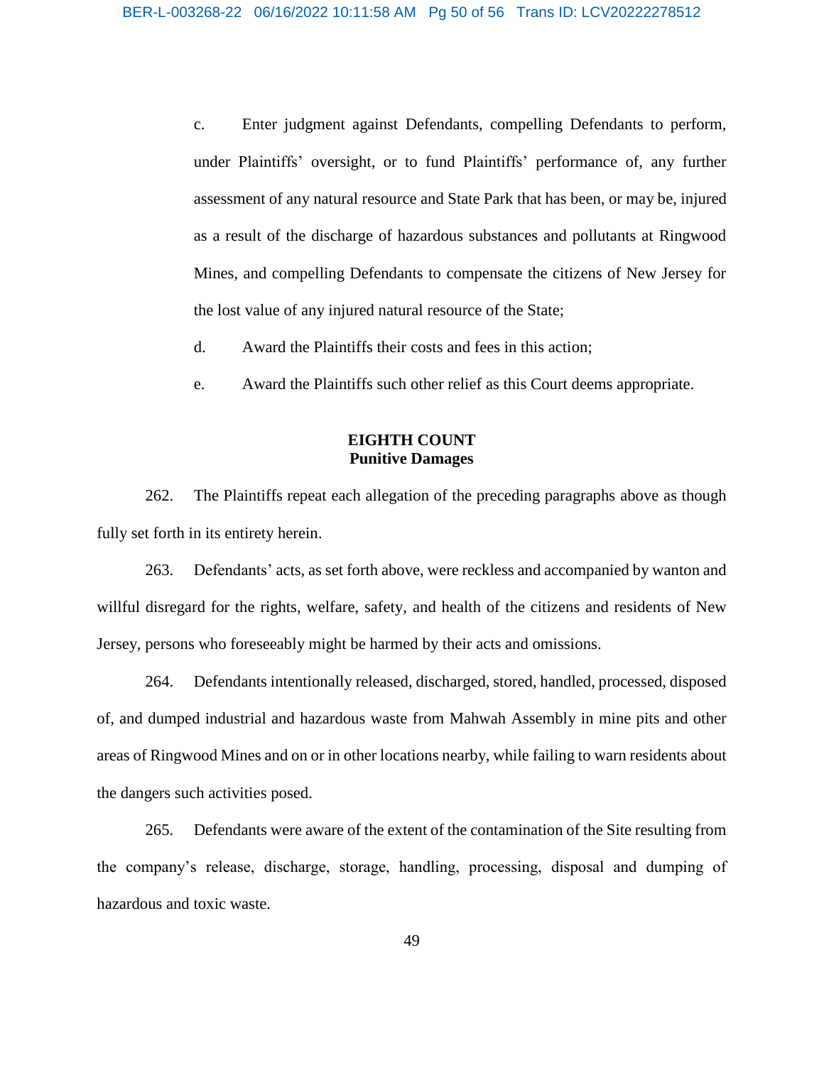c. Enter judgment against Defendants, compelling Defendants to perform, under Plaintiffs' oversight, or to fund Plaintiffs' performance of, any further assessment of any natural resource and State Park that has been, or may be, injured as a result of the discharge of hazardous substances and pollutants at Ringwood Mines, and compelling Defendants to compensate the citizens of New Jersey for the lost value of any injured natural resource of the State;

d. Award the Plaintiffs their costs and fees in this action;

e. Award the Plaintiffs such other relief as this Court deems appropriate.

## EIGHTH COUNT
## Punitive Damages

262. The Plaintiffs repeat each allegation of the preceding paragraphs above as though fully set forth in its entirety herein.

263. Defendants' acts, as set forth above, were reckless and accompanied by wanton and willful disregard for the rights, welfare, safety, and health of the citizens and residents of New Jersey, persons who foreseeably might be harmed by their acts and omissions.

264. Defendants intentionally released, discharged, stored, handled, processed, disposed of, and dumped industrial and hazardous waste from Mahwah Assembly in mine pits and other areas of Ringwood Mines and on or in other locations nearby, while failing to warn residents about the dangers such activities posed.

265. Defendants were aware of the extent of the contamination of the Site resulting from the company's release, discharge, storage, handling, processing, disposal and dumping of hazardous and toxic waste.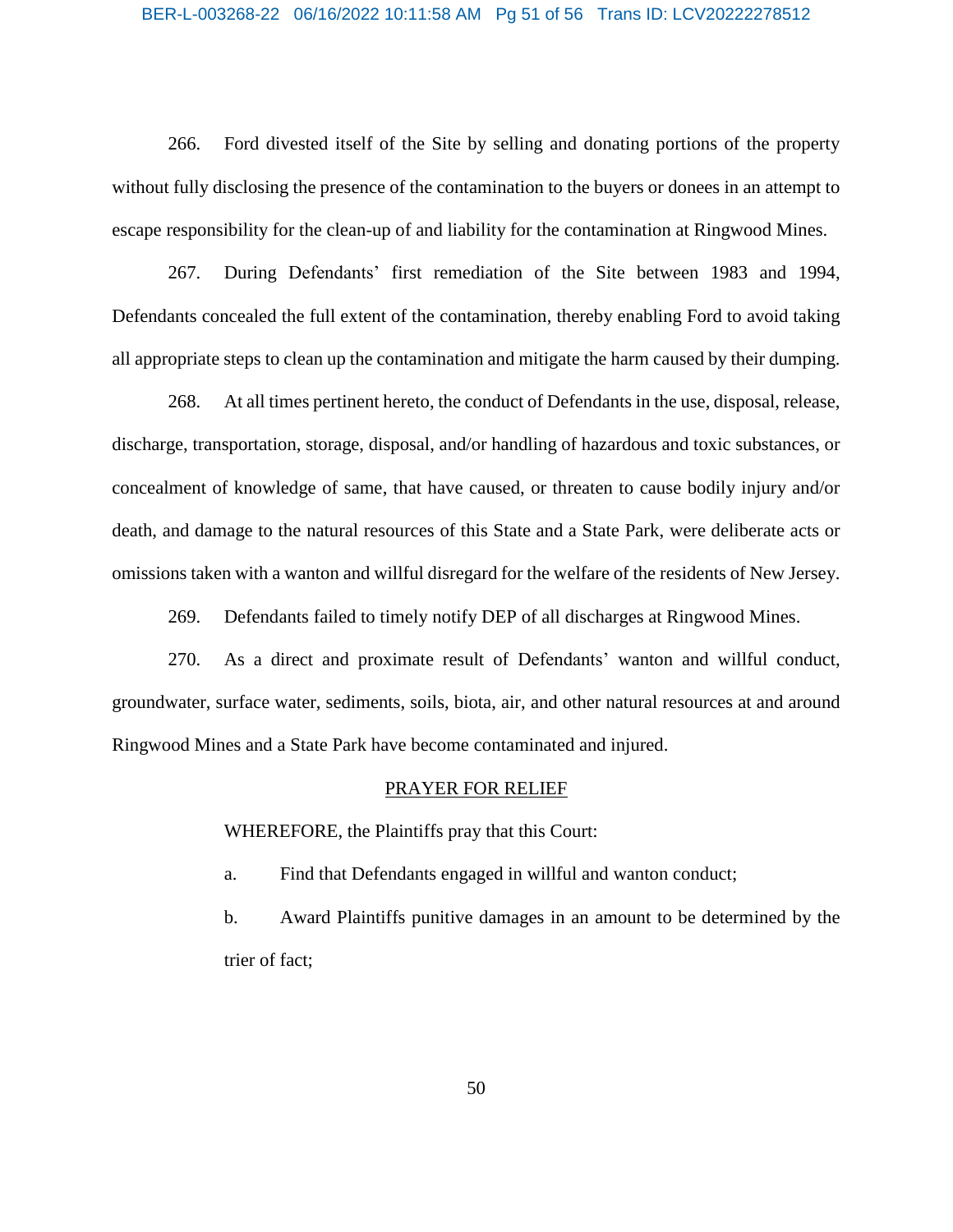266. Ford divested itself of the Site by selling and donating portions of the property without fully disclosing the presence of the contamination to the buyers or donees in an attempt to escape responsibility for the clean-up of and liability for the contamination at Ringwood Mines.

267. During Defendants' first remediation of the Site between 1983 and 1994, Defendants concealed the full extent of the contamination, thereby enabling Ford to avoid taking all appropriate steps to clean up the contamination and mitigate the harm caused by their dumping.

268. At all times pertinent hereto, the conduct of Defendants in the use, disposal, release, discharge, transportation, storage, disposal, and/or handling of hazardous and toxic substances, or concealment of knowledge of same, that have caused, or threaten to cause bodily injury and/or death, and damage to the natural resources of this State and a State Park, were deliberate acts or omissions taken with a wanton and willful disregard for the welfare of the residents of New Jersey.

269. Defendants failed to timely notify DEP of all discharges at Ringwood Mines.

270. As a direct and proximate result of Defendants' wanton and willful conduct, groundwater, surface water, sediments, soils, biota, air, and other natural resources at and around Ringwood Mines and a State Park have become contaminated and injured.

## PRAYER FOR RELIEF

WHEREFORE, the Plaintiffs pray that this Court:

a. Find that Defendants engaged in willful and wanton conduct;

b. Award Plaintiffs punitive damages in an amount to be determined by the trier of fact;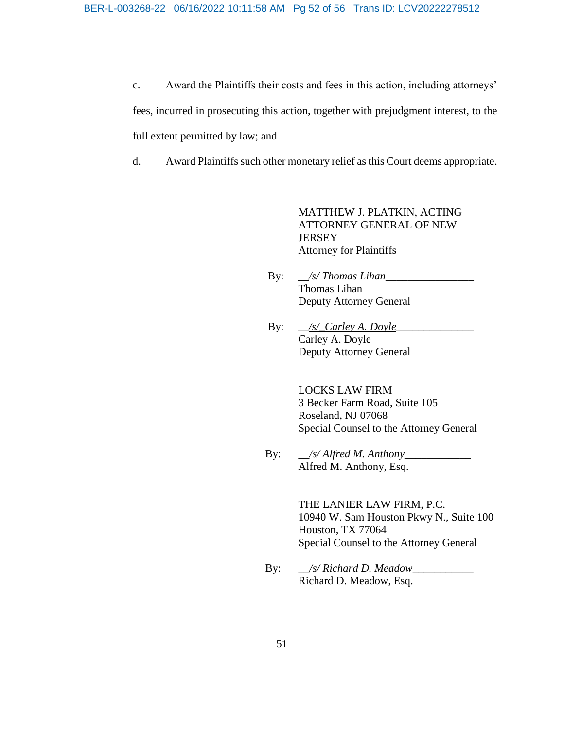c. Award the Plaintiffs their costs and fees in this action, including attorneys' fees, incurred in prosecuting this action, together with prejudgment interest, to the full extent permitted by law; and

d. Award Plaintiffs such other monetary relief as this Court deems appropriate.

MATTHEW J. PLATKIN, ACTING ATTORNEY GENERAL OF NEW JERSEY
Attorney for Plaintiffs

By: __/s/ Thomas Lihan________________
Thomas Lihan
Deputy Attorney General

By: __/s/_Carley A. Doyle______________
Carley A. Doyle
Deputy Attorney General

LOCKS LAW FIRM
3 Becker Farm Road, Suite 105
Roseland, NJ 07068
Special Counsel to the Attorney General

By: __/s/ Alfred M. Anthony____________
Alfred M. Anthony, Esq.

THE LANIER LAW FIRM, P.C.
10940 W. Sam Houston Pkwy N., Suite 100
Houston, TX 77064
Special Counsel to the Attorney General

By: __/s/ Richard D. Meadow___________
Richard D. Meadow, Esq.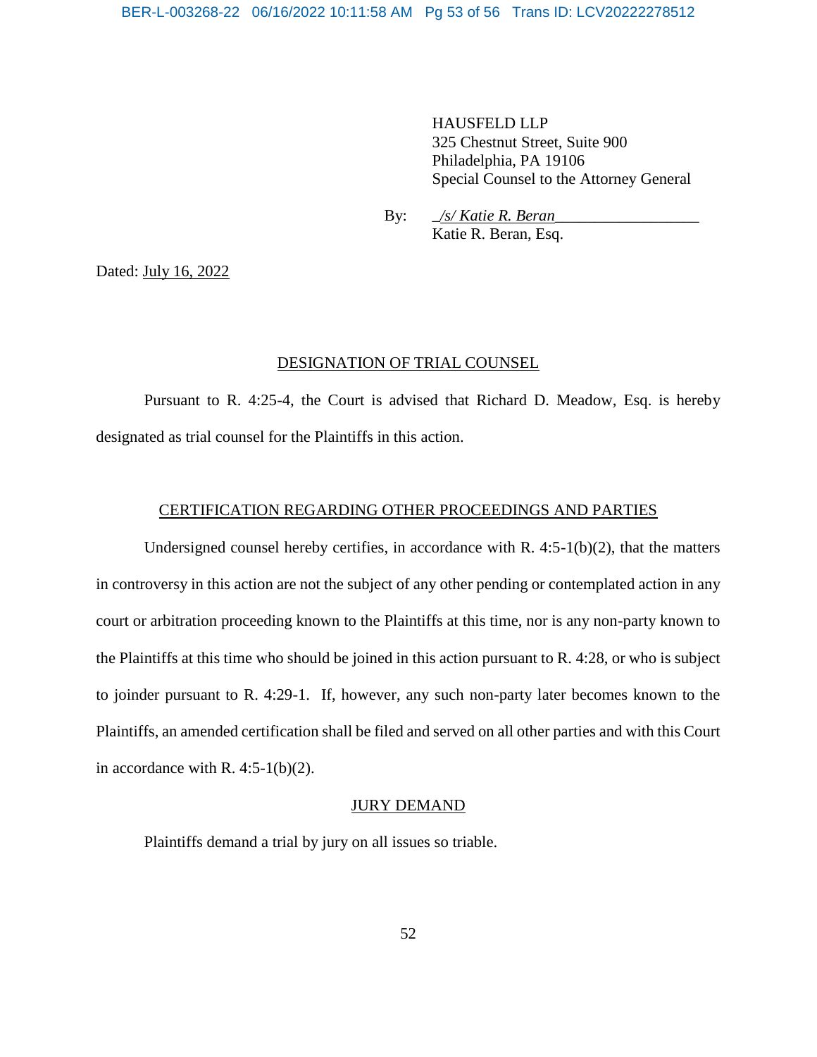HAUSFELD LLP
325 Chestnut Street, Suite 900
Philadelphia, PA 19106
Special Counsel to the Attorney General

By: _/s/ Katie R. Beran__________________
Katie R. Beran, Esq.

Dated: July 16, 2022

## DESIGNATION OF TRIAL COUNSEL

Pursuant to R. 4:25-4, the Court is advised that Richard D. Meadow, Esq. is hereby designated as trial counsel for the Plaintiffs in this action.

## CERTIFICATION REGARDING OTHER PROCEEDINGS AND PARTIES

Undersigned counsel hereby certifies, in accordance with R. 4:5-1(b)(2), that the matters in controversy in this action are not the subject of any other pending or contemplated action in any court or arbitration proceeding known to the Plaintiffs at this time, nor is any non-party known to the Plaintiffs at this time who should be joined in this action pursuant to R. 4:28, or who is subject to joinder pursuant to R. 4:29-1. If, however, any such non-party later becomes known to the Plaintiffs, an amended certification shall be filed and served on all other parties and with this Court in accordance with R. 4:5-1(b)(2).

## JURY DEMAND

Plaintiffs demand a trial by jury on all issues so triable.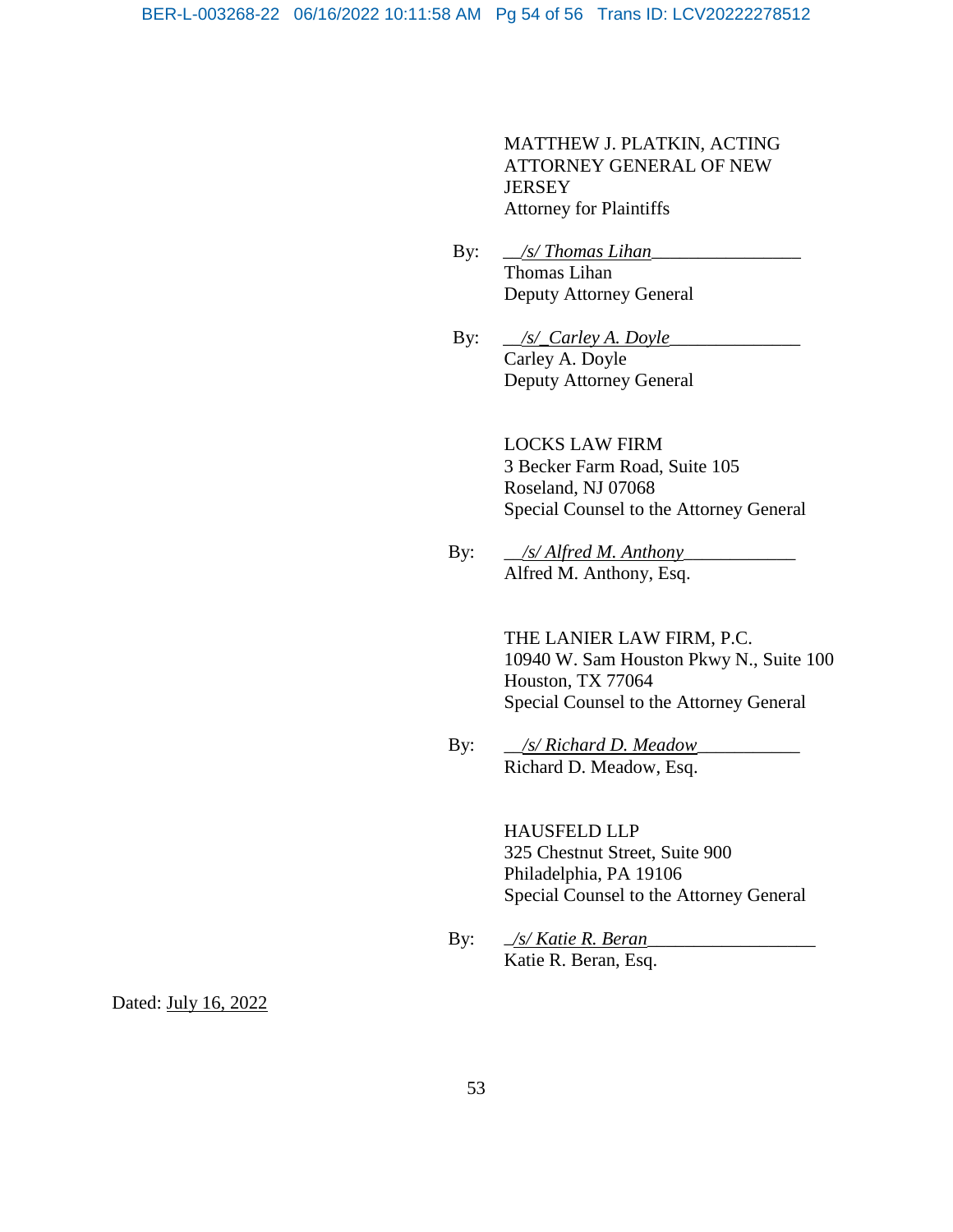MATTHEW J. PLATKIN, ACTING ATTORNEY GENERAL OF NEW JERSEY
Attorney for Plaintiffs

By: *__/s/ Thomas Lihan__*
Thomas Lihan
Deputy Attorney General

By: *__/s/_Carley A. Doyle__*
Carley A. Doyle
Deputy Attorney General

LOCKS LAW FIRM
3 Becker Farm Road, Suite 105
Roseland, NJ 07068
Special Counsel to the Attorney General

By: *__/s/ Alfred M. Anthony__*
Alfred M. Anthony, Esq.

THE LANIER LAW FIRM, P.C.
10940 W. Sam Houston Pkwy N., Suite 100
Houston, TX 77064
Special Counsel to the Attorney General

By: *__/s/ Richard D. Meadow__*
Richard D. Meadow, Esq.

HAUSFELD LLP
325 Chestnut Street, Suite 900
Philadelphia, PA 19106
Special Counsel to the Attorney General

By: *_/s/ Katie R. Beran__*
Katie R. Beran, Esq.

Dated: July 16, 2022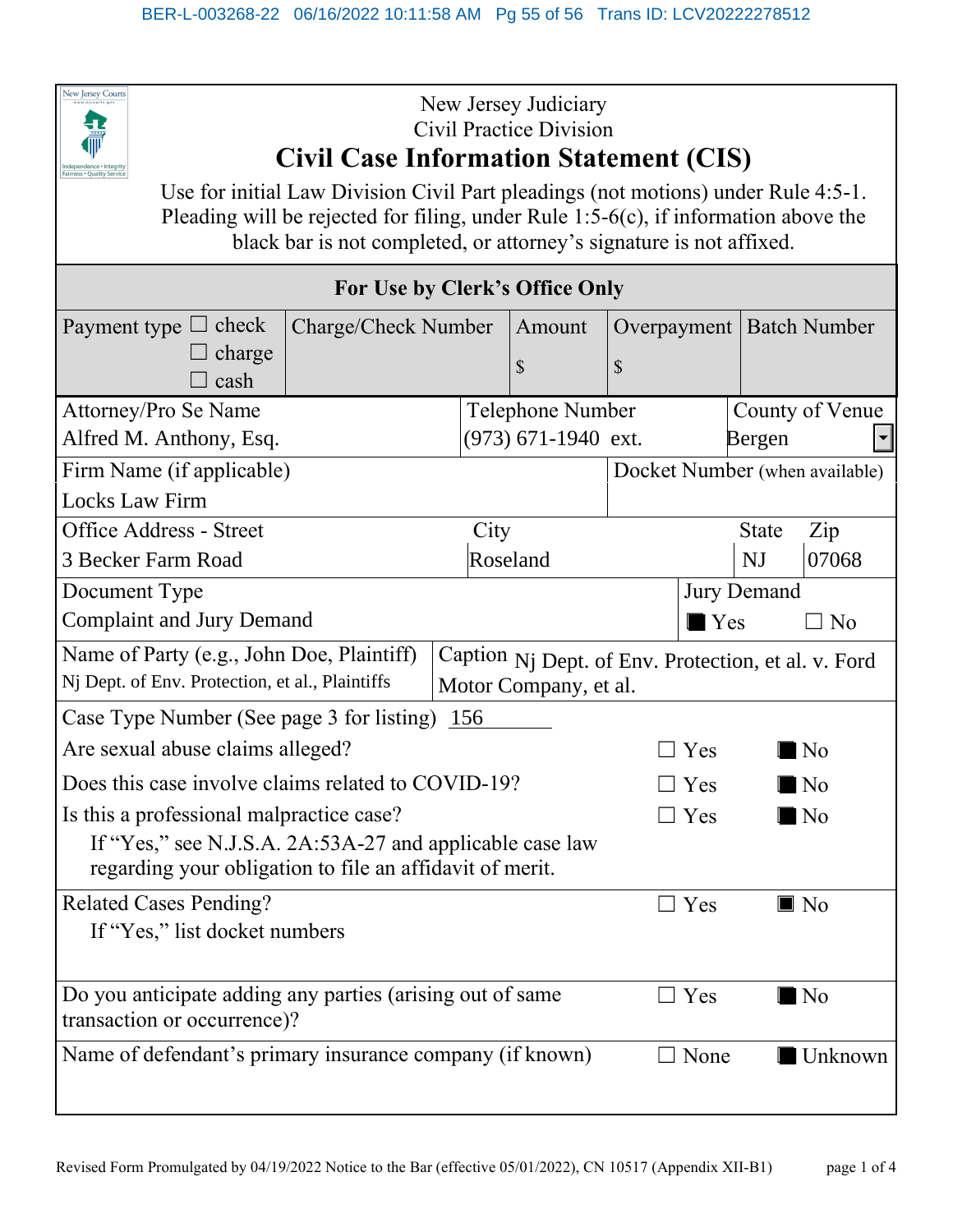New Jersey Judiciary
Civil Practice Division

# Civil Case Information Statement (CIS)

Use for initial Law Division Civil Part pleadings (not motions) under Rule 4:5-1.
Pleading will be rejected for filing, under Rule 1:5-6(c), if information above the black bar is not completed, or attorney's signature is not affixed.

| For Use by Clerk's Office Only | | | | |
|---|---|---|---|---|
| Payment type ☐ check ☐ charge ☐ cash | Charge/Check Number | Amount $ | Overpayment $ | Batch Number |

| Attorney/Pro Se Name | Telephone Number | County of Venue |
|---|---|---|
| Alfred M. Anthony, Esq. | (973) 671-1940 ext. | Bergen |

| Firm Name (if applicable) | Docket Number (when available) |
|---|---|
| Locks Law Firm | |

| Office Address - Street | City | State | Zip |
|---|---|---|---|
| 3 Becker Farm Road | Roseland | NJ | 07068 |

| Document Type | Jury Demand |
|---|---|
| Complaint and Jury Demand | ■ Yes ☐ No |

| Name of Party (e.g., John Doe, Plaintiff) | Caption |
|---|---|
| Nj Dept. of Env. Protection, et al., Plaintiffs | Nj Dept. of Env. Protection, et al. v. Ford Motor Company, et al. |

Case Type Number (See page 3 for listing) 156

| | | |
|---|---|---|
| Are sexual abuse claims alleged? | ☐ Yes | ■ No |
| Does this case involve claims related to COVID-19? | ☐ Yes | ■ No |
| Is this a professional malpractice case? If "Yes," see N.J.S.A. 2A:53A-27 and applicable case law regarding your obligation to file an affidavit of merit. | ☐ Yes | ■ No |
| Related Cases Pending? If "Yes," list docket numbers | ☐ Yes | ■ No |
| Do you anticipate adding any parties (arising out of same transaction or occurrence)? | ☐ Yes | ■ No |
| Name of defendant's primary insurance company (if known) | ☐ None | ■ Unknown |

Revised Form Promulgated by 04/19/2022 Notice to the Bar (effective 05/01/2022), CN 10517 (Appendix XII-B1)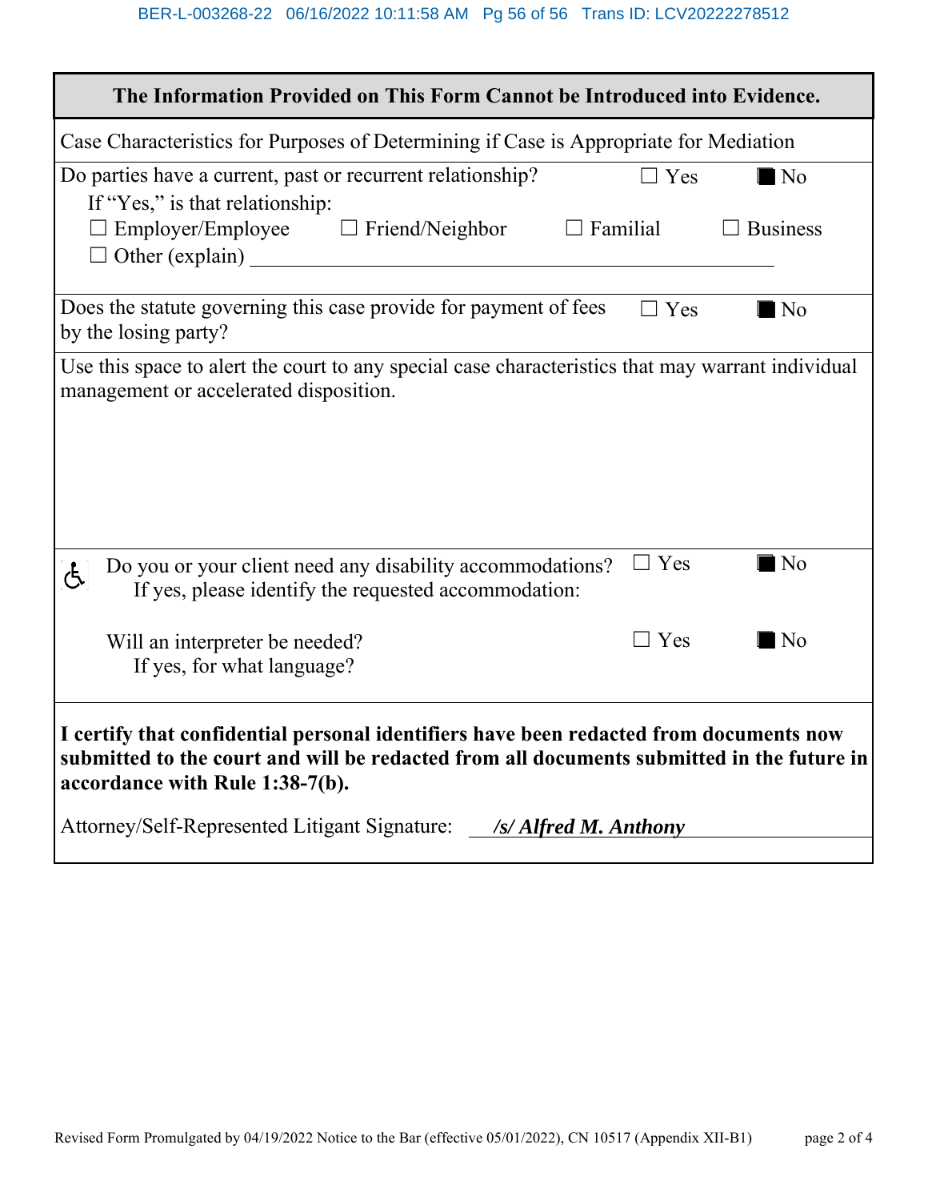**The Information Provided on This Form Cannot be Introduced into Evidence.**

Case Characteristics for Purposes of Determining if Case is Appropriate for Mediation

Do parties have a current, past or recurrent relationship? ☐ Yes ■ No

If "Yes," is that relationship:

☐ Employer/Employee ☐ Friend/Neighbor ☐ Familial ☐ Business

☐ Other (explain) \_\_\_\_\_\_\_\_\_\_\_\_\_\_\_\_\_\_\_\_\_\_\_\_\_\_\_\_\_\_

Does the statute governing this case provide for payment of fees by the losing party? ☐ Yes ■ No

Use this space to alert the court to any special case characteristics that may warrant individual management or accelerated disposition.

♿ Do you or your client need any disability accommodations? ☐ Yes ■ No

If yes, please identify the requested accommodation:

Will an interpreter be needed? ☐ Yes ■ No

If yes, for what language?

**I certify that confidential personal identifiers have been redacted from documents now submitted to the court and will be redacted from all documents submitted in the future in accordance with Rule 1:38-7(b).**

Attorney/Self-Represented Litigant Signature: ***/s/ Alfred M. Anthony***

Revised Form Promulgated by 04/19/2022 Notice to the Bar (effective 05/01/2022), CN 10517 (Appendix XII-B1)